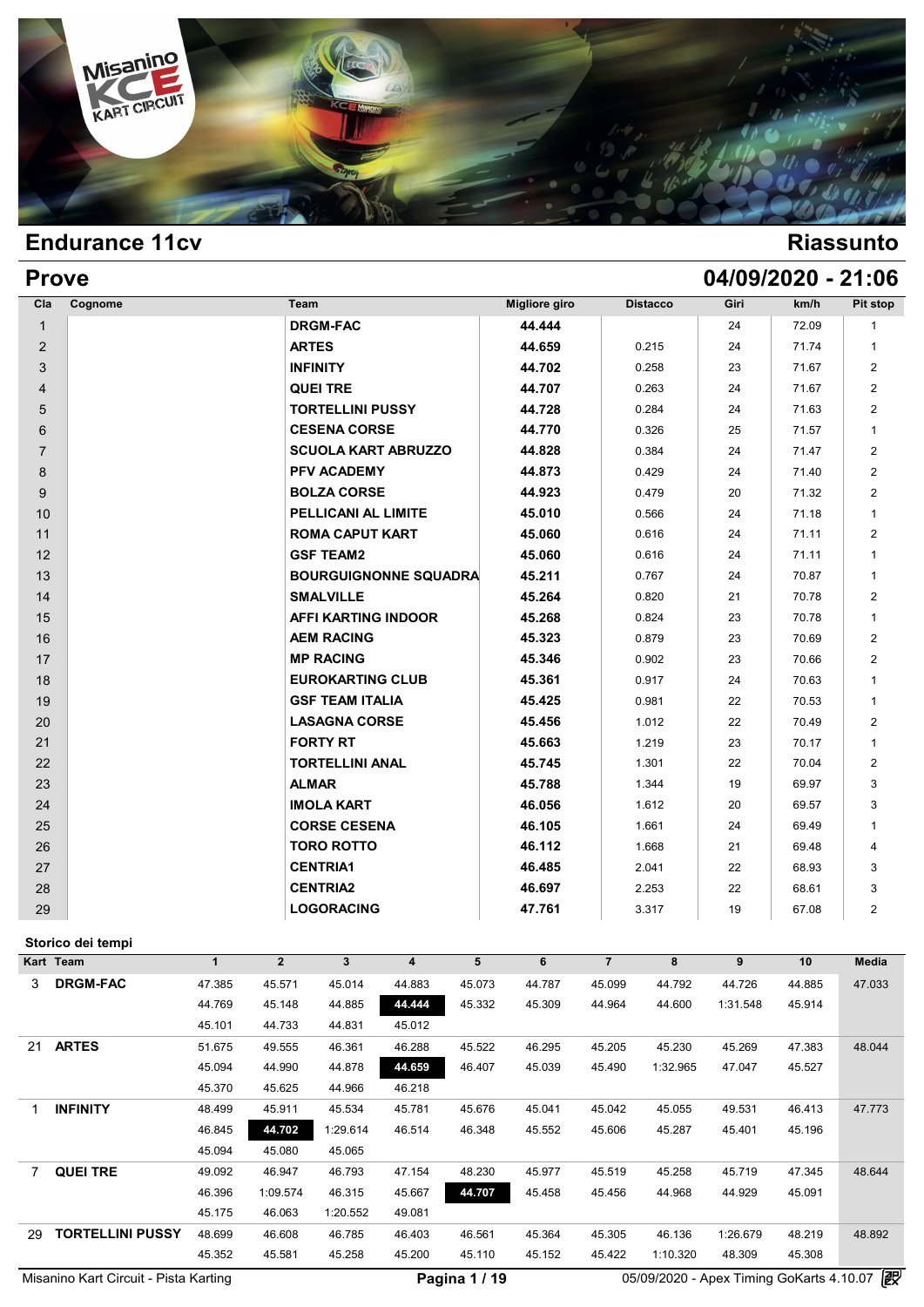# Endurance 11cv

## Riassunto

## Prove

**04/09/2020 - 21:06**

| Cla | Cognome | Team | Migliore giro | Distacco | Giri | km/h | Pit stop |
|---|---|---|---|---|---|---|---|
| 1 | | DRGM-FAC | 44.444 | | 24 | 72.09 | 1 |
| 2 | | ARTES | 44.659 | 0.215 | 24 | 71.74 | 1 |
| 3 | | INFINITY | 44.702 | 0.258 | 23 | 71.67 | 2 |
| 4 | | QUEI TRE | 44.707 | 0.263 | 24 | 71.67 | 2 |
| 5 | | TORTELLINI PUSSY | 44.728 | 0.284 | 24 | 71.63 | 2 |
| 6 | | CESENA CORSE | 44.770 | 0.326 | 25 | 71.57 | 1 |
| 7 | | SCUOLA KART ABRUZZO | 44.828 | 0.384 | 24 | 71.47 | 2 |
| 8 | | PFV ACADEMY | 44.873 | 0.429 | 24 | 71.40 | 2 |
| 9 | | BOLZA CORSE | 44.923 | 0.479 | 20 | 71.32 | 2 |
| 10 | | PELLICANI AL LIMITE | 45.010 | 0.566 | 24 | 71.18 | 1 |
| 11 | | ROMA CAPUT KART | 45.060 | 0.616 | 24 | 71.11 | 2 |
| 12 | | GSF TEAM2 | 45.060 | 0.616 | 24 | 71.11 | 1 |
| 13 | | BOURGUIGNONNE SQUADRA | 45.211 | 0.767 | 24 | 70.87 | 1 |
| 14 | | SMALVILLE | 45.264 | 0.820 | 21 | 70.78 | 2 |
| 15 | | AFFI KARTING INDOOR | 45.268 | 0.824 | 23 | 70.78 | 1 |
| 16 | | AEM RACING | 45.323 | 0.879 | 23 | 70.69 | 2 |
| 17 | | MP RACING | 45.346 | 0.902 | 23 | 70.66 | 2 |
| 18 | | EUROKARTING CLUB | 45.361 | 0.917 | 24 | 70.63 | 1 |
| 19 | | GSF TEAM ITALIA | 45.425 | 0.981 | 22 | 70.53 | 1 |
| 20 | | LASAGNA CORSE | 45.456 | 1.012 | 22 | 70.49 | 2 |
| 21 | | FORTY RT | 45.663 | 1.219 | 23 | 70.17 | 1 |
| 22 | | TORTELLINI ANAL | 45.745 | 1.301 | 22 | 70.04 | 2 |
| 23 | | ALMAR | 45.788 | 1.344 | 19 | 69.97 | 3 |
| 24 | | IMOLA KART | 46.056 | 1.612 | 20 | 69.57 | 3 |
| 25 | | CORSE CESENA | 46.105 | 1.661 | 24 | 69.49 | 1 |
| 26 | | TORO ROTTO | 46.112 | 1.668 | 21 | 69.48 | 4 |
| 27 | | CENTRIA1 | 46.485 | 2.041 | 22 | 68.93 | 3 |
| 28 | | CENTRIA2 | 46.697 | 2.253 | 22 | 68.61 | 3 |
| 29 | | LOGORACING | 47.761 | 3.317 | 19 | 67.08 | 2 |

### Storico dei tempi

| Kart | Team | 1 | 2 | 3 | 4 | 5 | 6 | 7 | 8 | 9 | 10 | Media |
|---|---|---|---|---|---|---|---|---|---|---|---|---|
| 3 | DRGM-FAC | 47.385 | 45.571 | 45.014 | 44.883 | 45.073 | 44.787 | 45.099 | 44.792 | 44.726 | 44.885 | 47.033 |
| | | 44.769 | 45.148 | 44.885 | **44.444** | 45.332 | 45.309 | 44.964 | 44.600 | 1:31.548 | 45.914 | |
| | | 45.101 | 44.733 | 44.831 | 45.012 | | | | | | | |
| 21 | ARTES | 51.675 | 49.555 | 46.361 | 46.288 | 45.522 | 46.295 | 45.205 | 45.230 | 45.269 | 47.383 | 48.044 |
| | | 45.094 | 44.990 | 44.878 | **44.659** | 46.407 | 45.039 | 45.490 | 1:32.965 | 47.047 | 45.527 | |
| | | 45.370 | 45.625 | 44.966 | 46.218 | | | | | | | |
| 1 | INFINITY | 48.499 | 45.911 | 45.534 | 45.781 | 45.676 | 45.041 | 45.042 | 45.055 | 49.531 | 46.413 | 47.773 |
| | | 46.845 | **44.702** | 1:29.614 | 46.514 | 46.348 | 45.552 | 45.606 | 45.287 | 45.401 | 45.196 | |
| | | 45.094 | 45.080 | 45.065 | | | | | | | | |
| 7 | QUEI TRE | 49.092 | 46.947 | 46.793 | 47.154 | 48.230 | 45.977 | 45.519 | 45.258 | 45.719 | 47.345 | 48.644 |
| | | 46.396 | 1:09.574 | 46.315 | 45.667 | **44.707** | 45.458 | 45.456 | 44.968 | 44.929 | 45.091 | |
| | | 45.175 | 46.063 | 1:20.552 | 49.081 | | | | | | | |
| 29 | TORTELLINI PUSSY | 48.699 | 46.608 | 46.785 | 46.403 | 46.561 | 45.364 | 45.305 | 46.136 | 1:26.679 | 48.219 | 48.892 |
| | | 45.352 | 45.581 | 45.258 | 45.200 | 45.110 | 45.152 | 45.422 | 1:10.320 | 48.309 | 45.308 | |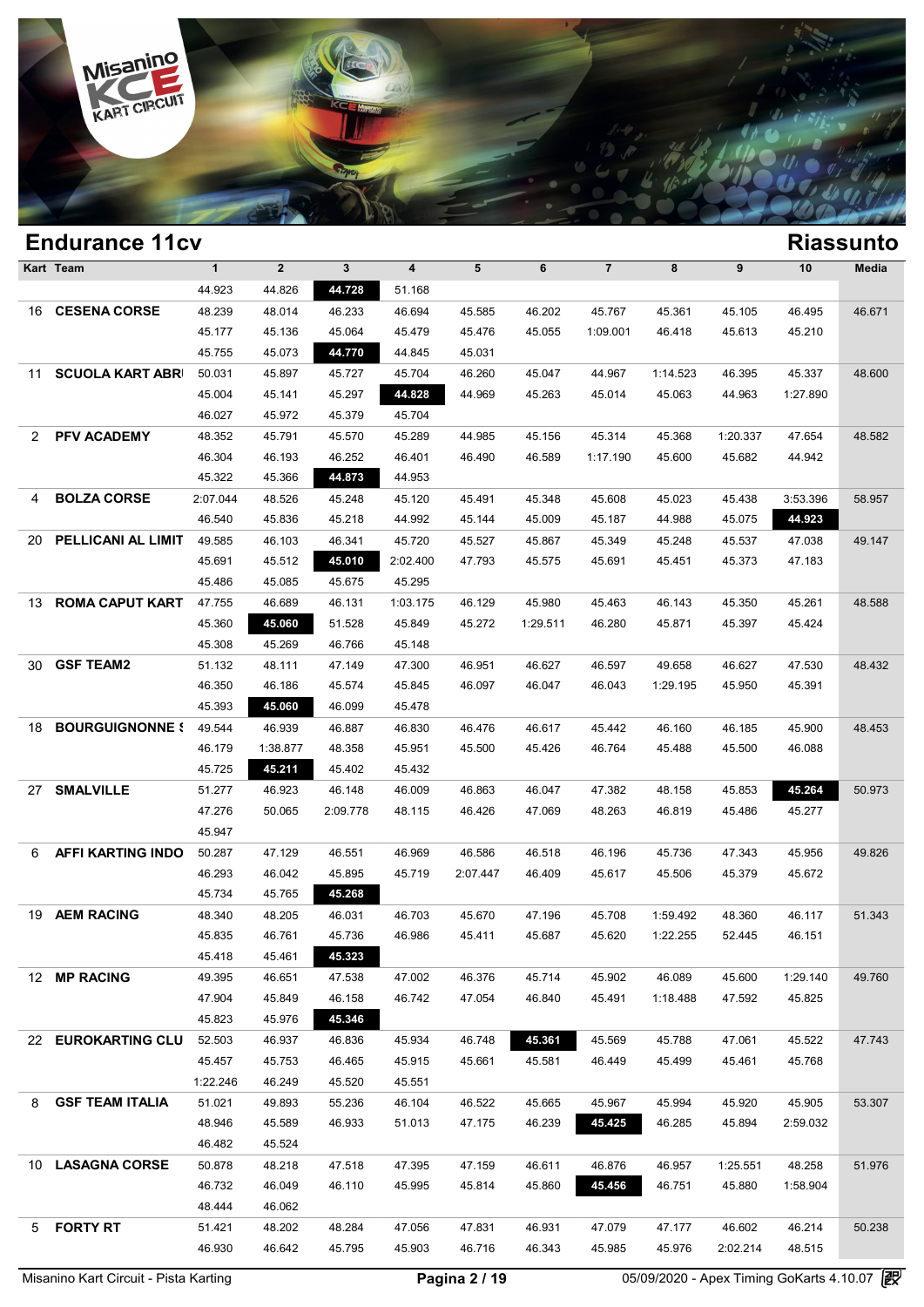## Endurance 11cv

## Riassunto

| Kart | Team | 1 | 2 | 3 | 4 | 5 | 6 | 7 | 8 | 9 | 10 | Media |
|---|---|---|---|---|---|---|---|---|---|---|---|---|
| | | 44.923 | 44.826 | **44.728** | 51.168 | | | | | | | |
| 16 | **CESENA CORSE** | 48.239 | 48.014 | 46.233 | 46.694 | 45.585 | 46.202 | 45.767 | 45.361 | 45.105 | 46.495 | 46.671 |
| | | 45.177 | 45.136 | 45.064 | 45.479 | 45.476 | 45.055 | 1:09.001 | 46.418 | 45.613 | 45.210 | |
| | | 45.755 | 45.073 | **44.770** | 44.845 | 45.031 | | | | | | |
| 11 | **SCUOLA KART ABRI** | 50.031 | 45.897 | 45.727 | 45.704 | 46.260 | 45.047 | 44.967 | 1:14.523 | 46.395 | 45.337 | 48.600 |
| | | 45.004 | 45.141 | 45.297 | **44.828** | 44.969 | 45.263 | 45.014 | 45.063 | 44.963 | 1:27.890 | |
| | | 46.027 | 45.972 | 45.379 | 45.704 | | | | | | | |
| 2 | **PFV ACADEMY** | 48.352 | 45.791 | 45.570 | 45.289 | 44.985 | 45.156 | 45.314 | 45.368 | 1:20.337 | 47.654 | 48.582 |
| | | 46.304 | 46.193 | 46.252 | 46.401 | 46.490 | 46.589 | 1:17.190 | 45.600 | 45.682 | 44.942 | |
| | | 45.322 | 45.366 | **44.873** | 44.953 | | | | | | | |
| 4 | **BOLZA CORSE** | 2:07.044 | 48.526 | 45.248 | 45.120 | 45.491 | 45.348 | 45.608 | 45.023 | 45.438 | 3:53.396 | 58.957 |
| | | 46.540 | 45.836 | 45.218 | 44.992 | 45.144 | 45.009 | 45.187 | 44.988 | 45.075 | **44.923** | |
| 20 | **PELLICANI AL LIMIT** | 49.585 | 46.103 | 46.341 | 45.720 | 45.527 | 45.867 | 45.349 | 45.248 | 45.537 | 47.038 | 49.147 |
| | | 45.691 | 45.512 | **45.010** | 2:02.400 | 47.793 | 45.575 | 45.691 | 45.451 | 45.373 | 47.183 | |
| | | 45.486 | 45.085 | 45.675 | 45.295 | | | | | | | |
| 13 | **ROMA CAPUT KART** | 47.755 | 46.689 | 46.131 | 1:03.175 | 46.129 | 45.980 | 45.463 | 46.143 | 45.350 | 45.261 | 48.588 |
| | | 45.360 | **45.060** | 51.528 | 45.849 | 45.272 | 1:29.511 | 46.280 | 45.871 | 45.397 | 45.424 | |
| | | 45.308 | 45.269 | 46.766 | 45.148 | | | | | | | |
| 30 | **GSF TEAM2** | 51.132 | 48.111 | 47.149 | 47.300 | 46.951 | 46.627 | 46.597 | 49.658 | 46.627 | 47.530 | 48.432 |
| | | 46.350 | 46.186 | 45.574 | 45.845 | 46.097 | 46.047 | 46.043 | 1:29.195 | 45.950 | 45.391 | |
| | | 45.393 | **45.060** | 46.099 | 45.478 | | | | | | | |
| 18 | **BOURGUIGNONNE S** | 49.544 | 46.939 | 46.887 | 46.830 | 46.476 | 46.617 | 45.442 | 46.160 | 46.185 | 45.900 | 48.453 |
| | | 46.179 | 1:38.877 | 48.358 | 45.951 | 45.500 | 45.426 | 46.764 | 45.488 | 45.500 | 46.088 | |
| | | 45.725 | **45.211** | 45.402 | 45.432 | | | | | | | |
| 27 | **SMALVILLE** | 51.277 | 46.923 | 46.148 | 46.009 | 46.863 | 46.047 | 47.382 | 48.158 | 45.853 | **45.264** | 50.973 |
| | | 47.276 | 50.065 | 2:09.778 | 48.115 | 46.426 | 47.069 | 48.263 | 46.819 | 45.486 | 45.277 | |
| | | 45.947 | | | | | | | | | | |
| 6 | **AFFI KARTING INDO** | 50.287 | 47.129 | 46.551 | 46.969 | 46.586 | 46.518 | 46.196 | 45.736 | 47.343 | 45.956 | 49.826 |
| | | 46.293 | 46.042 | 45.895 | 45.719 | 2:07.447 | 46.409 | 45.617 | 45.506 | 45.379 | 45.672 | |
| | | 45.734 | 45.765 | **45.268** | | | | | | | | |
| 19 | **AEM RACING** | 48.340 | 48.205 | 46.031 | 46.703 | 45.670 | 47.196 | 45.708 | 1:59.492 | 48.360 | 46.117 | 51.343 |
| | | 45.835 | 46.761 | 45.736 | 46.986 | 45.411 | 45.687 | 45.620 | 1:22.255 | 52.445 | 46.151 | |
| | | 45.418 | 45.461 | **45.323** | | | | | | | | |
| 12 | **MP RACING** | 49.395 | 46.651 | 47.538 | 47.002 | 46.376 | 45.714 | 45.902 | 46.089 | 45.600 | 1:29.140 | 49.760 |
| | | 47.904 | 45.849 | 46.158 | 46.742 | 47.054 | 46.840 | 45.491 | 1:18.488 | 47.592 | 45.825 | |
| | | 45.823 | 45.976 | **45.346** | | | | | | | | |
| 22 | **EUROKARTING CLU** | 52.503 | 46.937 | 46.836 | 45.934 | 46.748 | **45.361** | 45.569 | 45.788 | 47.061 | 45.522 | 47.743 |
| | | 45.457 | 45.753 | 46.465 | 45.915 | 45.661 | 45.581 | 46.449 | 45.499 | 45.461 | 45.768 | |
| | | 1:22.246 | 46.249 | 45.520 | 45.551 | | | | | | | |
| 8 | **GSF TEAM ITALIA** | 51.021 | 49.893 | 55.236 | 46.104 | 46.522 | 45.665 | 45.967 | 45.994 | 45.920 | 45.905 | 53.307 |
| | | 48.946 | 45.589 | 46.933 | 51.013 | 47.175 | 46.239 | **45.425** | 46.285 | 45.894 | 2:59.032 | |
| | | 46.482 | 45.524 | | | | | | | | | |
| 10 | **LASAGNA CORSE** | 50.878 | 48.218 | 47.518 | 47.395 | 47.159 | 46.611 | 46.876 | 46.957 | 1:25.551 | 48.258 | 51.976 |
| | | 46.732 | 46.049 | 46.110 | 45.995 | 45.814 | 45.860 | **45.456** | 46.751 | 45.880 | 1:58.904 | |
| | | 48.444 | 46.062 | | | | | | | | | |
| 5 | **FORTY RT** | 51.421 | 48.202 | 48.284 | 47.056 | 47.831 | 46.931 | 47.079 | 47.177 | 46.602 | 46.214 | 50.238 |
| | | 46.930 | 46.642 | 45.795 | 45.903 | 46.716 | 46.343 | 45.985 | 45.976 | 2:02.214 | 48.515 | |

Misanino Kart Circuit - Pista Karting 05/09/2020 - Apex Timing GoKarts 4.10.07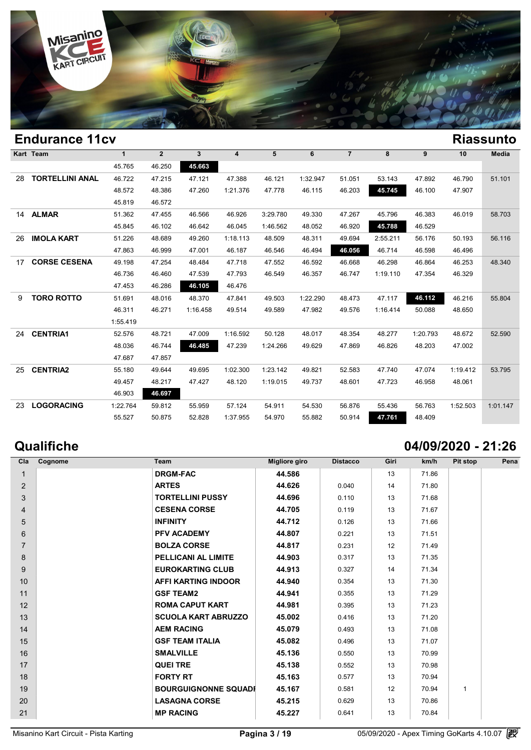## Endurance 11cv

## Riassunto

| Kart | Team | 1 | 2 | 3 | 4 | 5 | 6 | 7 | 8 | 9 | 10 | Media |
|---|---|---|---|---|---|---|---|---|---|---|---|---|
| | | 45.765 | 46.250 | **45.663** | | | | | | | | |
| 28 | **TORTELLINI ANAL** | 46.722 | 47.215 | 47.121 | 47.388 | 46.121 | 1:32.947 | 51.051 | 53.143 | 47.892 | 46.790 | 51.101 |
| | | 48.572 | 48.386 | 47.260 | 1:21.376 | 47.778 | 46.115 | 46.203 | **45.745** | 46.100 | 47.907 | |
| | | 45.819 | 46.572 | | | | | | | | | |
| 14 | **ALMAR** | 51.362 | 47.455 | 46.566 | 46.926 | 3:29.780 | 49.330 | 47.267 | 45.796 | 46.383 | 46.019 | 58.703 |
| | | 45.845 | 46.102 | 46.642 | 46.045 | 1:46.562 | 48.052 | 46.920 | **45.788** | 46.529 | | |
| 26 | **IMOLA KART** | 51.226 | 48.689 | 49.260 | 1:18.113 | 48.509 | 48.311 | 49.694 | 2:55.211 | 56.176 | 50.193 | 56.116 |
| | | 47.863 | 46.999 | 47.001 | 46.187 | 46.546 | 46.494 | **46.056** | 46.714 | 46.598 | 46.496 | |
| 17 | **CORSE CESENA** | 49.198 | 47.254 | 48.484 | 47.718 | 47.552 | 46.592 | 46.668 | 46.298 | 46.864 | 46.253 | 48.340 |
| | | 46.736 | 46.460 | 47.539 | 47.793 | 46.549 | 46.357 | 46.747 | 1:19.110 | 47.354 | 46.329 | |
| | | 47.453 | 46.286 | **46.105** | 46.476 | | | | | | | |
| 9 | **TORO ROTTO** | 51.691 | 48.016 | 48.370 | 47.841 | 49.503 | 1:22.290 | 48.473 | 47.117 | **46.112** | 46.216 | 55.804 |
| | | 46.311 | 46.271 | 1:16.458 | 49.514 | 49.589 | 47.982 | 49.576 | 1:16.414 | 50.088 | 48.650 | |
| | | 1:55.419 | | | | | | | | | | |
| 24 | **CENTRIA1** | 52.576 | 48.721 | 47.009 | 1:16.592 | 50.128 | 48.017 | 48.354 | 48.277 | 1:20.793 | 48.672 | 52.590 |
| | | 48.036 | 46.744 | **46.485** | 47.239 | 1:24.266 | 49.629 | 47.869 | 46.826 | 48.203 | 47.002 | |
| | | 47.687 | 47.857 | | | | | | | | | |
| 25 | **CENTRIA2** | 55.180 | 49.644 | 49.695 | 1:02.300 | 1:23.142 | 49.821 | 52.583 | 47.740 | 47.074 | 1:19.412 | 53.795 |
| | | 49.457 | 48.217 | 47.427 | 48.120 | 1:19.015 | 49.737 | 48.601 | 47.723 | 46.958 | 48.061 | |
| | | 46.903 | **46.697** | | | | | | | | | |
| 23 | **LOGORACING** | 1:22.764 | 59.812 | 55.959 | 57.124 | 54.911 | 54.530 | 56.876 | 55.436 | 56.763 | 1:52.503 | 1:01.147 |
| | | 55.527 | 50.875 | 52.828 | 1:37.955 | 54.970 | 55.882 | 50.914 | **47.761** | 48.409 | | |

## Qualifiche

## 04/09/2020 - 21:26

| Cla | Cognome | Team | Migliore giro | Distacco | Giri | km/h | Pit stop | Pena |
|---|---|---|---|---|---|---|---|---|
| 1 | | **DRGM-FAC** | **44.586** | | 13 | 71.86 | | |
| 2 | | **ARTES** | **44.626** | 0.040 | 14 | 71.80 | | |
| 3 | | **TORTELLINI PUSSY** | **44.696** | 0.110 | 13 | 71.68 | | |
| 4 | | **CESENA CORSE** | **44.705** | 0.119 | 13 | 71.67 | | |
| 5 | | **INFINITY** | **44.712** | 0.126 | 13 | 71.66 | | |
| 6 | | **PFV ACADEMY** | **44.807** | 0.221 | 13 | 71.51 | | |
| 7 | | **BOLZA CORSE** | **44.817** | 0.231 | 12 | 71.49 | | |
| 8 | | **PELLICANI AL LIMITE** | **44.903** | 0.317 | 13 | 71.35 | | |
| 9 | | **EUROKARTING CLUB** | **44.913** | 0.327 | 14 | 71.34 | | |
| 10 | | **AFFI KARTING INDOOR** | **44.940** | 0.354 | 13 | 71.30 | | |
| 11 | | **GSF TEAM2** | **44.941** | 0.355 | 13 | 71.29 | | |
| 12 | | **ROMA CAPUT KART** | **44.981** | 0.395 | 13 | 71.23 | | |
| 13 | | **SCUOLA KART ABRUZZO** | **45.002** | 0.416 | 13 | 71.20 | | |
| 14 | | **AEM RACING** | **45.079** | 0.493 | 13 | 71.08 | | |
| 15 | | **GSF TEAM ITALIA** | **45.082** | 0.496 | 13 | 71.07 | | |
| 16 | | **SMALVILLE** | **45.136** | 0.550 | 13 | 70.99 | | |
| 17 | | **QUEI TRE** | **45.138** | 0.552 | 13 | 70.98 | | |
| 18 | | **FORTY RT** | **45.163** | 0.577 | 13 | 70.94 | | |
| 19 | | **BOURGUIGNONNE SQUADI** | **45.167** | 0.581 | 12 | 70.94 | 1 | |
| 20 | | **LASAGNA CORSE** | **45.215** | 0.629 | 13 | 70.86 | | |
| 21 | | **MP RACING** | **45.227** | 0.641 | 13 | 70.84 | | |

Misanino Kart Circuit - Pista Karting

05/09/2020 - Apex Timing GoKarts 4.10.07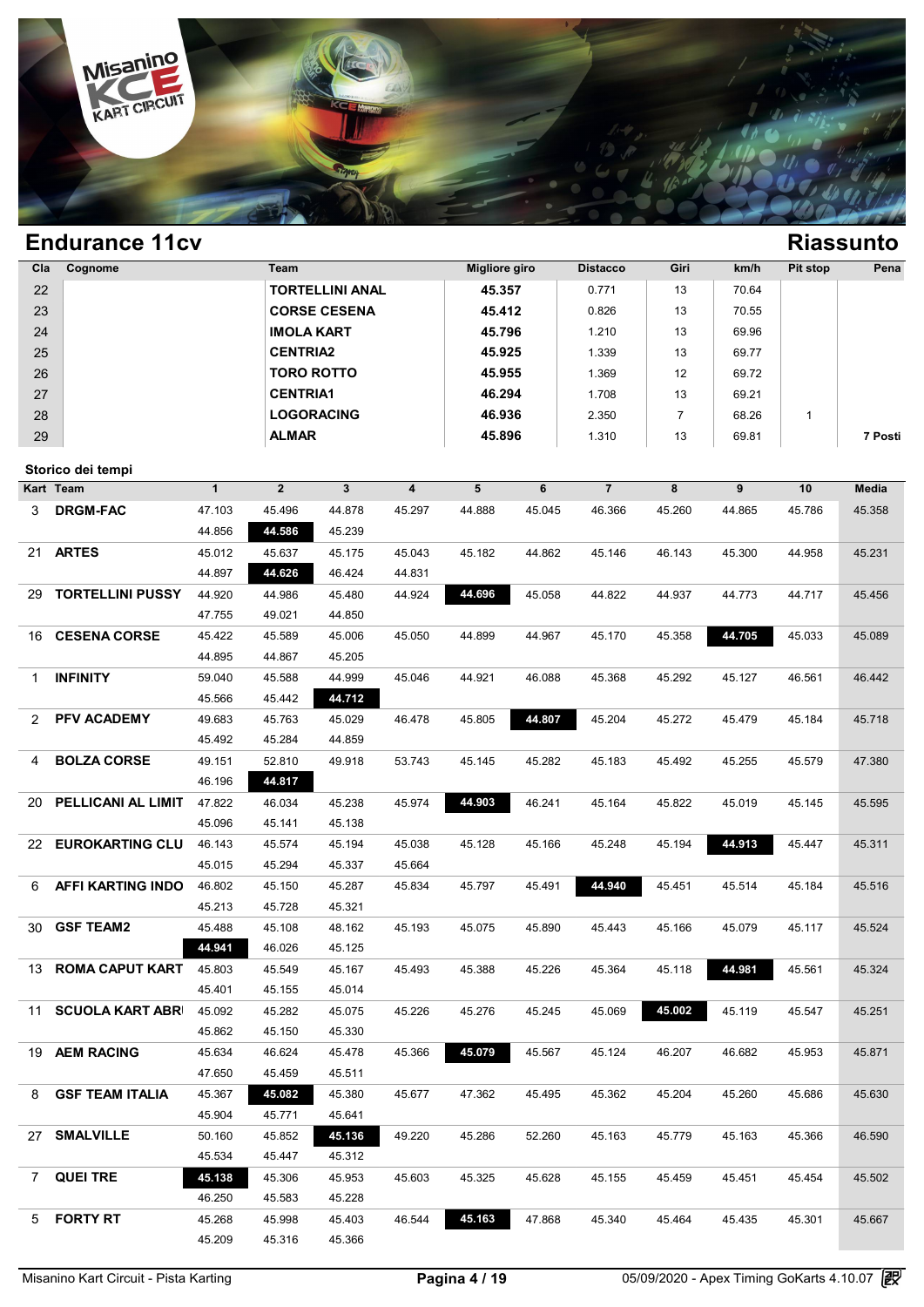# Endurance 11cv

## Riassunto

| Cla | Cognome | Team | Migliore giro | Distacco | Giri | km/h | Pit stop | Pena |
|---|---|---|---|---|---|---|---|---|
| 22 | | TORTELLINI ANAL | 45.357 | 0.771 | 13 | 70.64 | | |
| 23 | | CORSE CESENA | 45.412 | 0.826 | 13 | 70.55 | | |
| 24 | | IMOLA KART | 45.796 | 1.210 | 13 | 69.96 | | |
| 25 | | CENTRIA2 | 45.925 | 1.339 | 13 | 69.77 | | |
| 26 | | TORO ROTTO | 45.955 | 1.369 | 12 | 69.72 | | |
| 27 | | CENTRIA1 | 46.294 | 1.708 | 13 | 69.21 | | |
| 28 | | LOGORACING | 46.936 | 2.350 | 7 | 68.26 | 1 | |
| 29 | | ALMAR | 45.896 | 1.310 | 13 | 69.81 | | 7 Posti |

## Storico dei tempi

| Kart | Team | 1 | 2 | 3 | 4 | 5 | 6 | 7 | 8 | 9 | 10 | Media |
|---|---|---|---|---|---|---|---|---|---|---|---|---|
| 3 | DRGM-FAC | 47.103 | 45.496 | 44.878 | 45.297 | 44.888 | 45.045 | 46.366 | 45.260 | 44.865 | 45.786 | 45.358 |
| | | 44.856 | **44.586** | 45.239 | | | | | | | | |
| 21 | ARTES | 45.012 | 45.637 | 45.175 | 45.043 | 45.182 | 44.862 | 45.146 | 46.143 | 45.300 | 44.958 | 45.231 |
| | | 44.897 | **44.626** | 46.424 | 44.831 | | | | | | | |
| 29 | TORTELLINI PUSSY | 44.920 | 44.986 | 45.480 | 44.924 | **44.696** | 45.058 | 44.822 | 44.937 | 44.773 | 44.717 | 45.456 |
| | | 47.755 | 49.021 | 44.850 | | | | | | | | |
| 16 | CESENA CORSE | 45.422 | 45.589 | 45.006 | 45.050 | 44.899 | 44.967 | 45.170 | 45.358 | **44.705** | 45.033 | 45.089 |
| | | 44.895 | 44.867 | 45.205 | | | | | | | | |
| 1 | INFINITY | 59.040 | 45.588 | 44.999 | 45.046 | 44.921 | 46.088 | 45.368 | 45.292 | 45.127 | 46.561 | 46.442 |
| | | 45.566 | 45.442 | **44.712** | | | | | | | | |
| 2 | PFV ACADEMY | 49.683 | 45.763 | 45.029 | 46.478 | 45.805 | **44.807** | 45.204 | 45.272 | 45.479 | 45.184 | 45.718 |
| | | 45.492 | 45.284 | 44.859 | | | | | | | | |
| 4 | BOLZA CORSE | 49.151 | 52.810 | 49.918 | 53.743 | 45.145 | 45.282 | 45.183 | 45.492 | 45.255 | 45.579 | 47.380 |
| | | 46.196 | **44.817** | | | | | | | | | |
| 20 | PELLICANI AL LIMIT | 47.822 | 46.034 | 45.238 | 45.974 | **44.903** | 46.241 | 45.164 | 45.822 | 45.019 | 45.145 | 45.595 |
| | | 45.096 | 45.141 | 45.138 | | | | | | | | |
| 22 | EUROKARTING CLU | 46.143 | 45.574 | 45.194 | 45.038 | 45.128 | 45.166 | 45.248 | 45.194 | **44.913** | 45.447 | 45.311 |
| | | 45.015 | 45.294 | 45.337 | 45.664 | | | | | | | |
| 6 | AFFI KARTING INDO | 46.802 | 45.150 | 45.287 | 45.834 | 45.797 | 45.491 | **44.940** | 45.451 | 45.514 | 45.184 | 45.516 |
| | | 45.213 | 45.728 | 45.321 | | | | | | | | |
| 30 | GSF TEAM2 | 45.488 | 45.108 | 48.162 | 45.193 | 45.075 | 45.890 | 45.443 | 45.166 | 45.079 | 45.117 | 45.524 |
| | | **44.941** | 46.026 | 45.125 | | | | | | | | |
| 13 | ROMA CAPUT KART | 45.803 | 45.549 | 45.167 | 45.493 | 45.388 | 45.226 | 45.364 | 45.118 | **44.981** | 45.561 | 45.324 |
| | | 45.401 | 45.155 | 45.014 | | | | | | | | |
| 11 | SCUOLA KART ABR | 45.092 | 45.282 | 45.075 | 45.226 | 45.276 | 45.245 | 45.069 | **45.002** | 45.119 | 45.547 | 45.251 |
| | | 45.862 | 45.150 | 45.330 | | | | | | | | |
| 19 | AEM RACING | 45.634 | 46.624 | 45.478 | 45.366 | **45.079** | 45.567 | 45.124 | 46.207 | 46.682 | 45.953 | 45.871 |
| | | 47.650 | 45.459 | 45.511 | | | | | | | | |
| 8 | GSF TEAM ITALIA | 45.367 | **45.082** | 45.380 | 45.677 | 47.362 | 45.495 | 45.362 | 45.204 | 45.260 | 45.686 | 45.630 |
| | | 45.904 | 45.771 | 45.641 | | | | | | | | |
| 27 | SMALVILLE | 50.160 | 45.852 | **45.136** | 49.220 | 45.286 | 52.260 | 45.163 | 45.779 | 45.163 | 45.366 | 46.590 |
| | | 45.534 | 45.447 | 45.312 | | | | | | | | |
| 7 | QUEI TRE | **45.138** | 45.306 | 45.953 | 45.603 | 45.325 | 45.628 | 45.155 | 45.459 | 45.451 | 45.454 | 45.502 |
| | | 46.250 | 45.583 | 45.228 | | | | | | | | |
| 5 | FORTY RT | 45.268 | 45.998 | 45.403 | 46.544 | **45.163** | 47.868 | 45.340 | 45.464 | 45.435 | 45.301 | 45.667 |
| | | 45.209 | 45.316 | 45.366 | | | | | | | | |

Misanino Kart Circuit - Pista Karting — 05/09/2020 - Apex Timing GoKarts 4.10.07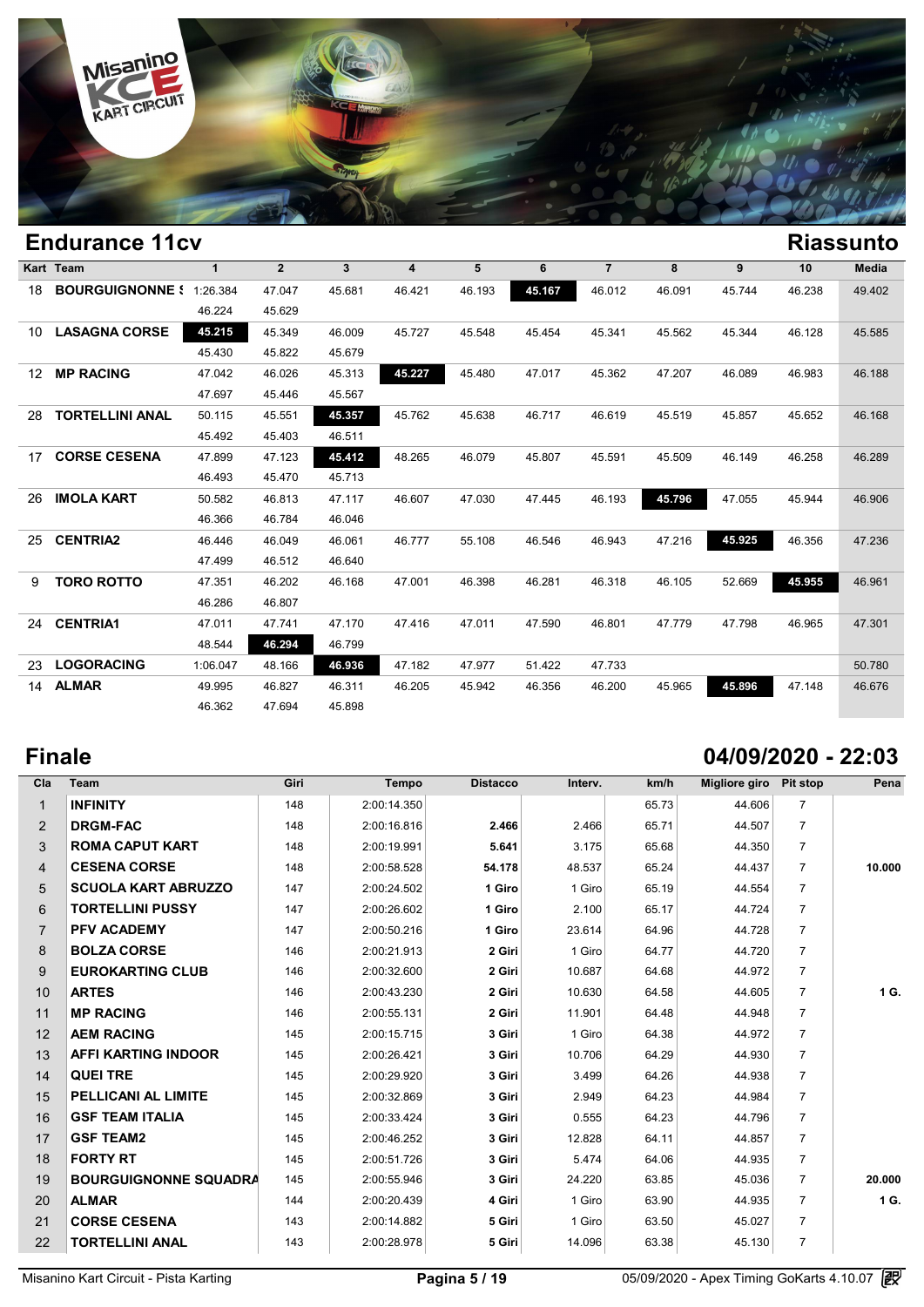## Endurance 11cv

### Riassunto

| Kart | Team | 1 | 2 | 3 | 4 | 5 | 6 | 7 | 8 | 9 | 10 | Media |
|---|---|---|---|---|---|---|---|---|---|---|---|---|
| 18 | BOURGUIGNONNE S | 1:26.384 | 47.047 | 45.681 | 46.421 | 46.193 | **45.167** | 46.012 | 46.091 | 45.744 | 46.238 | 49.402 |
| | | 46.224 | 45.629 | | | | | | | | | |
| 10 | LASAGNA CORSE | **45.215** | 45.349 | 46.009 | 45.727 | 45.548 | 45.454 | 45.341 | 45.562 | 45.344 | 46.128 | 45.585 |
| | | 45.430 | 45.822 | 45.679 | | | | | | | | |
| 12 | MP RACING | 47.042 | 46.026 | 45.313 | **45.227** | 45.480 | 47.017 | 45.362 | 47.207 | 46.089 | 46.983 | 46.188 |
| | | 47.697 | 45.446 | 45.567 | | | | | | | | |
| 28 | TORTELLINI ANAL | 50.115 | 45.551 | **45.357** | 45.762 | 45.638 | 46.717 | 46.619 | 45.519 | 45.857 | 45.652 | 46.168 |
| | | 45.492 | 45.403 | 46.511 | | | | | | | | |
| 17 | CORSE CESENA | 47.899 | 47.123 | **45.412** | 48.265 | 46.079 | 45.807 | 45.591 | 45.509 | 46.149 | 46.258 | 46.289 |
| | | 46.493 | 45.470 | 45.713 | | | | | | | | |
| 26 | IMOLA KART | 50.582 | 46.813 | 47.117 | 46.607 | 47.030 | 47.445 | 46.193 | **45.796** | 47.055 | 45.944 | 46.906 |
| | | 46.366 | 46.784 | 46.046 | | | | | | | | |
| 25 | CENTRIA2 | 46.446 | 46.049 | 46.061 | 46.777 | 55.108 | 46.546 | 46.943 | 47.216 | **45.925** | 46.356 | 47.236 |
| | | 47.499 | 46.512 | 46.640 | | | | | | | | |
| 9 | TORO ROTTO | 47.351 | 46.202 | 46.168 | 47.001 | 46.398 | 46.281 | 46.318 | 46.105 | 52.669 | **45.955** | 46.961 |
| | | 46.286 | 46.807 | | | | | | | | | |
| 24 | CENTRIA1 | 47.011 | 47.741 | 47.170 | 47.416 | 47.011 | 47.590 | 46.801 | 47.779 | 47.798 | 46.965 | 47.301 |
| | | 48.544 | **46.294** | 46.799 | | | | | | | | |
| 23 | LOGORACING | 1:06.047 | 48.166 | **46.936** | 47.182 | 47.977 | 51.422 | 47.733 | | | | 50.780 |
| 14 | ALMAR | 49.995 | 46.827 | 46.311 | 46.205 | 45.942 | 46.356 | 46.200 | 45.965 | **45.896** | 47.148 | 46.676 |
| | | 46.362 | 47.694 | 45.898 | | | | | | | | |

## Finale

### 04/09/2020 - 22:03

| Cla | Team | Giri | Tempo | Distacco | Interv. | km/h | Migliore giro | Pit stop | Pena |
|---|---|---|---|---|---|---|---|---|---|
| 1 | INFINITY | 148 | 2:00:14.350 | | | 65.73 | 44.606 | 7 | |
| 2 | DRGM-FAC | 148 | 2:00:16.816 | 2.466 | 2.466 | 65.71 | 44.507 | 7 | |
| 3 | ROMA CAPUT KART | 148 | 2:00:19.991 | 5.641 | 3.175 | 65.68 | 44.350 | 7 | |
| 4 | CESENA CORSE | 148 | 2:00:58.528 | 54.178 | 48.537 | 65.24 | 44.437 | 7 | 10.000 |
| 5 | SCUOLA KART ABRUZZO | 147 | 2:00:24.502 | 1 Giro | 1 Giro | 65.19 | 44.554 | 7 | |
| 6 | TORTELLINI PUSSY | 147 | 2:00:26.602 | 1 Giro | 2.100 | 65.17 | 44.724 | 7 | |
| 7 | PFV ACADEMY | 147 | 2:00:50.216 | 1 Giro | 23.614 | 64.96 | 44.728 | 7 | |
| 8 | BOLZA CORSE | 146 | 2:00:21.913 | 2 Giri | 1 Giro | 64.77 | 44.720 | 7 | |
| 9 | EUROKARTING CLUB | 146 | 2:00:32.600 | 2 Giri | 10.687 | 64.68 | 44.972 | 7 | |
| 10 | ARTES | 146 | 2:00:43.230 | 2 Giri | 10.630 | 64.58 | 44.605 | 7 | 1 G. |
| 11 | MP RACING | 146 | 2:00:55.131 | 2 Giri | 11.901 | 64.48 | 44.948 | 7 | |
| 12 | AEM RACING | 145 | 2:00:15.715 | 3 Giri | 1 Giro | 64.38 | 44.972 | 7 | |
| 13 | AFFI KARTING INDOOR | 145 | 2:00:26.421 | 3 Giri | 10.706 | 64.29 | 44.930 | 7 | |
| 14 | QUEI TRE | 145 | 2:00:29.920 | 3 Giri | 3.499 | 64.26 | 44.938 | 7 | |
| 15 | PELLICANI AL LIMITE | 145 | 2:00:32.869 | 3 Giri | 2.949 | 64.23 | 44.984 | 7 | |
| 16 | GSF TEAM ITALIA | 145 | 2:00:33.424 | 3 Giri | 0.555 | 64.23 | 44.796 | 7 | |
| 17 | GSF TEAM2 | 145 | 2:00:46.252 | 3 Giri | 12.828 | 64.11 | 44.857 | 7 | |
| 18 | FORTY RT | 145 | 2:00:51.726 | 3 Giri | 5.474 | 64.06 | 44.935 | 7 | |
| 19 | BOURGUIGNONNE SQUADRA | 145 | 2:00:55.946 | 3 Giri | 24.220 | 63.85 | 45.036 | 7 | 20.000 |
| 20 | ALMAR | 144 | 2:00:20.439 | 4 Giri | 1 Giro | 63.90 | 44.935 | 7 | 1 G. |
| 21 | CORSE CESENA | 143 | 2:00:14.882 | 5 Giri | 1 Giro | 63.50 | 45.027 | 7 | |
| 22 | TORTELLINI ANAL | 143 | 2:00:28.978 | 5 Giri | 14.096 | 63.38 | 45.130 | 7 | |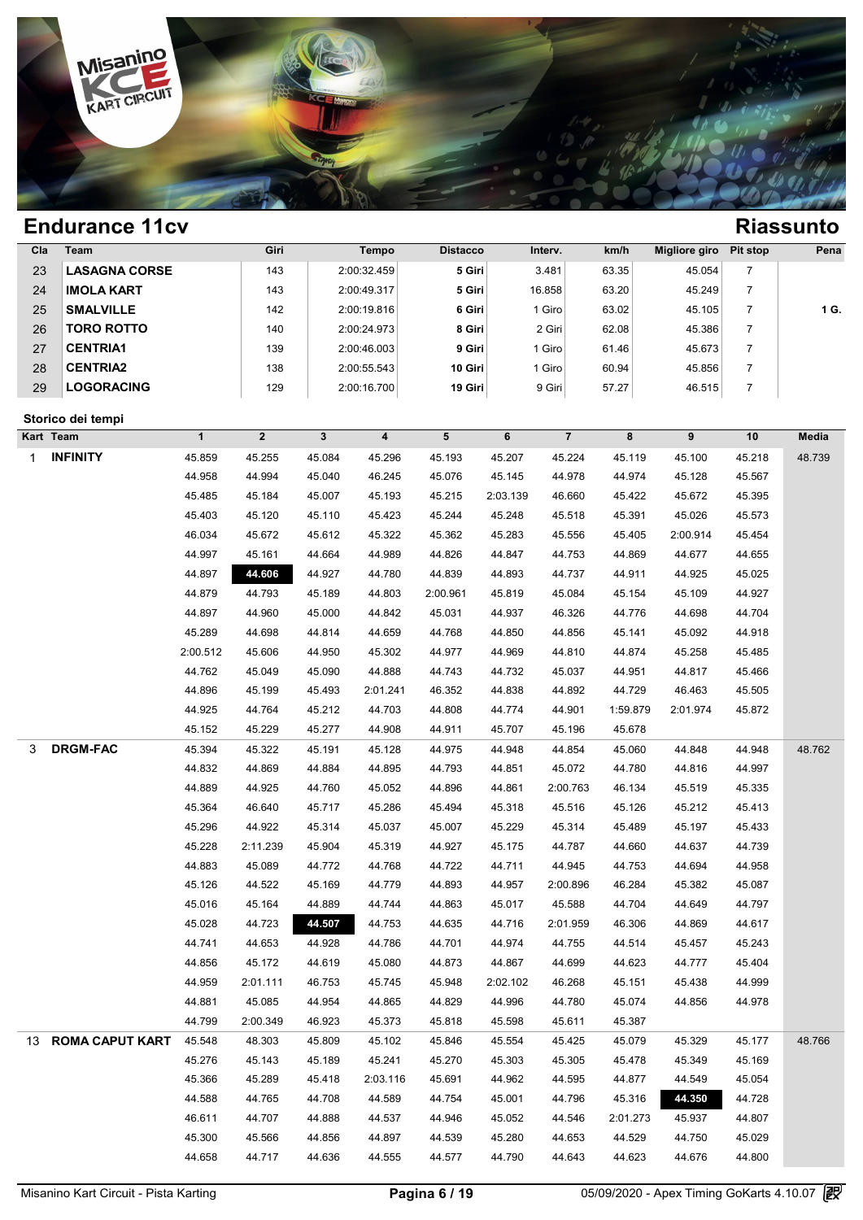## Endurance 11cv

## Riassunto

| Cla | Team | Giri | Tempo | Distacco | Interv. | km/h | Migliore giro | Pit stop | Pena |
|---|---|---|---|---|---|---|---|---|---|
| 23 | **LASAGNA CORSE** | 143 | 2:00:32.459 | **5 Giri** | 3.481 | 63.35 | 45.054 | 7 | |
| 24 | **IMOLA KART** | 143 | 2:00:49.317 | **5 Giri** | 16.858 | 63.20 | 45.249 | 7 | |
| 25 | **SMALVILLE** | 142 | 2:00:19.816 | **6 Giri** | 1 Giro | 63.02 | 45.105 | 7 | **1 G.** |
| 26 | **TORO ROTTO** | 140 | 2:00:24.973 | **8 Giri** | 2 Giri | 62.08 | 45.386 | 7 | |
| 27 | **CENTRIA1** | 139 | 2:00:46.003 | **9 Giri** | 1 Giro | 61.46 | 45.673 | 7 | |
| 28 | **CENTRIA2** | 138 | 2:00:55.543 | **10 Giri** | 1 Giro | 60.94 | 45.856 | 7 | |
| 29 | **LOGORACING** | 129 | 2:00:16.700 | **19 Giri** | 9 Giri | 57.27 | 46.515 | 7 | |

### Storico dei tempi

| Kart | Team | 1 | 2 | 3 | 4 | 5 | 6 | 7 | 8 | 9 | 10 | Media |
|---|---|---|---|---|---|---|---|---|---|---|---|---|
| 1 | **INFINITY** | 45.859 | 45.255 | 45.084 | 45.296 | 45.193 | 45.207 | 45.224 | 45.119 | 45.100 | 45.218 | 48.739 |
| | | 44.958 | 44.994 | 45.040 | 46.245 | 45.076 | 45.145 | 44.978 | 44.974 | 45.128 | 45.567 | |
| | | 45.485 | 45.184 | 45.007 | 45.193 | 45.215 | 2:03.139 | 46.660 | 45.422 | 45.672 | 45.395 | |
| | | 45.403 | 45.120 | 45.110 | 45.423 | 45.244 | 45.248 | 45.518 | 45.391 | 45.026 | 45.573 | |
| | | 46.034 | 45.672 | 45.612 | 45.322 | 45.362 | 45.283 | 45.556 | 45.405 | 2:00.914 | 45.454 | |
| | | 44.997 | 45.161 | 44.664 | 44.989 | 44.826 | 44.847 | 44.753 | 44.869 | 44.677 | 44.655 | |
| | | 44.897 | **44.606** | 44.927 | 44.780 | 44.839 | 44.893 | 44.737 | 44.911 | 44.925 | 45.025 | |
| | | 44.879 | 44.793 | 45.189 | 44.803 | 2:00.961 | 45.819 | 45.084 | 45.154 | 45.109 | 44.927 | |
| | | 44.897 | 44.960 | 45.000 | 44.842 | 45.031 | 44.937 | 46.326 | 44.776 | 44.698 | 44.704 | |
| | | 45.289 | 44.698 | 44.814 | 44.659 | 44.768 | 44.850 | 44.856 | 45.141 | 45.092 | 44.918 | |
| | | 2:00.512 | 45.606 | 44.950 | 45.302 | 44.977 | 44.969 | 44.810 | 44.874 | 45.258 | 45.485 | |
| | | 44.762 | 45.049 | 45.090 | 44.888 | 44.743 | 44.732 | 45.037 | 44.951 | 44.817 | 45.466 | |
| | | 44.896 | 45.199 | 45.493 | 2:01.241 | 46.352 | 44.838 | 44.892 | 44.729 | 46.463 | 45.505 | |
| | | 44.925 | 44.764 | 45.212 | 44.703 | 44.808 | 44.774 | 44.901 | 1:59.879 | 2:01.974 | 45.872 | |
| | | 45.152 | 45.229 | 45.277 | 44.908 | 44.911 | 45.707 | 45.196 | 45.678 | | | |
| 3 | **DRGM-FAC** | 45.394 | 45.322 | 45.191 | 45.128 | 44.975 | 44.948 | 44.854 | 45.060 | 44.848 | 44.948 | 48.762 |
| | | 44.832 | 44.869 | 44.884 | 44.895 | 44.793 | 44.851 | 45.072 | 44.780 | 44.816 | 44.997 | |
| | | 44.889 | 44.925 | 44.760 | 45.052 | 44.896 | 44.861 | 2:00.763 | 46.134 | 45.519 | 45.335 | |
| | | 45.364 | 46.640 | 45.717 | 45.286 | 45.494 | 45.318 | 45.516 | 45.126 | 45.212 | 45.413 | |
| | | 45.296 | 44.922 | 45.314 | 45.037 | 45.007 | 45.229 | 45.314 | 45.489 | 45.197 | 45.433 | |
| | | 45.228 | 2:11.239 | 45.904 | 45.319 | 44.927 | 45.175 | 44.787 | 44.660 | 44.637 | 44.739 | |
| | | 44.883 | 45.089 | 44.772 | 44.768 | 44.722 | 44.711 | 44.945 | 44.753 | 44.694 | 44.958 | |
| | | 45.126 | 44.522 | 45.169 | 44.779 | 44.893 | 44.957 | 2:00.896 | 46.284 | 45.382 | 45.087 | |
| | | 45.016 | 45.164 | 44.889 | 44.744 | 44.863 | 45.017 | 45.588 | 44.704 | 44.649 | 44.797 | |
| | | 45.028 | 44.723 | **44.507** | 44.753 | 44.635 | 44.716 | 2:01.959 | 46.306 | 44.869 | 44.617 | |
| | | 44.741 | 44.653 | 44.928 | 44.786 | 44.701 | 44.974 | 44.755 | 44.514 | 45.457 | 45.243 | |
| | | 44.856 | 45.172 | 44.619 | 45.080 | 44.873 | 44.867 | 44.699 | 44.623 | 44.777 | 45.404 | |
| | | 44.959 | 2:01.111 | 46.753 | 45.745 | 45.948 | 2:02.102 | 46.268 | 45.151 | 45.438 | 44.999 | |
| | | 44.881 | 45.085 | 44.954 | 44.865 | 44.829 | 44.996 | 44.780 | 45.074 | 44.856 | 44.978 | |
| | | 44.799 | 2:00.349 | 46.923 | 45.373 | 45.818 | 45.598 | 45.611 | 45.387 | | | |
| 13 | **ROMA CAPUT KART** | 45.548 | 48.303 | 45.809 | 45.102 | 45.846 | 45.554 | 45.425 | 45.079 | 45.329 | 45.177 | 48.766 |
| | | 45.276 | 45.143 | 45.189 | 45.241 | 45.270 | 45.303 | 45.305 | 45.478 | 45.349 | 45.169 | |
| | | 45.366 | 45.289 | 45.418 | 2:03.116 | 45.691 | 44.962 | 44.595 | 44.877 | 44.549 | 45.054 | |
| | | 44.588 | 44.765 | 44.708 | 44.589 | 44.754 | 45.001 | 44.796 | 45.316 | **44.350** | 44.728 | |
| | | 46.611 | 44.707 | 44.888 | 44.537 | 44.946 | 45.052 | 44.546 | 2:01.273 | 45.937 | 44.807 | |
| | | 45.300 | 45.566 | 44.856 | 44.897 | 44.539 | 45.280 | 44.653 | 44.529 | 44.750 | 45.029 | |
| | | 44.658 | 44.717 | 44.636 | 44.555 | 44.577 | 44.790 | 44.643 | 44.623 | 44.676 | 44.800 | |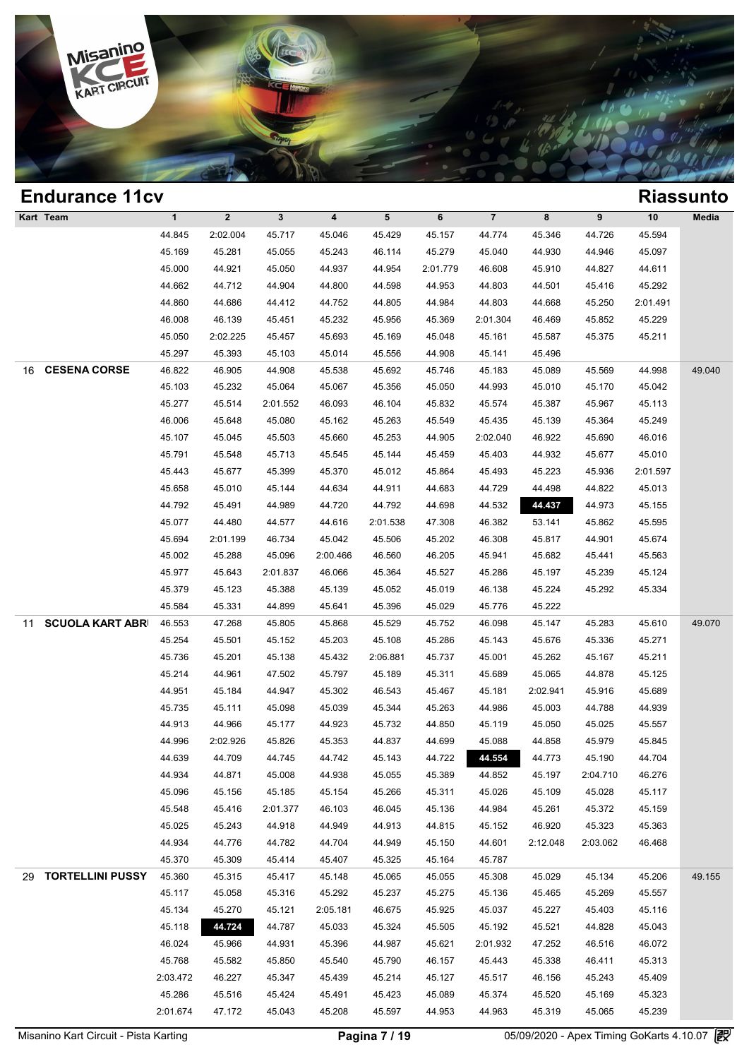## Endurance 11cv

## Riassunto

| Kart | Team | 1 | 2 | 3 | 4 | 5 | 6 | 7 | 8 | 9 | 10 | Media |
|---|---|---|---|---|---|---|---|---|---|---|---|---|
| | | 44.845 | 2:02.004 | 45.717 | 45.046 | 45.429 | 45.157 | 44.774 | 45.346 | 44.726 | 45.594 | |
| | | 45.169 | 45.281 | 45.055 | 45.243 | 46.114 | 45.279 | 45.040 | 44.930 | 44.946 | 45.097 | |
| | | 45.000 | 44.921 | 45.050 | 44.937 | 44.954 | 2:01.779 | 46.608 | 45.910 | 44.827 | 44.611 | |
| | | 44.662 | 44.712 | 44.904 | 44.800 | 44.598 | 44.953 | 44.803 | 44.501 | 45.416 | 45.292 | |
| | | 44.860 | 44.686 | 44.412 | 44.752 | 44.805 | 44.984 | 44.803 | 44.668 | 45.250 | 2:01.491 | |
| | | 46.008 | 46.139 | 45.451 | 45.232 | 45.956 | 45.369 | 2:01.304 | 46.469 | 45.852 | 45.229 | |
| | | 45.050 | 2:02.225 | 45.457 | 45.693 | 45.169 | 45.048 | 45.161 | 45.587 | 45.375 | 45.211 | |
| | | 45.297 | 45.393 | 45.103 | 45.014 | 45.556 | 44.908 | 45.141 | 45.496 | | | |
| 16 | **CESENA CORSE** | 46.822 | 46.905 | 44.908 | 45.538 | 45.692 | 45.746 | 45.183 | 45.089 | 45.569 | 44.998 | 49.040 |
| | | 45.103 | 45.232 | 45.064 | 45.067 | 45.356 | 45.050 | 44.993 | 45.010 | 45.170 | 45.042 | |
| | | 45.277 | 45.514 | 2:01.552 | 46.093 | 46.104 | 45.832 | 45.574 | 45.387 | 45.967 | 45.113 | |
| | | 46.006 | 45.648 | 45.080 | 45.162 | 45.263 | 45.549 | 45.435 | 45.139 | 45.364 | 45.249 | |
| | | 45.107 | 45.045 | 45.503 | 45.660 | 45.253 | 44.905 | 2:02.040 | 46.922 | 45.690 | 46.016 | |
| | | 45.791 | 45.548 | 45.713 | 45.545 | 45.144 | 45.459 | 45.403 | 44.932 | 45.677 | 45.010 | |
| | | 45.443 | 45.677 | 45.399 | 45.370 | 45.012 | 45.864 | 45.493 | 45.223 | 45.936 | 2:01.597 | |
| | | 45.658 | 45.010 | 45.144 | 44.634 | 44.911 | 44.683 | 44.729 | 44.498 | 44.822 | 45.013 | |
| | | 44.792 | 45.491 | 44.989 | 44.720 | 44.792 | 44.698 | 44.532 | **44.437** | 44.973 | 45.155 | |
| | | 45.077 | 44.480 | 44.577 | 44.616 | 2:01.538 | 47.308 | 46.382 | 53.141 | 45.862 | 45.595 | |
| | | 45.694 | 2:01.199 | 46.734 | 45.042 | 45.506 | 45.202 | 46.308 | 45.817 | 44.901 | 45.674 | |
| | | 45.002 | 45.288 | 45.096 | 2:00.466 | 46.560 | 46.205 | 45.941 | 45.682 | 45.441 | 45.563 | |
| | | 45.977 | 45.643 | 2:01.837 | 46.066 | 45.364 | 45.527 | 45.286 | 45.197 | 45.239 | 45.124 | |
| | | 45.379 | 45.123 | 45.388 | 45.139 | 45.052 | 45.019 | 46.138 | 45.224 | 45.292 | 45.334 | |
| | | 45.584 | 45.331 | 44.899 | 45.641 | 45.396 | 45.029 | 45.776 | 45.222 | | | |
| 11 | **SCUOLA KART ABR** | 46.553 | 47.268 | 45.805 | 45.868 | 45.529 | 45.752 | 46.098 | 45.147 | 45.283 | 45.610 | 49.070 |
| | | 45.254 | 45.501 | 45.152 | 45.203 | 45.108 | 45.286 | 45.143 | 45.676 | 45.336 | 45.271 | |
| | | 45.736 | 45.201 | 45.138 | 45.432 | 2:06.881 | 45.737 | 45.001 | 45.262 | 45.167 | 45.211 | |
| | | 45.214 | 44.961 | 47.502 | 45.797 | 45.189 | 45.311 | 45.689 | 45.065 | 44.878 | 45.125 | |
| | | 44.951 | 45.184 | 44.947 | 45.302 | 46.543 | 45.467 | 45.181 | 2:02.941 | 45.916 | 45.689 | |
| | | 45.735 | 45.111 | 45.098 | 45.039 | 45.344 | 45.263 | 44.986 | 45.003 | 44.788 | 44.939 | |
| | | 44.913 | 44.966 | 45.177 | 44.923 | 45.732 | 44.850 | 45.119 | 45.050 | 45.025 | 45.557 | |
| | | 44.996 | 2:02.926 | 45.826 | 45.353 | 44.837 | 44.699 | 45.088 | 44.858 | 45.979 | 45.845 | |
| | | 44.639 | 44.709 | 44.745 | 44.742 | 45.143 | 44.722 | **44.554** | 44.773 | 45.190 | 44.704 | |
| | | 44.934 | 44.871 | 45.008 | 44.938 | 45.055 | 45.389 | 44.852 | 45.197 | 2:04.710 | 46.276 | |
| | | 45.096 | 45.156 | 45.185 | 45.154 | 45.266 | 45.311 | 45.026 | 45.109 | 45.028 | 45.117 | |
| | | 45.548 | 45.416 | 2:01.377 | 46.103 | 46.045 | 45.136 | 44.984 | 45.261 | 45.372 | 45.159 | |
| | | 45.025 | 45.243 | 44.918 | 44.949 | 44.913 | 44.815 | 45.152 | 46.920 | 45.323 | 45.363 | |
| | | 44.934 | 44.776 | 44.782 | 44.704 | 44.949 | 45.150 | 44.601 | 2:12.048 | 2:03.062 | 46.468 | |
| | | 45.370 | 45.309 | 45.414 | 45.407 | 45.325 | 45.164 | 45.787 | | | | |
| 29 | **TORTELLINI PUSSY** | 45.360 | 45.315 | 45.417 | 45.148 | 45.065 | 45.055 | 45.308 | 45.029 | 45.134 | 45.206 | 49.155 |
| | | 45.117 | 45.058 | 45.316 | 45.292 | 45.237 | 45.275 | 45.136 | 45.465 | 45.269 | 45.557 | |
| | | 45.134 | 45.270 | 45.121 | 2:05.181 | 46.675 | 45.925 | 45.037 | 45.227 | 45.403 | 45.116 | |
| | | 45.118 | **44.724** | 44.787 | 45.033 | 45.324 | 45.505 | 45.192 | 45.521 | 44.828 | 45.043 | |
| | | 46.024 | 45.966 | 44.931 | 45.396 | 44.987 | 45.621 | 2:01.932 | 47.252 | 46.516 | 46.072 | |
| | | 45.768 | 45.582 | 45.850 | 45.540 | 45.790 | 46.157 | 45.443 | 45.338 | 46.411 | 45.313 | |
| | | 2:03.472 | 46.227 | 45.347 | 45.439 | 45.214 | 45.127 | 45.517 | 46.156 | 45.243 | 45.409 | |
| | | 45.286 | 45.516 | 45.424 | 45.491 | 45.423 | 45.089 | 45.374 | 45.520 | 45.169 | 45.323 | |
| | | 2:01.674 | 47.172 | 45.043 | 45.208 | 45.597 | 44.953 | 44.963 | 45.319 | 45.065 | 45.239 | |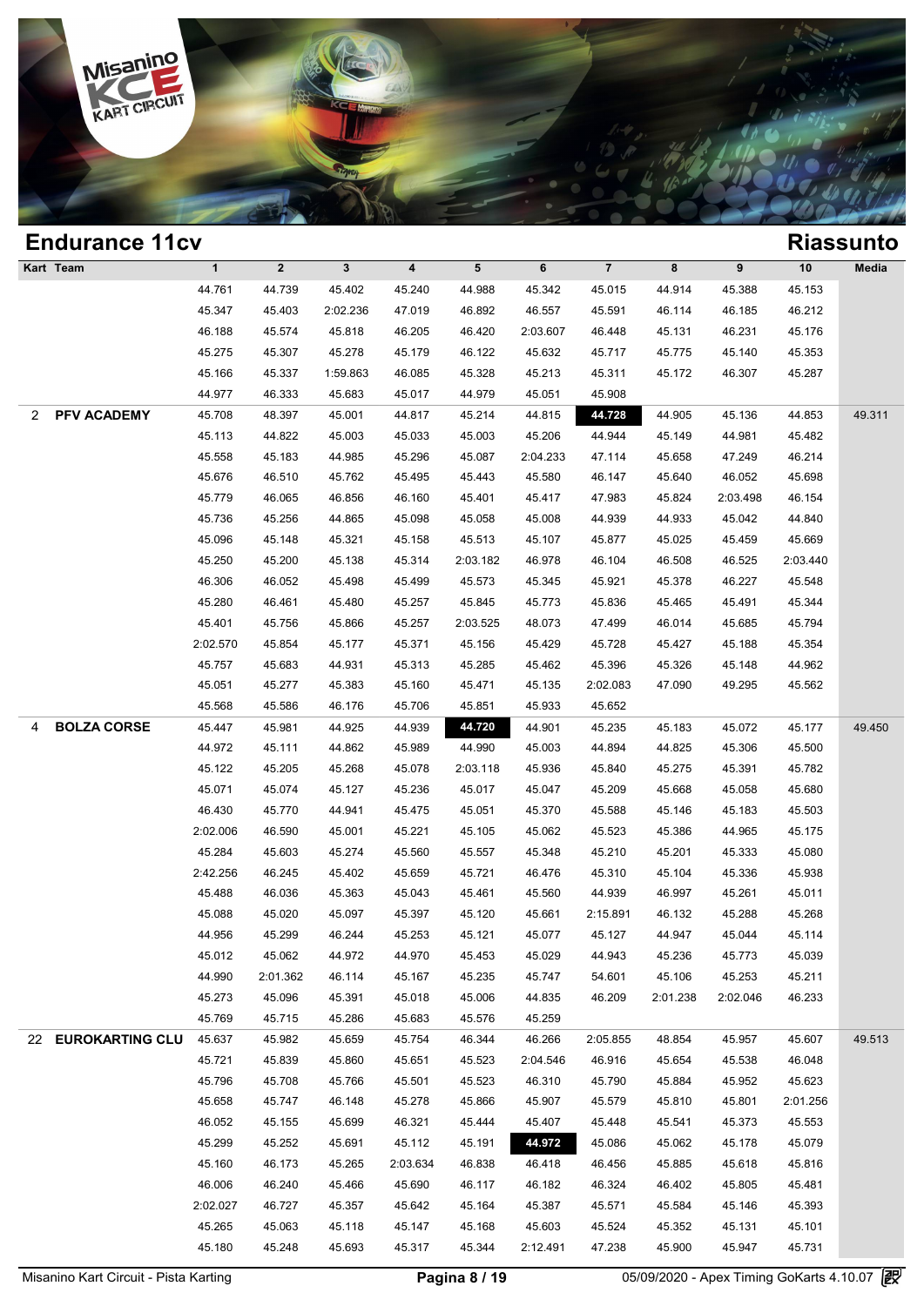# Endurance 11cv

## Riassunto

| Kart | Team | 1 | 2 | 3 | 4 | 5 | 6 | 7 | 8 | 9 | 10 | Media |
|---|---|---|---|---|---|---|---|---|---|---|---|---|
| | | 44.761 | 44.739 | 45.402 | 45.240 | 44.988 | 45.342 | 45.015 | 44.914 | 45.388 | 45.153 | |
| | | 45.347 | 45.403 | 2:02.236 | 47.019 | 46.892 | 46.557 | 45.591 | 46.114 | 46.185 | 46.212 | |
| | | 46.188 | 45.574 | 45.818 | 46.205 | 46.420 | 2:03.607 | 46.448 | 45.131 | 46.231 | 45.176 | |
| | | 45.275 | 45.307 | 45.278 | 45.179 | 46.122 | 45.632 | 45.717 | 45.775 | 45.140 | 45.353 | |
| | | 45.166 | 45.337 | 1:59.863 | 46.085 | 45.328 | 45.213 | 45.311 | 45.172 | 46.307 | 45.287 | |
| | | 44.977 | 46.333 | 45.683 | 45.017 | 44.979 | 45.051 | 45.908 | | | | |
| 2 | **PFV ACADEMY** | 45.708 | 48.397 | 45.001 | 44.817 | 45.214 | 44.815 | **44.728** | 44.905 | 45.136 | 44.853 | 49.311 |
| | | 45.113 | 44.822 | 45.003 | 45.033 | 45.003 | 45.206 | 44.944 | 45.149 | 44.981 | 45.482 | |
| | | 45.558 | 45.183 | 44.985 | 45.296 | 45.087 | 2:04.233 | 47.114 | 45.658 | 47.249 | 46.214 | |
| | | 45.676 | 46.510 | 45.762 | 45.495 | 45.443 | 45.580 | 46.147 | 45.640 | 46.052 | 45.698 | |
| | | 45.779 | 46.065 | 46.856 | 46.160 | 45.401 | 45.417 | 47.983 | 45.824 | 2:03.498 | 46.154 | |
| | | 45.736 | 45.256 | 44.865 | 45.098 | 45.058 | 45.008 | 44.939 | 44.933 | 45.042 | 44.840 | |
| | | 45.096 | 45.148 | 45.321 | 45.158 | 45.513 | 45.107 | 45.877 | 45.025 | 45.459 | 45.669 | |
| | | 45.250 | 45.200 | 45.138 | 45.314 | 2:03.182 | 46.978 | 46.104 | 46.508 | 46.525 | 2:03.440 | |
| | | 46.306 | 46.052 | 45.498 | 45.499 | 45.573 | 45.345 | 45.921 | 45.378 | 46.227 | 45.548 | |
| | | 45.280 | 46.461 | 45.480 | 45.257 | 45.845 | 45.773 | 45.836 | 45.465 | 45.491 | 45.344 | |
| | | 45.401 | 45.756 | 45.866 | 45.257 | 2:03.525 | 48.073 | 47.499 | 46.014 | 45.685 | 45.794 | |
| | | 2:02.570 | 45.854 | 45.177 | 45.371 | 45.156 | 45.429 | 45.728 | 45.427 | 45.188 | 45.354 | |
| | | 45.757 | 45.683 | 44.931 | 45.313 | 45.285 | 45.462 | 45.396 | 45.326 | 45.148 | 44.962 | |
| | | 45.051 | 45.277 | 45.383 | 45.160 | 45.471 | 45.135 | 2:02.083 | 47.090 | 49.295 | 45.562 | |
| | | 45.568 | 45.586 | 46.176 | 45.706 | 45.851 | 45.933 | 45.652 | | | | |
| 4 | **BOLZA CORSE** | 45.447 | 45.981 | 44.925 | 44.939 | **44.720** | 44.901 | 45.235 | 45.183 | 45.072 | 45.177 | 49.450 |
| | | 44.972 | 45.111 | 44.862 | 45.989 | 44.990 | 45.003 | 44.894 | 44.825 | 45.306 | 45.500 | |
| | | 45.122 | 45.205 | 45.268 | 45.078 | 2:03.118 | 45.936 | 45.840 | 45.275 | 45.391 | 45.782 | |
| | | 45.071 | 45.074 | 45.127 | 45.236 | 45.017 | 45.047 | 45.209 | 45.668 | 45.058 | 45.680 | |
| | | 46.430 | 45.770 | 44.941 | 45.475 | 45.051 | 45.370 | 45.588 | 45.146 | 45.183 | 45.503 | |
| | | 2:02.006 | 46.590 | 45.001 | 45.221 | 45.105 | 45.062 | 45.523 | 45.386 | 44.965 | 45.175 | |
| | | 45.284 | 45.603 | 45.274 | 45.560 | 45.557 | 45.348 | 45.210 | 45.201 | 45.333 | 45.080 | |
| | | 2:42.256 | 46.245 | 45.402 | 45.659 | 45.721 | 46.476 | 45.310 | 45.104 | 45.336 | 45.938 | |
| | | 45.488 | 46.036 | 45.363 | 45.043 | 45.461 | 45.560 | 44.939 | 46.997 | 45.261 | 45.011 | |
| | | 45.088 | 45.020 | 45.097 | 45.397 | 45.120 | 45.661 | 2:15.891 | 46.132 | 45.288 | 45.268 | |
| | | 44.956 | 45.299 | 46.244 | 45.253 | 45.121 | 45.077 | 45.127 | 44.947 | 45.044 | 45.114 | |
| | | 45.012 | 45.062 | 44.972 | 44.970 | 45.453 | 45.029 | 44.943 | 45.236 | 45.773 | 45.039 | |
| | | 44.990 | 2:01.362 | 46.114 | 45.167 | 45.235 | 45.747 | 54.601 | 45.106 | 45.253 | 45.211 | |
| | | 45.273 | 45.096 | 45.391 | 45.018 | 45.006 | 44.835 | 46.209 | 2:01.238 | 2:02.046 | 46.233 | |
| | | 45.769 | 45.715 | 45.286 | 45.683 | 45.576 | 45.259 | | | | | |
| 22 | **EUROKARTING CLU** | 45.637 | 45.982 | 45.659 | 45.754 | 46.344 | 46.266 | 2:05.855 | 48.854 | 45.957 | 45.607 | 49.513 |
| | | 45.721 | 45.839 | 45.860 | 45.651 | 45.523 | 2:04.546 | 46.916 | 45.654 | 45.538 | 46.048 | |
| | | 45.796 | 45.708 | 45.766 | 45.501 | 45.523 | 46.310 | 45.790 | 45.884 | 45.952 | 45.623 | |
| | | 45.658 | 45.747 | 46.148 | 45.278 | 45.866 | 45.907 | 45.579 | 45.810 | 45.801 | 2:01.256 | |
| | | 46.052 | 45.155 | 45.699 | 46.321 | 45.444 | 45.407 | 45.448 | 45.541 | 45.373 | 45.553 | |
| | | 45.299 | 45.252 | 45.691 | 45.112 | 45.191 | **44.972** | 45.086 | 45.062 | 45.178 | 45.079 | |
| | | 45.160 | 46.173 | 45.265 | 2:03.634 | 46.838 | 46.418 | 46.456 | 45.885 | 45.618 | 45.816 | |
| | | 46.006 | 46.240 | 45.466 | 45.690 | 46.117 | 46.182 | 46.324 | 46.402 | 45.805 | 45.481 | |
| | | 2:02.027 | 46.727 | 45.357 | 45.642 | 45.164 | 45.387 | 45.571 | 45.584 | 45.146 | 45.393 | |
| | | 45.265 | 45.063 | 45.118 | 45.147 | 45.168 | 45.603 | 45.524 | 45.352 | 45.131 | 45.101 | |
| | | 45.180 | 45.248 | 45.693 | 45.317 | 45.344 | 2:12.491 | 47.238 | 45.900 | 45.947 | 45.731 | |

Misanino Kart Circuit - Pista Karting — 05/09/2020 - Apex Timing GoKarts 4.10.07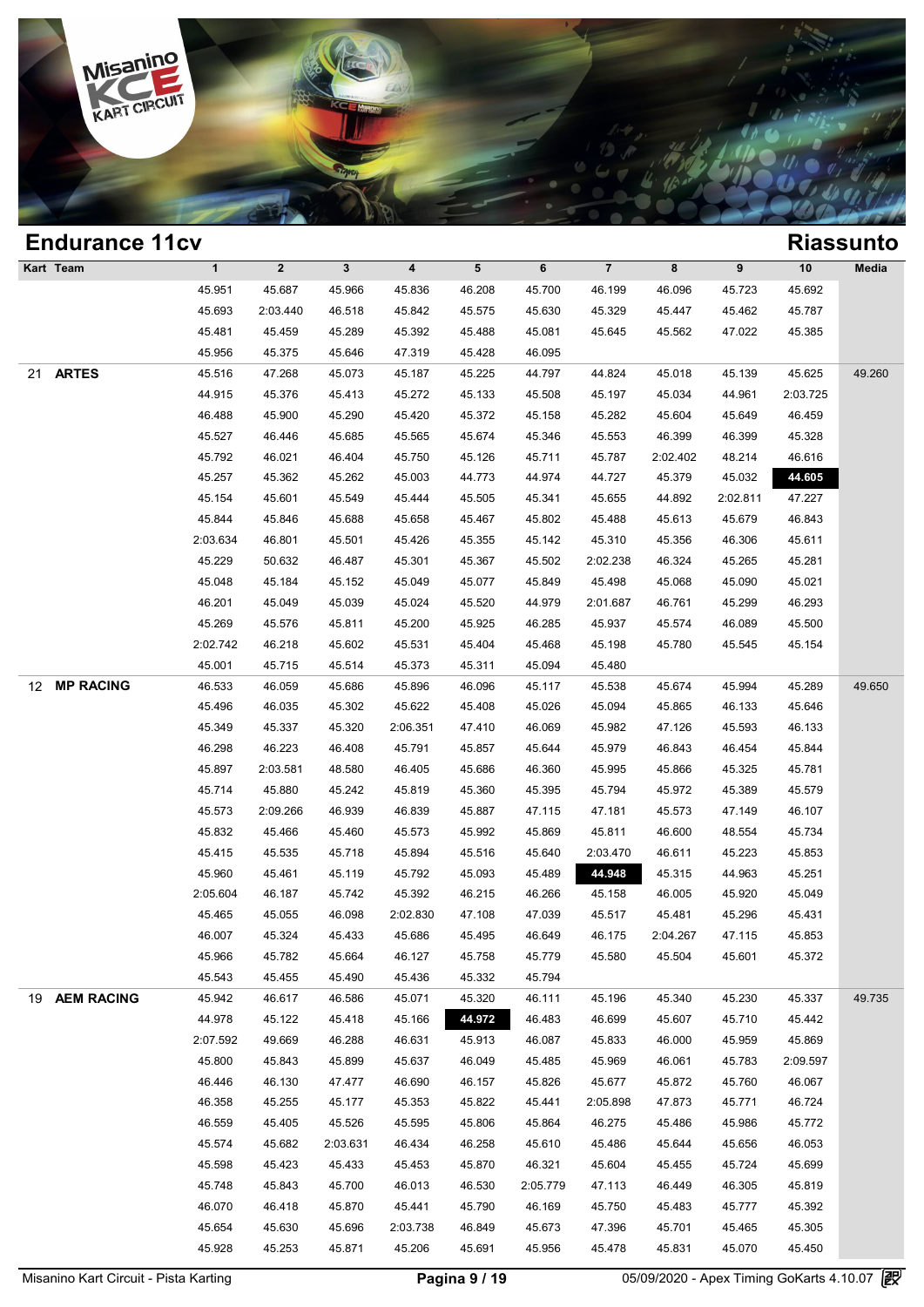## Endurance 11cv

## Riassunto

| Kart | Team | 1 | 2 | 3 | 4 | 5 | 6 | 7 | 8 | 9 | 10 | Media |
|---|---|---|---|---|---|---|---|---|---|---|---|---|
| | | 45.951 | 45.687 | 45.966 | 45.836 | 46.208 | 45.700 | 46.199 | 46.096 | 45.723 | 45.692 | |
| | | 45.693 | 2:03.440 | 46.518 | 45.842 | 45.575 | 45.630 | 45.329 | 45.447 | 45.462 | 45.787 | |
| | | 45.481 | 45.459 | 45.289 | 45.392 | 45.488 | 45.081 | 45.645 | 45.562 | 47.022 | 45.385 | |
| | | 45.956 | 45.375 | 45.646 | 47.319 | 45.428 | 46.095 | | | | | |
| 21 | **ARTES** | 45.516 | 47.268 | 45.073 | 45.187 | 45.225 | 44.797 | 44.824 | 45.018 | 45.139 | 45.625 | 49.260 |
| | | 44.915 | 45.376 | 45.413 | 45.272 | 45.133 | 45.508 | 45.197 | 45.034 | 44.961 | 2:03.725 | |
| | | 46.488 | 45.900 | 45.290 | 45.420 | 45.372 | 45.158 | 45.282 | 45.604 | 45.649 | 46.459 | |
| | | 45.527 | 46.446 | 45.685 | 45.565 | 45.674 | 45.346 | 45.553 | 46.399 | 46.399 | 45.328 | |
| | | 45.792 | 46.021 | 46.404 | 45.750 | 45.126 | 45.711 | 45.787 | 2:02.402 | 48.214 | 46.616 | |
| | | 45.257 | 45.362 | 45.262 | 45.003 | 44.773 | 44.974 | 44.727 | 45.379 | 45.032 | **44.605** | |
| | | 45.154 | 45.601 | 45.549 | 45.444 | 45.505 | 45.341 | 45.655 | 44.892 | 2:02.811 | 47.227 | |
| | | 45.844 | 45.846 | 45.688 | 45.658 | 45.467 | 45.802 | 45.488 | 45.613 | 45.679 | 46.843 | |
| | | 2:03.634 | 46.801 | 45.501 | 45.426 | 45.355 | 45.142 | 45.310 | 45.356 | 46.306 | 45.611 | |
| | | 45.229 | 50.632 | 46.487 | 45.301 | 45.367 | 45.502 | 2:02.238 | 46.324 | 45.265 | 45.281 | |
| | | 45.048 | 45.184 | 45.152 | 45.049 | 45.077 | 45.849 | 45.498 | 45.068 | 45.090 | 45.021 | |
| | | 46.201 | 45.049 | 45.039 | 45.024 | 45.520 | 44.979 | 2:01.687 | 46.761 | 45.299 | 46.293 | |
| | | 45.269 | 45.576 | 45.811 | 45.200 | 45.925 | 46.285 | 45.937 | 45.574 | 46.089 | 45.500 | |
| | | 2:02.742 | 46.218 | 45.602 | 45.531 | 45.404 | 45.468 | 45.198 | 45.780 | 45.545 | 45.154 | |
| | | 45.001 | 45.715 | 45.514 | 45.373 | 45.311 | 45.094 | 45.480 | | | | |
| 12 | **MP RACING** | 46.533 | 46.059 | 45.686 | 45.896 | 46.096 | 45.117 | 45.538 | 45.674 | 45.994 | 45.289 | 49.650 |
| | | 45.496 | 46.035 | 45.302 | 45.622 | 45.408 | 45.026 | 45.094 | 45.865 | 46.133 | 45.646 | |
| | | 45.349 | 45.337 | 45.320 | 2:06.351 | 47.410 | 46.069 | 45.982 | 47.126 | 45.593 | 46.133 | |
| | | 46.298 | 46.223 | 46.408 | 45.791 | 45.857 | 45.644 | 45.979 | 46.843 | 46.454 | 45.844 | |
| | | 45.897 | 2:03.581 | 48.580 | 46.405 | 45.686 | 46.360 | 45.995 | 45.866 | 45.325 | 45.781 | |
| | | 45.714 | 45.880 | 45.242 | 45.819 | 45.360 | 45.395 | 45.794 | 45.972 | 45.389 | 45.579 | |
| | | 45.573 | 2:09.266 | 46.939 | 46.839 | 45.887 | 47.115 | 47.181 | 45.573 | 47.149 | 46.107 | |
| | | 45.832 | 45.466 | 45.460 | 45.573 | 45.992 | 45.869 | 45.811 | 46.600 | 48.554 | 45.734 | |
| | | 45.415 | 45.535 | 45.718 | 45.894 | 45.516 | 45.640 | 2:03.470 | 46.611 | 45.223 | 45.853 | |
| | | 45.960 | 45.461 | 45.119 | 45.792 | 45.093 | 45.489 | **44.948** | 45.315 | 44.963 | 45.251 | |
| | | 2:05.604 | 46.187 | 45.742 | 45.392 | 46.215 | 46.266 | 45.158 | 46.005 | 45.920 | 45.049 | |
| | | 45.465 | 45.055 | 46.098 | 2:02.830 | 47.108 | 47.039 | 45.517 | 45.481 | 45.296 | 45.431 | |
| | | 46.007 | 45.324 | 45.433 | 45.686 | 45.495 | 46.649 | 46.175 | 2:04.267 | 47.115 | 45.853 | |
| | | 45.966 | 45.782 | 45.664 | 46.127 | 45.758 | 45.779 | 45.580 | 45.504 | 45.601 | 45.372 | |
| | | 45.543 | 45.455 | 45.490 | 45.436 | 45.332 | 45.794 | | | | | |
| 19 | **AEM RACING** | 45.942 | 46.617 | 46.586 | 45.071 | 45.320 | 46.111 | 45.196 | 45.340 | 45.230 | 45.337 | 49.735 |
| | | 44.978 | 45.122 | 45.418 | 45.166 | **44.972** | 46.483 | 46.699 | 45.607 | 45.710 | 45.442 | |
| | | 2:07.592 | 49.669 | 46.288 | 46.631 | 45.913 | 46.087 | 45.833 | 46.000 | 45.959 | 45.869 | |
| | | 45.800 | 45.843 | 45.899 | 45.637 | 46.049 | 45.485 | 45.969 | 46.061 | 45.783 | 2:09.597 | |
| | | 46.446 | 46.130 | 47.477 | 46.690 | 46.157 | 45.826 | 45.677 | 45.872 | 45.760 | 46.067 | |
| | | 46.358 | 45.255 | 45.177 | 45.353 | 45.822 | 45.441 | 2:05.898 | 47.873 | 45.771 | 46.724 | |
| | | 46.559 | 45.405 | 45.526 | 45.595 | 45.806 | 45.864 | 46.275 | 45.486 | 45.986 | 45.772 | |
| | | 45.574 | 45.682 | 2:03.631 | 46.434 | 46.258 | 45.610 | 45.486 | 45.644 | 45.656 | 46.053 | |
| | | 45.598 | 45.423 | 45.433 | 45.453 | 45.870 | 46.321 | 45.604 | 45.455 | 45.724 | 45.699 | |
| | | 45.748 | 45.843 | 45.700 | 46.013 | 46.530 | 2:05.779 | 47.113 | 46.449 | 46.305 | 45.819 | |
| | | 46.070 | 46.418 | 45.870 | 45.441 | 45.790 | 46.169 | 45.750 | 45.483 | 45.777 | 45.392 | |
| | | 45.654 | 45.630 | 45.696 | 2:03.738 | 46.849 | 45.673 | 47.396 | 45.701 | 45.465 | 45.305 | |
| | | 45.928 | 45.253 | 45.871 | 45.206 | 45.691 | 45.956 | 45.478 | 45.831 | 45.070 | 45.450 | |

Misanino Kart Circuit - Pista Karting — 05/09/2020 - Apex Timing GoKarts 4.10.07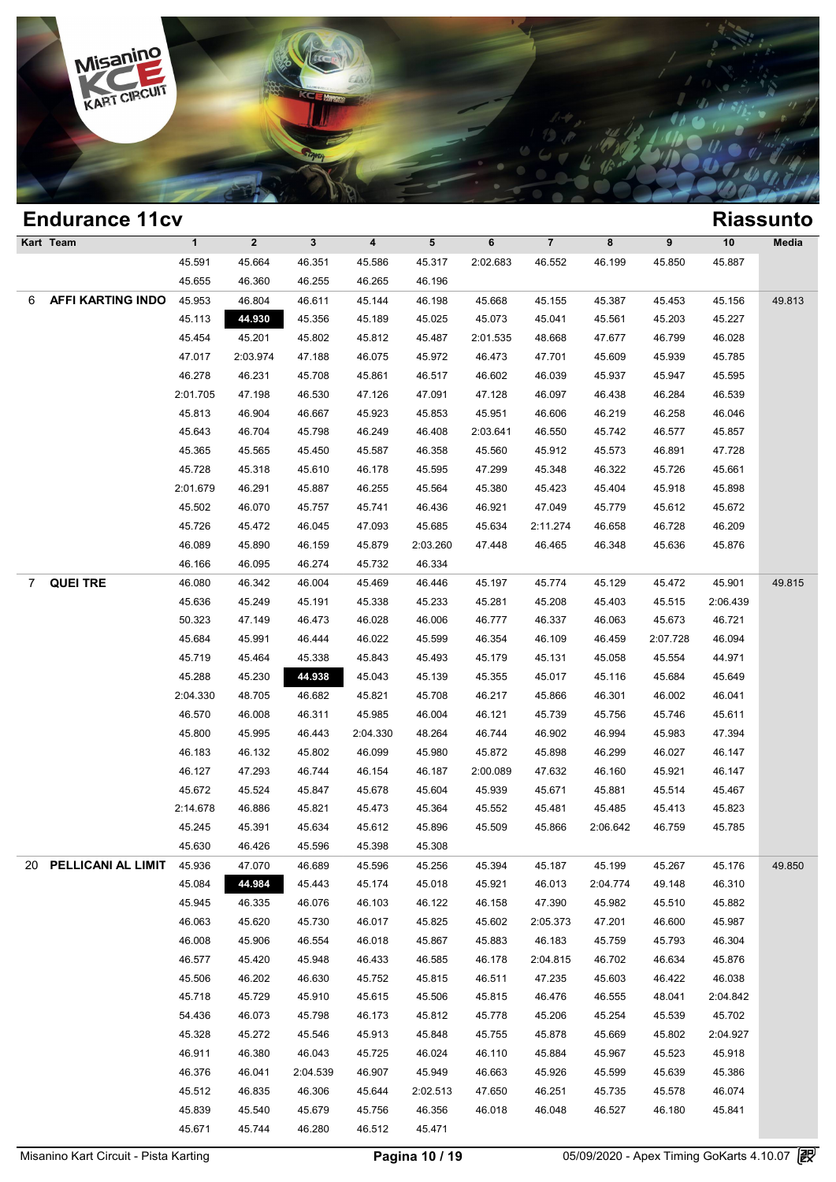## Endurance 11cv

## Riassunto

| Kart | Team | 1 | 2 | 3 | 4 | 5 | 6 | 7 | 8 | 9 | 10 | Media |
|---|---|---|---|---|---|---|---|---|---|---|---|---|
| | | 45.591 | 45.664 | 46.351 | 45.586 | 45.317 | 2:02.683 | 46.552 | 46.199 | 45.850 | 45.887 | |
| | | 45.655 | 46.360 | 46.255 | 46.265 | 46.196 | | | | | | |
| 6 | **AFFI KARTING INDO** | 45.953 | 46.804 | 46.611 | 45.144 | 46.198 | 45.668 | 45.155 | 45.387 | 45.453 | 45.156 | 49.813 |
| | | 45.113 | **44.930** | 45.356 | 45.189 | 45.025 | 45.073 | 45.041 | 45.561 | 45.203 | 45.227 | |
| | | 45.454 | 45.201 | 45.802 | 45.812 | 45.487 | 2:01.535 | 48.668 | 47.677 | 46.799 | 46.028 | |
| | | 47.017 | 2:03.974 | 47.188 | 46.075 | 45.972 | 46.473 | 47.701 | 45.609 | 45.939 | 45.785 | |
| | | 46.278 | 46.231 | 45.708 | 45.861 | 46.517 | 46.602 | 46.039 | 45.937 | 45.947 | 45.595 | |
| | | 2:01.705 | 47.198 | 46.530 | 47.126 | 47.091 | 47.128 | 46.097 | 46.438 | 46.284 | 46.539 | |
| | | 45.813 | 46.904 | 46.667 | 45.923 | 45.853 | 45.951 | 46.606 | 46.219 | 46.258 | 46.046 | |
| | | 45.643 | 46.704 | 45.798 | 46.249 | 46.408 | 2:03.641 | 46.550 | 45.742 | 46.577 | 45.857 | |
| | | 45.365 | 45.565 | 45.450 | 45.587 | 46.358 | 45.560 | 45.912 | 45.573 | 46.891 | 47.728 | |
| | | 45.728 | 45.318 | 45.610 | 46.178 | 45.595 | 47.299 | 45.348 | 46.322 | 45.726 | 45.661 | |
| | | 2:01.679 | 46.291 | 45.887 | 46.255 | 45.564 | 45.380 | 45.423 | 45.404 | 45.918 | 45.898 | |
| | | 45.502 | 46.070 | 45.757 | 45.741 | 46.436 | 46.921 | 47.049 | 45.779 | 45.612 | 45.672 | |
| | | 45.726 | 45.472 | 46.045 | 47.093 | 45.685 | 45.634 | 2:11.274 | 46.658 | 46.728 | 46.209 | |
| | | 46.089 | 45.890 | 46.159 | 45.879 | 2:03.260 | 47.448 | 46.465 | 46.348 | 45.636 | 45.876 | |
| | | 46.166 | 46.095 | 46.274 | 45.732 | 46.334 | | | | | | |
| 7 | **QUEI TRE** | 46.080 | 46.342 | 46.004 | 45.469 | 46.446 | 45.197 | 45.774 | 45.129 | 45.472 | 45.901 | 49.815 |
| | | 45.636 | 45.249 | 45.191 | 45.338 | 45.233 | 45.281 | 45.208 | 45.403 | 45.515 | 2:06.439 | |
| | | 50.323 | 47.149 | 46.473 | 46.028 | 46.006 | 46.777 | 46.337 | 46.063 | 45.673 | 46.721 | |
| | | 45.684 | 45.991 | 46.444 | 46.022 | 45.599 | 46.354 | 46.109 | 46.459 | 2:07.728 | 46.094 | |
| | | 45.719 | 45.464 | 45.338 | 45.843 | 45.493 | 45.179 | 45.131 | 45.058 | 45.554 | 44.971 | |
| | | 45.288 | 45.230 | **44.938** | 45.043 | 45.139 | 45.355 | 45.017 | 45.116 | 45.684 | 45.649 | |
| | | 2:04.330 | 48.705 | 46.682 | 45.821 | 45.708 | 46.217 | 45.866 | 46.301 | 46.002 | 46.041 | |
| | | 46.570 | 46.008 | 46.311 | 45.985 | 46.004 | 46.121 | 45.739 | 45.756 | 45.746 | 45.611 | |
| | | 45.800 | 45.995 | 46.443 | 2:04.330 | 48.264 | 46.744 | 46.902 | 46.994 | 45.983 | 47.394 | |
| | | 46.183 | 46.132 | 45.802 | 46.099 | 45.980 | 45.872 | 45.898 | 46.299 | 46.027 | 46.147 | |
| | | 46.127 | 47.293 | 46.744 | 46.154 | 46.187 | 2:00.089 | 47.632 | 46.160 | 45.921 | 46.147 | |
| | | 45.672 | 45.524 | 45.847 | 45.678 | 45.604 | 45.939 | 45.671 | 45.881 | 45.514 | 45.467 | |
| | | 2:14.678 | 46.886 | 45.821 | 45.473 | 45.364 | 45.552 | 45.481 | 45.485 | 45.413 | 45.823 | |
| | | 45.245 | 45.391 | 45.634 | 45.612 | 45.896 | 45.509 | 45.866 | 2:06.642 | 46.759 | 45.785 | |
| | | 45.630 | 46.426 | 45.596 | 45.398 | 45.308 | | | | | | |
| 20 | **PELLICANI AL LIMIT** | 45.936 | 47.070 | 46.689 | 45.596 | 45.256 | 45.394 | 45.187 | 45.199 | 45.267 | 45.176 | 49.850 |
| | | 45.084 | **44.984** | 45.443 | 45.174 | 45.018 | 45.921 | 46.013 | 2:04.774 | 49.148 | 46.310 | |
| | | 45.945 | 46.335 | 46.076 | 46.103 | 46.122 | 46.158 | 47.390 | 45.982 | 45.510 | 45.882 | |
| | | 46.063 | 45.620 | 45.730 | 46.017 | 45.825 | 45.602 | 2:05.373 | 47.201 | 46.600 | 45.987 | |
| | | 46.008 | 45.906 | 46.554 | 46.018 | 45.867 | 45.883 | 46.183 | 45.759 | 45.793 | 46.304 | |
| | | 46.577 | 45.420 | 45.948 | 46.433 | 46.585 | 46.178 | 2:04.815 | 46.702 | 46.634 | 45.876 | |
| | | 45.506 | 46.202 | 46.630 | 45.752 | 45.815 | 46.511 | 47.235 | 45.603 | 46.422 | 46.038 | |
| | | 45.718 | 45.729 | 45.910 | 45.615 | 45.506 | 45.815 | 46.476 | 46.555 | 48.041 | 2:04.842 | |
| | | 54.436 | 46.073 | 45.798 | 46.173 | 45.812 | 45.778 | 45.206 | 45.254 | 45.539 | 45.702 | |
| | | 45.328 | 45.272 | 45.546 | 45.913 | 45.848 | 45.755 | 45.878 | 45.669 | 45.802 | 2:04.927 | |
| | | 46.911 | 46.380 | 46.043 | 45.725 | 46.024 | 46.110 | 45.884 | 45.967 | 45.523 | 45.918 | |
| | | 46.376 | 46.041 | 2:04.539 | 46.907 | 45.949 | 46.663 | 45.926 | 45.599 | 45.639 | 45.386 | |
| | | 45.512 | 46.835 | 46.306 | 45.644 | 2:02.513 | 47.650 | 46.251 | 45.735 | 45.578 | 46.074 | |
| | | 45.839 | 45.540 | 45.679 | 45.756 | 46.356 | 46.018 | 46.048 | 46.527 | 46.180 | 45.841 | |
| | | 45.671 | 45.744 | 46.280 | 46.512 | 45.471 | | | | | | |

Misanino Kart Circuit - Pista Karting

05/09/2020 - Apex Timing GoKarts 4.10.07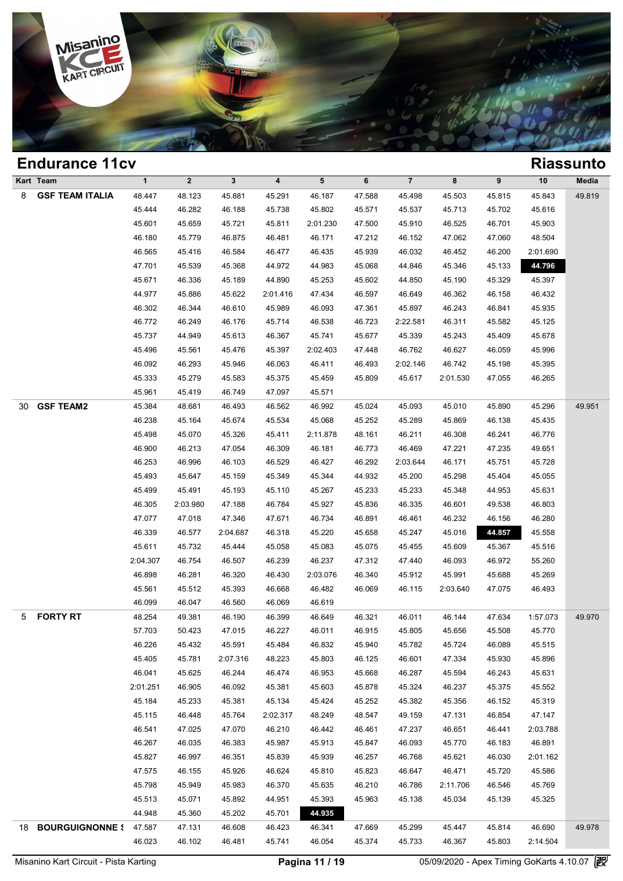## Endurance 11cv

## Riassunto

| Kart | Team | 1 | 2 | 3 | 4 | 5 | 6 | 7 | 8 | 9 | 10 | Media |
|---|---|---|---|---|---|---|---|---|---|---|---|---|
| 8 | GSF TEAM ITALIA | 48.447 | 48.123 | 45.881 | 45.291 | 46.187 | 47.588 | 45.498 | 45.503 | 45.815 | 45.843 | 49.819 |
| | | 45.444 | 46.282 | 46.188 | 45.738 | 45.802 | 45.571 | 45.537 | 45.713 | 45.702 | 45.616 | |
| | | 45.601 | 45.659 | 45.721 | 45.811 | 2:01.230 | 47.500 | 45.910 | 46.525 | 46.701 | 45.903 | |
| | | 46.180 | 45.779 | 46.875 | 46.481 | 46.171 | 47.212 | 46.152 | 47.062 | 47.060 | 48.504 | |
| | | 46.565 | 45.416 | 46.584 | 46.477 | 46.435 | 45.939 | 46.032 | 46.452 | 46.200 | 2:01.690 | |
| | | 47.701 | 45.539 | 45.368 | 44.972 | 44.983 | 45.068 | 44.846 | 45.346 | 45.133 | **44.796** | |
| | | 45.671 | 46.336 | 45.189 | 44.890 | 45.253 | 45.602 | 44.850 | 45.190 | 45.329 | 45.397 | |
| | | 44.977 | 45.886 | 45.622 | 2:01.416 | 47.434 | 46.597 | 46.649 | 46.362 | 46.158 | 46.432 | |
| | | 46.302 | 46.344 | 46.610 | 45.989 | 46.093 | 47.361 | 45.897 | 46.243 | 46.841 | 45.935 | |
| | | 46.772 | 46.249 | 46.176 | 45.714 | 46.538 | 46.723 | 2:22.581 | 46.311 | 45.582 | 45.125 | |
| | | 45.737 | 44.949 | 45.613 | 46.367 | 45.741 | 45.677 | 45.339 | 45.243 | 45.409 | 45.678 | |
| | | 45.496 | 45.561 | 45.476 | 45.397 | 2:02.403 | 47.448 | 46.762 | 46.627 | 46.059 | 45.996 | |
| | | 46.092 | 46.293 | 45.946 | 46.063 | 46.411 | 46.493 | 2:02.146 | 46.742 | 45.198 | 45.395 | |
| | | 45.333 | 45.279 | 45.583 | 45.375 | 45.459 | 45.809 | 45.617 | 2:01.530 | 47.055 | 46.265 | |
| | | 45.961 | 45.419 | 46.749 | 47.097 | 45.571 | | | | | | |
| 30 | GSF TEAM2 | 45.384 | 48.681 | 46.493 | 46.562 | 46.992 | 45.024 | 45.093 | 45.010 | 45.890 | 45.296 | 49.951 |
| | | 46.238 | 45.164 | 45.674 | 45.534 | 45.068 | 45.252 | 45.289 | 45.869 | 46.138 | 45.435 | |
| | | 45.498 | 45.070 | 45.326 | 45.411 | 2:11.878 | 48.161 | 46.211 | 46.308 | 46.241 | 46.776 | |
| | | 46.900 | 46.213 | 47.054 | 46.309 | 46.181 | 46.773 | 46.469 | 47.221 | 47.235 | 49.651 | |
| | | 46.253 | 46.996 | 46.103 | 46.529 | 46.427 | 46.292 | 2:03.644 | 46.171 | 45.751 | 45.728 | |
| | | 45.493 | 45.647 | 45.159 | 45.349 | 45.344 | 44.932 | 45.200 | 45.298 | 45.404 | 45.055 | |
| | | 45.499 | 45.491 | 45.193 | 45.110 | 45.267 | 45.233 | 45.233 | 45.348 | 44.953 | 45.631 | |
| | | 46.305 | 2:03.980 | 47.188 | 46.784 | 45.927 | 45.836 | 46.335 | 46.601 | 49.538 | 46.803 | |
| | | 47.077 | 47.018 | 47.346 | 47.671 | 46.734 | 46.891 | 46.461 | 46.232 | 46.156 | 46.280 | |
| | | 46.339 | 46.577 | 2:04.687 | 46.318 | 45.220 | 45.658 | 45.247 | 45.016 | **44.857** | 45.558 | |
| | | 45.611 | 45.732 | 45.444 | 45.058 | 45.083 | 45.075 | 45.455 | 45.609 | 45.367 | 45.516 | |
| | | 2:04.307 | 46.754 | 46.507 | 46.239 | 46.237 | 47.312 | 47.440 | 46.093 | 46.972 | 55.260 | |
| | | 46.898 | 46.281 | 46.320 | 46.430 | 2:03.076 | 46.340 | 45.912 | 45.991 | 45.688 | 45.269 | |
| | | 45.561 | 45.512 | 45.393 | 46.668 | 46.482 | 46.069 | 46.115 | 2:03.640 | 47.075 | 46.493 | |
| | | 46.099 | 46.047 | 46.560 | 46.069 | 46.619 | | | | | | |
| 5 | FORTY RT | 48.254 | 49.381 | 46.190 | 46.399 | 46.649 | 46.321 | 46.011 | 46.144 | 47.634 | 1:57.073 | 49.970 |
| | | 57.703 | 50.423 | 47.015 | 46.227 | 46.011 | 46.915 | 45.805 | 45.656 | 45.508 | 45.770 | |
| | | 46.226 | 45.432 | 45.591 | 45.484 | 46.832 | 45.940 | 45.782 | 45.724 | 46.089 | 45.515 | |
| | | 45.405 | 45.781 | 2:07.316 | 48.223 | 45.803 | 46.125 | 46.601 | 47.334 | 45.930 | 45.896 | |
| | | 46.041 | 45.625 | 46.244 | 46.474 | 46.953 | 45.668 | 46.287 | 45.594 | 46.243 | 45.631 | |
| | | 2:01.251 | 46.905 | 46.092 | 45.381 | 45.603 | 45.878 | 45.324 | 46.237 | 45.375 | 45.552 | |
| | | 45.184 | 45.233 | 45.381 | 45.134 | 45.424 | 45.252 | 45.382 | 45.356 | 46.152 | 45.319 | |
| | | 45.115 | 46.448 | 45.764 | 2:02.317 | 48.249 | 48.547 | 49.159 | 47.131 | 46.854 | 47.147 | |
| | | 46.541 | 47.025 | 47.070 | 46.210 | 46.442 | 46.461 | 47.237 | 46.651 | 46.441 | 2:03.788 | |
| | | 46.267 | 46.035 | 46.383 | 45.987 | 45.913 | 45.847 | 46.093 | 45.770 | 46.183 | 46.891 | |
| | | 45.827 | 46.997 | 46.351 | 45.839 | 45.939 | 46.257 | 46.768 | 45.621 | 46.030 | 2:01.162 | |
| | | 47.575 | 46.155 | 45.926 | 46.624 | 45.810 | 45.823 | 46.647 | 46.471 | 45.720 | 45.586 | |
| | | 45.798 | 45.949 | 45.983 | 46.370 | 45.635 | 46.210 | 46.786 | 2:11.706 | 46.546 | 45.769 | |
| | | 45.513 | 45.071 | 45.892 | 44.951 | 45.393 | 45.963 | 45.138 | 45.034 | 45.139 | 45.325 | |
| | | 44.948 | 45.360 | 45.202 | 45.701 | **44.935** | | | | | | |
| 18 | BOURGUIGNONNE S | 47.587 | 47.131 | 46.608 | 46.423 | 46.341 | 47.669 | 45.299 | 45.447 | 45.814 | 46.690 | 49.978 |
| | | 46.023 | 46.102 | 46.481 | 45.741 | 46.054 | 45.374 | 45.733 | 46.367 | 45.803 | 2:14.504 | |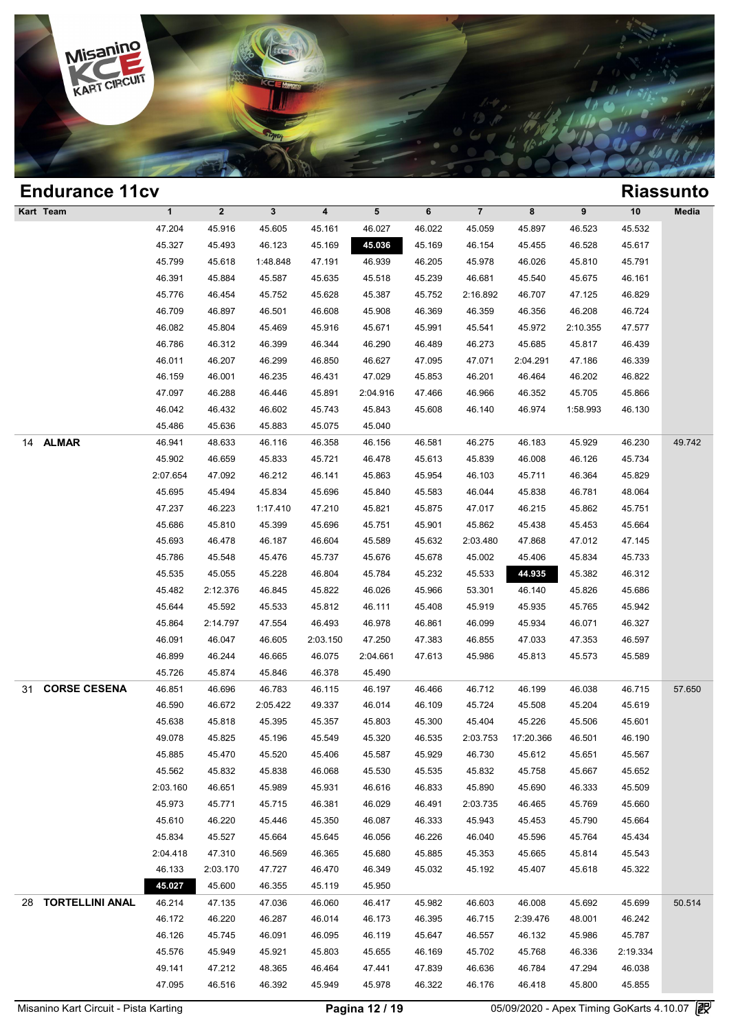## Endurance 11cv

## Riassunto

| Kart | Team | 1 | 2 | 3 | 4 | 5 | 6 | 7 | 8 | 9 | 10 | Media |
|---|---|---|---|---|---|---|---|---|---|---|---|---|
| | | 47.204 | 45.916 | 45.605 | 45.161 | 46.027 | 46.022 | 45.059 | 45.897 | 46.523 | 45.532 | |
| | | 45.327 | 45.493 | 46.123 | 45.169 | **45.036** | 45.169 | 46.154 | 45.455 | 46.528 | 45.617 | |
| | | 45.799 | 45.618 | 1:48.848 | 47.191 | 46.939 | 46.205 | 45.978 | 46.026 | 45.810 | 45.791 | |
| | | 46.391 | 45.884 | 45.587 | 45.635 | 45.518 | 45.239 | 46.681 | 45.540 | 45.675 | 46.161 | |
| | | 45.776 | 46.454 | 45.752 | 45.628 | 45.387 | 45.752 | 2:16.892 | 46.707 | 47.125 | 46.829 | |
| | | 46.709 | 46.897 | 46.501 | 46.608 | 45.908 | 46.369 | 46.359 | 46.356 | 46.208 | 46.724 | |
| | | 46.082 | 45.804 | 45.469 | 45.916 | 45.671 | 45.991 | 45.541 | 45.972 | 2:10.355 | 47.577 | |
| | | 46.786 | 46.312 | 46.399 | 46.344 | 46.290 | 46.489 | 46.273 | 45.685 | 45.817 | 46.439 | |
| | | 46.011 | 46.207 | 46.299 | 46.850 | 46.627 | 47.095 | 47.071 | 2:04.291 | 47.186 | 46.339 | |
| | | 46.159 | 46.001 | 46.235 | 46.431 | 47.029 | 45.853 | 46.201 | 46.464 | 46.202 | 46.822 | |
| | | 47.097 | 46.288 | 46.446 | 45.891 | 2:04.916 | 47.466 | 46.966 | 46.352 | 45.705 | 45.866 | |
| | | 46.042 | 46.432 | 46.602 | 45.743 | 45.843 | 45.608 | 46.140 | 46.974 | 1:58.993 | 46.130 | |
| | | 45.486 | 45.636 | 45.883 | 45.075 | 45.040 | | | | | | |
| 14 | **ALMAR** | 46.941 | 48.633 | 46.116 | 46.358 | 46.156 | 46.581 | 46.275 | 46.183 | 45.929 | 46.230 | 49.742 |
| | | 45.902 | 46.659 | 45.833 | 45.721 | 46.478 | 45.613 | 45.839 | 46.008 | 46.126 | 45.734 | |
| | | 2:07.654 | 47.092 | 46.212 | 46.141 | 45.863 | 45.954 | 46.103 | 45.711 | 46.364 | 45.829 | |
| | | 45.695 | 45.494 | 45.834 | 45.696 | 45.840 | 45.583 | 46.044 | 45.838 | 46.781 | 48.064 | |
| | | 47.237 | 46.223 | 1:17.410 | 47.210 | 45.821 | 45.875 | 47.017 | 46.215 | 45.862 | 45.751 | |
| | | 45.686 | 45.810 | 45.399 | 45.696 | 45.751 | 45.901 | 45.862 | 45.438 | 45.453 | 45.664 | |
| | | 45.693 | 46.478 | 46.187 | 46.604 | 45.589 | 45.632 | 2:03.480 | 47.868 | 47.012 | 47.145 | |
| | | 45.786 | 45.548 | 45.476 | 45.737 | 45.676 | 45.678 | 45.002 | 45.406 | 45.834 | 45.733 | |
| | | 45.535 | 45.055 | 45.228 | 46.804 | 45.784 | 45.232 | 45.533 | **44.935** | 45.382 | 46.312 | |
| | | 45.482 | 2:12.376 | 46.845 | 45.822 | 46.026 | 45.966 | 53.301 | 46.140 | 45.826 | 45.686 | |
| | | 45.644 | 45.592 | 45.533 | 45.812 | 46.111 | 45.408 | 45.919 | 45.935 | 45.765 | 45.942 | |
| | | 45.864 | 2:14.797 | 47.554 | 46.493 | 46.978 | 46.861 | 46.099 | 45.934 | 46.071 | 46.327 | |
| | | 46.091 | 46.047 | 46.605 | 2:03.150 | 47.250 | 47.383 | 46.855 | 47.033 | 47.353 | 46.597 | |
| | | 46.899 | 46.244 | 46.665 | 46.075 | 2:04.661 | 47.613 | 45.986 | 45.813 | 45.573 | 45.589 | |
| | | 45.726 | 45.874 | 45.846 | 46.378 | 45.490 | | | | | | |
| 31 | **CORSE CESENA** | 46.851 | 46.696 | 46.783 | 46.115 | 46.197 | 46.466 | 46.712 | 46.199 | 46.038 | 46.715 | 57.650 |
| | | 46.590 | 46.672 | 2:05.422 | 49.337 | 46.014 | 46.109 | 45.724 | 45.508 | 45.204 | 45.619 | |
| | | 45.638 | 45.818 | 45.395 | 45.357 | 45.803 | 45.300 | 45.404 | 45.226 | 45.506 | 45.601 | |
| | | 49.078 | 45.825 | 45.196 | 45.549 | 45.320 | 46.535 | 2:03.753 | 17:20.366 | 46.501 | 46.190 | |
| | | 45.885 | 45.470 | 45.520 | 45.406 | 45.587 | 45.929 | 46.730 | 45.612 | 45.651 | 45.567 | |
| | | 45.562 | 45.832 | 45.838 | 46.068 | 45.530 | 45.535 | 45.832 | 45.758 | 45.667 | 45.652 | |
| | | 2:03.160 | 46.651 | 45.989 | 45.931 | 46.616 | 46.833 | 45.890 | 45.690 | 46.333 | 45.509 | |
| | | 45.973 | 45.771 | 45.715 | 46.381 | 46.029 | 46.491 | 2:03.735 | 46.465 | 45.769 | 45.660 | |
| | | 45.610 | 46.220 | 45.446 | 45.350 | 46.087 | 46.333 | 45.943 | 45.453 | 45.790 | 45.664 | |
| | | 45.834 | 45.527 | 45.664 | 45.645 | 46.056 | 46.226 | 46.040 | 45.596 | 45.764 | 45.434 | |
| | | 2:04.418 | 47.310 | 46.569 | 46.365 | 45.680 | 45.885 | 45.353 | 45.665 | 45.814 | 45.543 | |
| | | 46.133 | 2:03.170 | 47.727 | 46.470 | 46.349 | 45.032 | 45.192 | 45.407 | 45.618 | 45.322 | |
| | | **45.027** | 45.600 | 46.355 | 45.119 | 45.950 | | | | | | |
| 28 | **TORTELLINI ANAL** | 46.214 | 47.135 | 47.036 | 46.060 | 46.417 | 45.982 | 46.603 | 46.008 | 45.692 | 45.699 | 50.514 |
| | | 46.172 | 46.220 | 46.287 | 46.014 | 46.173 | 46.395 | 46.715 | 2:39.476 | 48.001 | 46.242 | |
| | | 46.126 | 45.745 | 46.091 | 46.095 | 46.119 | 45.647 | 46.557 | 46.132 | 45.986 | 45.787 | |
| | | 45.576 | 45.949 | 45.921 | 45.803 | 45.655 | 46.169 | 45.702 | 45.768 | 46.336 | 2:19.334 | |
| | | 49.141 | 47.212 | 48.365 | 46.464 | 47.441 | 47.839 | 46.636 | 46.784 | 47.294 | 46.038 | |
| | | 47.095 | 46.516 | 46.392 | 45.949 | 45.978 | 46.322 | 46.176 | 46.418 | 45.800 | 45.855 | |

Misanino Kart Circuit - Pista Karting — 05/09/2020 - Apex Timing GoKarts 4.10.07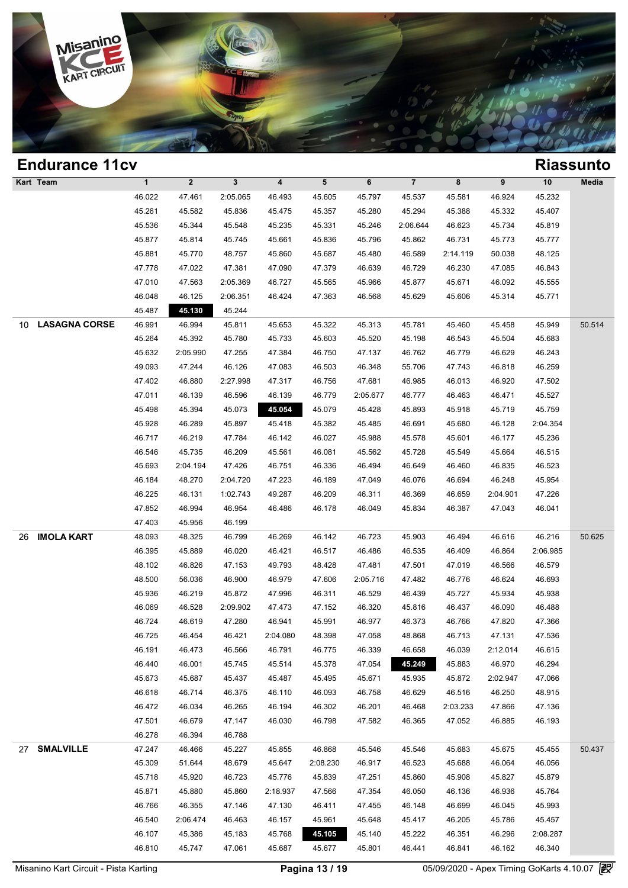## Endurance 11cv

## Riassunto

| Kart | Team | 1 | 2 | 3 | 4 | 5 | 6 | 7 | 8 | 9 | 10 | Media |
|---|---|---|---|---|---|---|---|---|---|---|---|---|
| | | 46.022 | 47.461 | 2:05.065 | 46.493 | 45.605 | 45.797 | 45.537 | 45.581 | 46.924 | 45.232 | |
| | | 45.261 | 45.582 | 45.836 | 45.475 | 45.357 | 45.280 | 45.294 | 45.388 | 45.332 | 45.407 | |
| | | 45.536 | 45.344 | 45.548 | 45.235 | 45.331 | 45.246 | 2:06.644 | 46.623 | 45.734 | 45.819 | |
| | | 45.877 | 45.814 | 45.745 | 45.661 | 45.836 | 45.796 | 45.862 | 46.731 | 45.773 | 45.777 | |
| | | 45.881 | 45.770 | 48.757 | 45.860 | 45.687 | 45.480 | 46.589 | 2:14.119 | 50.038 | 48.125 | |
| | | 47.778 | 47.022 | 47.381 | 47.090 | 47.379 | 46.639 | 46.729 | 46.230 | 47.085 | 46.843 | |
| | | 47.010 | 47.563 | 2:05.369 | 46.727 | 45.565 | 45.966 | 45.877 | 45.671 | 46.092 | 45.555 | |
| | | 46.048 | 46.125 | 2:06.351 | 46.424 | 47.363 | 46.568 | 45.629 | 45.606 | 45.314 | 45.771 | |
| | | 45.487 | **45.130** | 45.244 | | | | | | | | |
| 10 | **LASAGNA CORSE** | 46.991 | 46.994 | 45.811 | 45.653 | 45.322 | 45.313 | 45.781 | 45.460 | 45.458 | 45.949 | 50.514 |
| | | 45.264 | 45.392 | 45.780 | 45.733 | 45.603 | 45.520 | 45.198 | 46.543 | 45.504 | 45.683 | |
| | | 45.632 | 2:05.990 | 47.255 | 47.384 | 46.750 | 47.137 | 46.762 | 46.779 | 46.629 | 46.243 | |
| | | 49.093 | 47.244 | 46.126 | 47.083 | 46.503 | 46.348 | 55.706 | 47.743 | 46.818 | 46.259 | |
| | | 47.402 | 46.880 | 2:27.998 | 47.317 | 46.756 | 47.681 | 46.985 | 46.013 | 46.920 | 47.502 | |
| | | 47.011 | 46.139 | 46.596 | 46.139 | 46.779 | 2:05.677 | 46.777 | 46.463 | 46.471 | 45.527 | |
| | | 45.498 | 45.394 | 45.073 | **45.054** | 45.079 | 45.428 | 45.893 | 45.918 | 45.719 | 45.759 | |
| | | 45.928 | 46.289 | 45.897 | 45.418 | 45.382 | 45.485 | 46.691 | 45.680 | 46.128 | 2:04.354 | |
| | | 46.717 | 46.219 | 47.784 | 46.142 | 46.027 | 45.988 | 45.578 | 45.601 | 46.177 | 45.236 | |
| | | 46.546 | 45.735 | 46.209 | 45.561 | 46.081 | 45.562 | 45.728 | 45.549 | 45.664 | 46.515 | |
| | | 45.693 | 2:04.194 | 47.426 | 46.751 | 46.336 | 46.494 | 46.649 | 46.460 | 46.835 | 46.523 | |
| | | 46.184 | 48.270 | 2:04.720 | 47.223 | 46.189 | 47.049 | 46.076 | 46.694 | 46.248 | 45.954 | |
| | | 46.225 | 46.131 | 1:02.743 | 49.287 | 46.209 | 46.311 | 46.369 | 46.659 | 2:04.901 | 47.226 | |
| | | 47.852 | 46.994 | 46.954 | 46.486 | 46.178 | 46.049 | 45.834 | 46.387 | 47.043 | 46.041 | |
| | | 47.403 | 45.956 | 46.199 | | | | | | | | |
| 26 | **IMOLA KART** | 48.093 | 48.325 | 46.799 | 46.269 | 46.142 | 46.723 | 45.903 | 46.494 | 46.616 | 46.216 | 50.625 |
| | | 46.395 | 45.889 | 46.020 | 46.421 | 46.517 | 46.486 | 46.535 | 46.409 | 46.864 | 2:06.985 | |
| | | 48.102 | 46.826 | 47.153 | 49.793 | 48.428 | 47.481 | 47.501 | 47.019 | 46.566 | 46.579 | |
| | | 48.500 | 56.036 | 46.900 | 46.979 | 47.606 | 2:05.716 | 47.482 | 46.776 | 46.624 | 46.693 | |
| | | 45.936 | 46.219 | 45.872 | 47.996 | 46.311 | 46.529 | 46.439 | 45.727 | 45.934 | 45.938 | |
| | | 46.069 | 46.528 | 2:09.902 | 47.473 | 47.152 | 46.320 | 45.816 | 46.437 | 46.090 | 46.488 | |
| | | 46.724 | 46.619 | 47.280 | 46.941 | 45.991 | 46.977 | 46.373 | 46.766 | 47.820 | 47.366 | |
| | | 46.725 | 46.454 | 46.421 | 2:04.080 | 48.398 | 47.058 | 48.868 | 46.713 | 47.131 | 47.536 | |
| | | 46.191 | 46.473 | 46.566 | 46.791 | 46.775 | 46.339 | 46.658 | 46.039 | 2:12.014 | 46.615 | |
| | | 46.440 | 46.001 | 45.745 | 45.514 | 45.378 | 47.054 | **45.249** | 45.883 | 46.970 | 46.294 | |
| | | 45.673 | 45.687 | 45.437 | 45.487 | 45.495 | 45.671 | 45.935 | 45.872 | 2:02.947 | 47.066 | |
| | | 46.618 | 46.714 | 46.375 | 46.110 | 46.093 | 46.758 | 46.629 | 46.516 | 46.250 | 48.915 | |
| | | 46.472 | 46.034 | 46.265 | 46.194 | 46.302 | 46.201 | 46.468 | 2:03.233 | 47.866 | 47.136 | |
| | | 47.501 | 46.679 | 47.147 | 46.030 | 46.798 | 47.582 | 46.365 | 47.052 | 46.885 | 46.193 | |
| | | 46.278 | 46.394 | 46.788 | | | | | | | | |
| 27 | **SMALVILLE** | 47.247 | 46.466 | 45.227 | 45.855 | 46.868 | 45.546 | 45.546 | 45.683 | 45.675 | 45.455 | 50.437 |
| | | 45.309 | 51.644 | 48.679 | 45.647 | 2:08.230 | 46.917 | 46.523 | 45.688 | 46.064 | 46.056 | |
| | | 45.718 | 45.920 | 46.723 | 45.776 | 45.839 | 47.251 | 45.860 | 45.908 | 45.827 | 45.879 | |
| | | 45.871 | 45.880 | 45.860 | 2:18.937 | 47.566 | 47.354 | 46.050 | 46.136 | 46.936 | 45.764 | |
| | | 46.766 | 46.355 | 47.146 | 47.130 | 46.411 | 47.455 | 46.148 | 46.699 | 46.045 | 45.993 | |
| | | 46.540 | 2:06.474 | 46.463 | 46.157 | 45.961 | 45.648 | 45.417 | 46.205 | 45.786 | 45.457 | |
| | | 46.107 | 45.386 | 45.183 | 45.768 | **45.105** | 45.140 | 45.222 | 46.351 | 46.296 | 2:08.287 | |
| | | 46.810 | 45.747 | 47.061 | 45.687 | 45.677 | 45.801 | 46.441 | 46.841 | 46.162 | 46.340 | |

Misanino Kart Circuit - Pista Karting — 05/09/2020 - Apex Timing GoKarts 4.10.07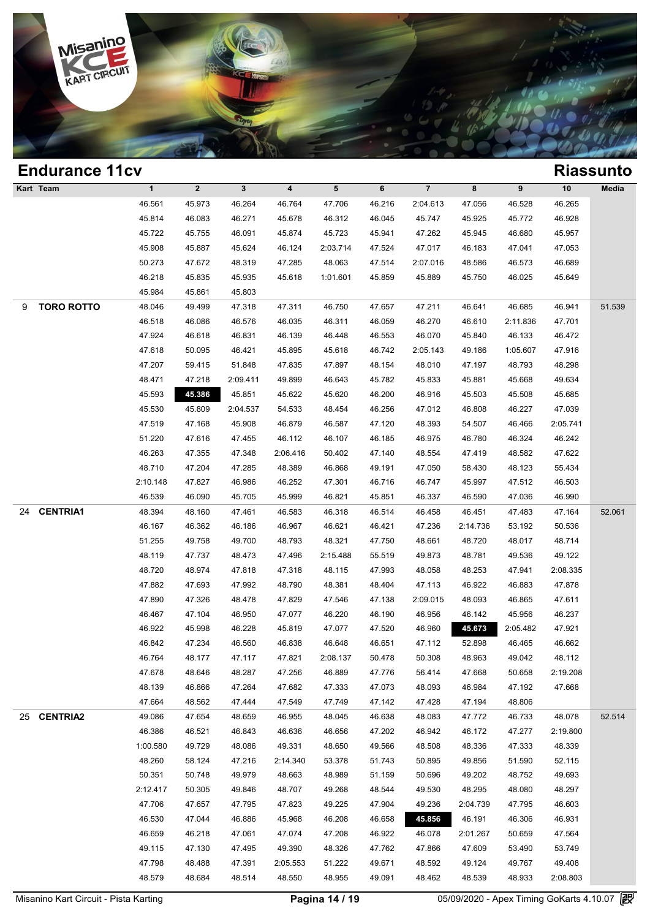## Endurance 11cv

## Riassunto

| Kart | Team | 1 | 2 | 3 | 4 | 5 | 6 | 7 | 8 | 9 | 10 | Media |
|---|---|---|---|---|---|---|---|---|---|---|---|---|
| | | 46.561 | 45.973 | 46.264 | 46.764 | 47.706 | 46.216 | 2:04.613 | 47.056 | 46.528 | 46.265 | |
| | | 45.814 | 46.083 | 46.271 | 45.678 | 46.312 | 46.045 | 45.747 | 45.925 | 45.772 | 46.928 | |
| | | 45.722 | 45.755 | 46.091 | 45.874 | 45.723 | 45.941 | 47.262 | 45.945 | 46.680 | 45.957 | |
| | | 45.908 | 45.887 | 45.624 | 46.124 | 2:03.714 | 47.524 | 47.017 | 46.183 | 47.041 | 47.053 | |
| | | 50.273 | 47.672 | 48.319 | 47.285 | 48.063 | 47.514 | 2:07.016 | 48.586 | 46.573 | 46.689 | |
| | | 46.218 | 45.835 | 45.935 | 45.618 | 1:01.601 | 45.859 | 45.889 | 45.750 | 46.025 | 45.649 | |
| | | 45.984 | 45.861 | 45.803 | | | | | | | | |
| 9 | **TORO ROTTO** | 48.046 | 49.499 | 47.318 | 47.311 | 46.750 | 47.657 | 47.211 | 46.641 | 46.685 | 46.941 | 51.539 |
| | | 46.518 | 46.086 | 46.576 | 46.035 | 46.311 | 46.059 | 46.270 | 46.610 | 2:11.836 | 47.701 | |
| | | 47.924 | 46.618 | 46.831 | 46.139 | 46.448 | 46.553 | 46.070 | 45.840 | 46.133 | 46.472 | |
| | | 47.618 | 50.095 | 46.421 | 45.895 | 45.618 | 46.742 | 2:05.143 | 49.186 | 1:05.607 | 47.916 | |
| | | 47.207 | 59.415 | 51.848 | 47.835 | 47.897 | 48.154 | 48.010 | 47.197 | 48.793 | 48.298 | |
| | | 48.471 | 47.218 | 2:09.411 | 49.899 | 46.643 | 45.782 | 45.833 | 45.881 | 45.668 | 49.634 | |
| | | 45.593 | **45.386** | 45.851 | 45.622 | 45.620 | 46.200 | 46.916 | 45.503 | 45.508 | 45.685 | |
| | | 45.530 | 45.809 | 2:04.537 | 54.533 | 48.454 | 46.256 | 47.012 | 46.808 | 46.227 | 47.039 | |
| | | 47.519 | 47.168 | 45.908 | 46.879 | 46.587 | 47.120 | 48.393 | 54.507 | 46.466 | 2:05.741 | |
| | | 51.220 | 47.616 | 47.455 | 46.112 | 46.107 | 46.185 | 46.975 | 46.780 | 46.324 | 46.242 | |
| | | 46.263 | 47.355 | 47.348 | 2:06.416 | 50.402 | 47.140 | 48.554 | 47.419 | 48.582 | 47.622 | |
| | | 48.710 | 47.204 | 47.285 | 48.389 | 46.868 | 49.191 | 47.050 | 58.430 | 48.123 | 55.434 | |
| | | 2:10.148 | 47.827 | 46.986 | 46.252 | 47.301 | 46.716 | 46.747 | 45.997 | 47.512 | 46.503 | |
| | | 46.539 | 46.090 | 45.705 | 45.999 | 46.821 | 45.851 | 46.337 | 46.590 | 47.036 | 46.990 | |
| 24 | **CENTRIA1** | 48.394 | 48.160 | 47.461 | 46.583 | 46.318 | 46.514 | 46.458 | 46.451 | 47.483 | 47.164 | 52.061 |
| | | 46.167 | 46.362 | 46.186 | 46.967 | 46.621 | 46.421 | 47.236 | 2:14.736 | 53.192 | 50.536 | |
| | | 51.255 | 49.758 | 49.700 | 48.793 | 48.321 | 47.750 | 48.661 | 48.720 | 48.017 | 48.714 | |
| | | 48.119 | 47.737 | 48.473 | 47.496 | 2:15.488 | 55.519 | 49.873 | 48.781 | 49.536 | 49.122 | |
| | | 48.720 | 48.974 | 47.818 | 47.318 | 48.115 | 47.993 | 48.058 | 48.253 | 47.941 | 2:08.335 | |
| | | 47.882 | 47.693 | 47.992 | 48.790 | 48.381 | 48.404 | 47.113 | 46.922 | 46.883 | 47.878 | |
| | | 47.890 | 47.326 | 48.478 | 47.829 | 47.546 | 47.138 | 2:09.015 | 48.093 | 46.865 | 47.611 | |
| | | 46.467 | 47.104 | 46.950 | 47.077 | 46.220 | 46.190 | 46.956 | 46.142 | 45.956 | 46.237 | |
| | | 46.922 | 45.998 | 46.228 | 45.819 | 47.077 | 47.520 | 46.960 | **45.673** | 2:05.482 | 47.921 | |
| | | 46.842 | 47.234 | 46.560 | 46.838 | 46.648 | 46.651 | 47.112 | 52.898 | 46.465 | 46.662 | |
| | | 46.764 | 48.177 | 47.117 | 47.821 | 2:08.137 | 50.478 | 50.308 | 48.963 | 49.042 | 48.112 | |
| | | 47.678 | 48.646 | 48.287 | 47.256 | 46.889 | 47.776 | 56.414 | 47.668 | 50.658 | 2:19.208 | |
| | | 48.139 | 46.866 | 47.264 | 47.682 | 47.333 | 47.073 | 48.093 | 46.984 | 47.192 | 47.668 | |
| | | 47.664 | 48.562 | 47.444 | 47.549 | 47.749 | 47.142 | 47.428 | 47.194 | 48.806 | | |
| 25 | **CENTRIA2** | 49.086 | 47.654 | 48.659 | 46.955 | 48.045 | 46.638 | 48.083 | 47.772 | 46.733 | 48.078 | 52.514 |
| | | 46.386 | 46.521 | 46.843 | 46.636 | 46.656 | 47.202 | 46.942 | 46.172 | 47.277 | 2:19.800 | |
| | | 1:00.580 | 49.729 | 48.086 | 49.331 | 48.650 | 49.566 | 48.508 | 48.336 | 47.333 | 48.339 | |
| | | 48.260 | 58.124 | 47.216 | 2:14.340 | 53.378 | 51.743 | 50.895 | 49.856 | 51.590 | 52.115 | |
| | | 50.351 | 50.748 | 49.979 | 48.663 | 48.989 | 51.159 | 50.696 | 49.202 | 48.752 | 49.693 | |
| | | 2:12.417 | 50.305 | 49.846 | 48.707 | 49.268 | 48.544 | 49.530 | 48.295 | 48.080 | 48.297 | |
| | | 47.706 | 47.657 | 47.795 | 47.823 | 49.225 | 47.904 | 49.236 | 2:04.739 | 47.795 | 46.603 | |
| | | 46.530 | 47.044 | 46.886 | 45.968 | 46.208 | 46.658 | **45.856** | 46.191 | 46.306 | 46.931 | |
| | | 46.659 | 46.218 | 47.061 | 47.074 | 47.208 | 46.922 | 46.078 | 2:01.267 | 50.659 | 47.564 | |
| | | 49.115 | 47.130 | 47.495 | 49.390 | 48.326 | 47.762 | 47.866 | 47.609 | 53.490 | 53.749 | |
| | | 47.798 | 48.488 | 47.391 | 2:05.553 | 51.222 | 49.671 | 48.592 | 49.124 | 49.767 | 49.408 | |
| | | 48.579 | 48.684 | 48.514 | 48.550 | 48.955 | 49.091 | 48.462 | 48.539 | 48.933 | 2:08.803 | |

Misanino Kart Circuit - Pista Karting | 05/09/2020 - Apex Timing GoKarts 4.10.07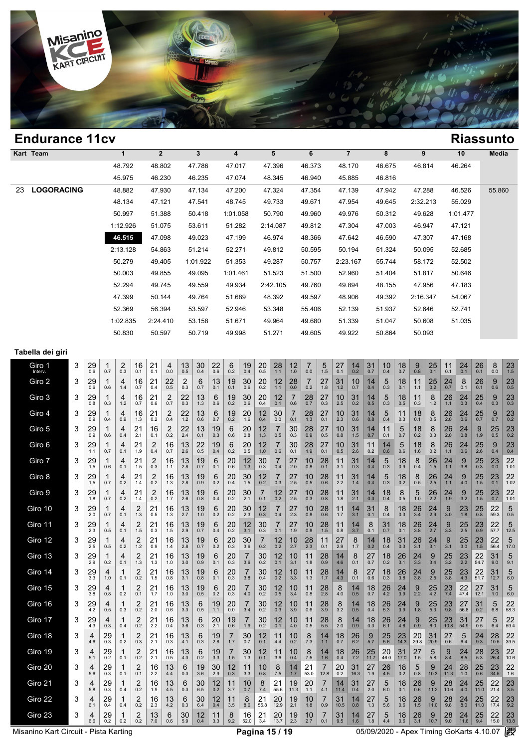# Endurance 11cv

## Riassunto

| Kart | Team | 1 | 2 | 3 | 4 | 5 | 6 | 7 | 8 | 9 | 10 | Media |
|---|---|---|---|---|---|---|---|---|---|---|---|---|
| | | 48.792 | 48.802 | 47.786 | 47.017 | 47.396 | 46.373 | 48.170 | 46.675 | 46.814 | 46.264 | |
| | | 45.975 | 46.230 | 46.235 | 47.074 | 48.345 | 46.940 | 45.885 | 46.816 | | | |
| 23 | LOGORACING | 48.882 | 47.930 | 47.134 | 47.200 | 47.324 | 47.354 | 47.139 | 47.942 | 47.288 | 46.526 | 55.860 |
| | | 48.134 | 47.121 | 47.541 | 48.745 | 49.733 | 49.671 | 47.954 | 49.645 | 2:32.213 | 55.029 | |
| | | 50.997 | 51.388 | 50.418 | 1:01.058 | 50.790 | 49.960 | 49.976 | 50.312 | 49.628 | 1:01.477 | |
| | | 1:12.926 | 51.075 | 53.611 | 51.282 | 2:14.087 | 49.812 | 47.304 | 47.003 | 46.947 | 47.121 | |
| | | **46.515** | 47.098 | 49.023 | 47.199 | 46.974 | 48.366 | 47.642 | 46.590 | 47.307 | 47.168 | |
| | | 2:13.128 | 54.863 | 51.214 | 52.271 | 49.812 | 50.595 | 50.194 | 51.324 | 50.095 | 52.685 | |
| | | 50.279 | 49.405 | 1:01.922 | 51.353 | 49.287 | 50.757 | 2:23.167 | 55.744 | 58.172 | 52.502 | |
| | | 50.003 | 49.855 | 49.095 | 1:01.461 | 51.523 | 51.500 | 52.960 | 51.404 | 51.817 | 50.646 | |
| | | 52.294 | 49.745 | 49.559 | 49.934 | 2:42.105 | 49.760 | 49.894 | 48.155 | 47.956 | 47.183 | |
| | | 47.399 | 50.144 | 49.764 | 51.689 | 48.392 | 49.597 | 48.906 | 49.392 | 2:16.347 | 54.067 | |
| | | 52.369 | 56.394 | 53.597 | 52.946 | 53.348 | 55.406 | 52.139 | 51.937 | 52.646 | 52.741 | |
| | | 1:02.835 | 2:24.410 | 53.158 | 51.671 | 49.964 | 49.680 | 51.339 | 51.047 | 50.608 | 51.035 | |
| | | 50.830 | 50.597 | 50.719 | 49.998 | 51.271 | 49.605 | 49.922 | 50.864 | 50.093 | | |

### Tabella dei giri

| Giro | | | | | | | | | | | | | | | | | | | | | | | | | | | | | |
|---|---|---|---|---|---|---|---|---|---|---|---|---|---|---|---|---|---|---|---|---|---|---|---|---|---|---|---|---|---|
| Giro 1 (Interv.) | 3 | 29 (0.6) | 1 (0.7) | 2 (0.3) | 16 (0.1) | 21 (0.1) | 4 (0.0) | 13 (0.5) | 30 (0.4) | 22 (0.6) | 6 (0.2) | 19 (0.4) | 20 (0.5) | 28 (1.1) | 12 (1.0) | 7 (0.0) | 5 (1.5) | 27 (0.1) | 14 (0.2) | 31 (0.7) | 10 (0.4) | 18 (0.7) | 9 (0.8) | 25 (0.1) | 11 (0.1) | 24 (0.1) | 26 (0.1) | 8 (0.0) | 23 (1.5) |
| Giro 2 | 3 | 29 (0.6) | 1 (0.6) | 4 (1.4) | 16 (0.7) | 21 (0.4) | 22 (0.5) | 2 (0.3) | 6 (0.7) | 13 (0.1) | 19 (0.1) | 30 (0.6) | 20 (0.2) | 12 (1.1) | 28 (0.0) | 7 (0.2) | 27 (1.8) | 31 (1.2) | 10 (0.7) | 14 (0.4) | 5 (0.3) | 18 (0.1) | 11 (1.1) | 25 (0.2) | 24 (0.7) | 8 (0.1) | 26 (0.1) | 9 (0.6) | 23 (0.5) |
| Giro 3 | 3 | 29 (0.8) | 1 (0.3) | 4 (1.2) | 16 (0.7) | 21 (0.6) | 2 (0.7) | 22 (0.3) | 13 (1.3) | 6 (0.6) | 19 (0.2) | 30 (0.6) | 20 (0.4) | 12 (0.1) | 7 (0.6) | 28 (0.7) | 27 (0.3) | 10 (2.5) | 31 (0.2) | 14 (0.5) | 5 (0.3) | 18 (0.5) | 11 (0.3) | 8 (1.2) | 26 (1.1) | 24 (0.3) | 25 (0.4) | 9 (0.3) | 23 (0.3) |
| Giro 4 | 3 | 29 (0.9) | 1 (0.4) | 4 (0.9) | 16 (1.3) | 21 (0.2) | 2 (0.4) | 22 (1.2) | 13 (0.6) | 6 (0.7) | 19 (0.2) | 20 (1.6) | 12 (0.4) | 30 (0.0) | 7 (0.1) | 28 (1.3) | 27 (0.1) | 10 (2.3) | 31 (0.6) | 14 (0.8) | 5 (0.4) | 11 (0.3) | 18 (0.1) | 8 (0.5) | 26 (2.0) | 24 (0.6) | 25 (0.7) | 9 (0.7) | 23 (0.2) |
| Giro 5 | 3 | 29 (0.9) | 1 (0.6) | 4 (0.4) | 21 (2.1) | 16 (0.1) | 2 (0.2) | 22 (2.4) | 13 (0.1) | 19 (0.3) | 6 (0.8) | 20 (0.8) | 12 (1.3) | 7 (0.5) | 30 (0.3) | 28 (0.9) | 27 (0.5) | 10 (0.8) | 31 (1.5) | 14 (0.7) | 11 (0.1) | 5 (0.7) | 18 (0.2) | 8 (0.3) | 26 (2.0) | 24 (0.8) | 9 (1.9) | 25 (0.5) | 23 (0.2) |
| Giro 6 | 3 | 29 (1.1) | 1 (0.7) | 4 (0.1) | 21 (1.9) | 2 (0.4) | 16 (0.2) | 13 (2.6) | 22 (0.5) | 19 (0.4) | 6 (0.2) | 20 (0.2) | 12 (1.0) | 7 (0.6) | 30 (0.1) | 28 (1.9) | 27 (0.1) | 10 (0.5) | 31 (2.6) | 11 (0.2) | 14 (0.6) | 5 (0.6) | 18 (1.6) | 8 (0.2) | 26 (1.1) | 24 (0.6) | 25 (2.6) | 9 (0.4) | 23 (0.4) |
| Giro 7 | 3 | 29 (1.5) | 1 (0.6) | 4 (0.1) | 21 (1.5) | 2 (0.3) | 16 (1.1) | 13 (2.8) | 19 (0.7) | 6 (0.1) | 20 (0.6) | 12 (1.3) | 30 (0.3) | 7 (0.4) | 27 (2.0) | 10 (0.8) | 28 (0.1) | 11 (3.1) | 31 (0.3) | 14 (0.4) | 5 (0.3) | 18 (0.9) | 8 (0.4) | 26 (1.5) | 24 (1.1) | 9 (3.8) | 25 (0.3) | 23 (0.0) | 22 (1:01) |
| Giro 8 | 3 | 29 (1.5) | 1 (0.7) | 4 (0.2) | 21 (1.4) | 2 (0.2) | 16 (1.3) | 13 (2.8) | 19 (0.9) | 6 (0.2) | 20 (0.4) | 30 (1.5) | 12 (0.2) | 7 (0.3) | 27 (2.5) | 10 (0.5) | 28 (0.6) | 11 (2.2) | 31 (1.4) | 14 (0.4) | 5 (0.3) | 18 (0.2) | 8 (0.5) | 26 (2.5) | 24 (1.1) | 9 (4.0) | 25 (1.5) | 23 (0.1) | 22 (1:02) |
| Giro 9 | 3 | 29 (1.8) | 1 (0.7) | 4 (0.2) | 21 (1.4) | 2 (0.2) | 16 (1.7) | 13 (2.6) | 19 (0.8) | 6 (0.4) | 20 (0.2) | 30 (2.1) | 7 (0.1) | 12 (0.2) | 27 (2.5) | 10 (0.3) | 28 (0.8) | 11 (1.8) | 31 (2.1) | 14 (0.3) | 18 (0.4) | 8 (0.5) | 5 (1.0) | 26 (2.2) | 24 (1.9) | 9 (3.2) | 25 (1.5) | 23 (0.7) | 22 (1:01) |
| Giro 10 | 3 | 29 (2.0) | 1 (0.7) | 4 (0.1) | 2 (1.3) | 21 (0.5) | 16 (1.3) | 13 (2.7) | 19 (1.0) | 6 (0.2) | 20 (0.2) | 30 (2.3) | 12 (0.3) | 7 (0.4) | 27 (2.3) | 10 (0.8) | 28 (0.6) | 11 (1.7) | 14 (3.1) | 31 (0.1) | 8 (0.4) | 18 (0.3) | 26 (3.4) | 24 (2.9) | 9 (3.0) | 23 (1.8) | 25 (0.8) | 22 (59.3) | 5 (0.5) |
| Giro 11 | 3 | 29 (2.3) | 1 (0.5) | 4 (0.1) | 2 (1.5) | 21 (0.3) | 16 (1.5) | 13 (2.9) | 19 (0.7) | 6 (0.4) | 20 (0.2) | 12 (3.1) | 30 (0.3) | 7 (0.1) | 27 (1.9) | 10 (0.8) | 28 (1.5) | 11 (0.8) | 14 (3.7) | 8 (0.1) | 31 (0.7) | 18 (0.1) | 26 (3.8) | 24 (2.7) | 9 (3.3) | 25 (2.5) | 23 (0.9) | 22 (57.7) | 5 (12.5) |
| Giro 12 | 3 | 29 (2.5) | 1 (0.5) | 4 (0.2) | 2 (1.2) | 21 (0.9) | 16 (1.4) | 13 (2.8) | 19 (0.7) | 6 (0.2) | 20 (0.3) | 30 (3.6) | 7 (0.2) | 12 (0.2) | 10 (2.7) | 28 (2.3) | 11 (0.1) | 27 (0.8) | 8 (1.7) | 14 (0.2) | 18 (0.4) | 31 (0.3) | 26 (3.1) | 24 (3.1) | 9 (3.1) | 25 (3.1) | 23 (1.5) | 22 (54.6) | 5 (17.0) |
| Giro 13 | 3 | 29 (2.9) | 1 (0.2) | 4 (0.1) | 2 (1.3) | 21 (1.3) | 16 (1.0) | 13 (3.0) | 19 (0.9) | 6 (0.1) | 20 (0.3) | 7 (3.6) | 30 (0.2) | 12 (0.1) | 10 (3.1) | 11 (1.8) | 28 (0.9) | 14 (4.6) | 8 (0.1) | 27 (0.7) | 18 (0.2) | 26 (3.1) | 24 (3.3) | 9 (3.4) | 25 (3.2) | 23 (2.2) | 22 (54.7) | 31 (9.0) | 5 (9.1) |
| Giro 14 | 3 | 29 (3.3) | 4 (1.0) | 1 (0.1) | 2 (0.2) | 21 (1.5) | 16 (0.8) | 13 (3.1) | 19 (0.8) | 6 (0.1) | 20 (0.3) | 7 (3.8) | 30 (0.4) | 12 (0.2) | 10 (3.3) | 11 (1.3) | 28 (1.7) | 14 (4.3) | 8 (0.1) | 27 (0.6) | 18 (0.3) | 26 (3.8) | 24 (3.8) | 9 (2.5) | 25 (3.8) | 23 (4.3) | 22 (51.7) | 31 (12.7) | 5 (6.0) |
| Giro 15 | 3 | 29 (3.8) | 4 (0.8) | 1 (0.2) | 2 (0.1) | 21 (1.7) | 16 (1.0) | 13 (3.0) | 19 (0.5) | 6 (0.2) | 20 (0.3) | 7 (4.0) | 30 (0.2) | 12 (0.5) | 10 (3.4) | 11 (0.8) | 28 (2.8) | 8 (4.0) | 14 (0.5) | 18 (0.7) | 26 (4.2) | 24 (3.9) | 9 (2.2) | 25 (4.2) | 23 (7.4) | 22 (47.4) | 27 (12.1) | 31 (1.0) | 5 (6.0) |
| Giro 16 | 3 | 29 (4.2) | 4 (0.5) | 1 (0.3) | 2 (0.2) | 21 (2.0) | 16 (0.6) | 13 (3.3) | 6 (0.5) | 19 (1.1) | 20 (0.0) | 7 (3.4) | 30 (0.2) | 12 (0.3) | 10 (3.9) | 11 (0.6) | 28 (3.9) | 8 (3.2) | 14 (0.5) | 18 (0.4) | 26 (5.3) | 24 (3.9) | 9 (1.8) | 25 (5.3) | 23 (9.8) | 27 (56.8) | 31 (0.2) | 5 (6.8) | 22 (58.3) |
| Giro 17 | 3 | 29 (4.3) | 4 (0.3) | 1 (0.4) | 2 (0.2) | 21 (2.2) | 16 (0.4) | 13 (3.6) | 6 (0.3) | 20 (2.1) | 19 (0.6) | 7 (1.9) | 30 (0.2) | 12 (0.1) | 10 (4.0) | 11 (0.5) | 28 (5.5) | 8 (2.0) | 14 (0.9) | 18 (0.3) | 26 (6.1) | 24 (4.6) | 9 (0.9) | 25 (6.0) | 23 (10.8) | 31 (54.9) | 27 (0.5) | 5 (6.4) | 22 (59.4) |
| Giro 18 | 3 | 4 (4.6) | 29 (0.3) | 1 (0.2) | 2 (0.3) | 21 (2.1) | 16 (0.3) | 13 (4.1) | 6 (0.3) | 19 (2.8) | 7 (1.7) | 30 (0.7) | 12 (0.1) | 11 (4.4) | 10 (0.2) | 8 (7.3) | 14 (1.1) | 18 (0.7) | 26 (6.2) | 9 (5.7) | 25 (5.6) | 23 (14.3) | 20 (29.8) | 31 (20.9) | 27 (0.6) | 5 (6.4) | 24 (9.3) | 28 (10.5) | 22 (39.5) |
| Giro 19 | 3 | 4 (5.1) | 29 (0.2) | 1 (0.1) | 2 (0.2) | 21 (2.1) | 16 (0.5) | 13 (4.3) | 6 (0.2) | 19 (3.3) | 7 (1.5) | 30 (1.3) | 12 (0.1) | 11 (3.6) | 10 (0.4) | 8 (7.5) | 14 (1.6) | 18 (0.4) | 26 (7.2) | 25 (11.7) | 20 (46.0) | 31 (17.0) | 27 (1.5) | 5 (5.8) | 9 (8.4) | 24 (8.5) | 28 (5.3) | 23 (26.4) | 22 (10.6) |
| Giro 20 | 3 | 4 (5.6) | 29 (0.3) | 1 (0.1) | 2 (0.1) | 16 (2.2) | 13 (4.4) | 6 (0.3) | 19 (3.6) | 30 (2.9) | 12 (0.3) | 11 (3.3) | 10 (0.8) | 8 (7.5) | 14 (1.7) | 21 (53.0) | 7 (12.8) | 20 (0.2) | 31 (16.3) | 27 (1.9) | 26 (4.5) | 18 (0.2) | 5 (0.8) | 9 (10.3) | 24 (11.3) | 28 (1.0) | 25 (0.6) | 23 (34.5) | 22 (1.6) |
| Giro 21 | 3 | 4 (5.8) | 29 (0.3) | 1 (0.4) | 2 (0.2) | 16 (1.9) | 13 (4.5) | 6 (0.3) | 30 (6.5) | 12 (0.2) | 11 (3.7) | 10 (0.7) | 8 (7.4) | 21 (55.6) | 19 (11.3) | 20 (1.1) | 7 (4.1) | 14 (11.4) | 31 (0.4) | 27 (2.0) | 5 (6.0) | 18 (0.1) | 26 (0.6) | 9 (11.2) | 28 (10.6) | 24 (4.0) | 25 (11.0) | 22 (21.4) | 23 (3.5) |
| Giro 22 | 3 | 4 (6.1) | 29 (0.4) | 1 (0.4) | 2 (0.2) | 16 (2.3) | 13 (4.2) | 6 (0.3) | 30 (6.4) | 12 (0.4) | 11 (3.5) | 8 (8.6) | 21 (55.8) | 20 (12.9) | 19 (2.1) | 10 (1.8) | 7 (0.9) | 31 (10.5) | 14 (0.8) | 27 (1.3) | 5 (5.6) | 18 (0.6) | 26 (1.5) | 9 (11.0) | 28 (9.8) | 24 (8.0) | 25 (11.0) | 22 (17.4) | 23 (9.2) |
| Giro 23 | 3 | 4 (6.6) | 29 (0.2) | 1 (0.2) | 2 (0.2) | 13 (7.0) | 6 (0.6) | 30 (5.9) | 12 (0.4) | 11 (3.3) | 8 (9.2) | 16 (52.0) | 21 (3.4) | 20 (13.7) | 19 (2.3) | 10 (2.7) | 7 (0.1) | 31 (9.5) | 14 (1.6) | 27 (1.8) | 5 (4.4) | 18 (0.6) | 26 (3.1) | 9 (10.7) | 28 (9.0) | 24 (11.6) | 25 (9.4) | 22 (15.0) | 23 (13.8) |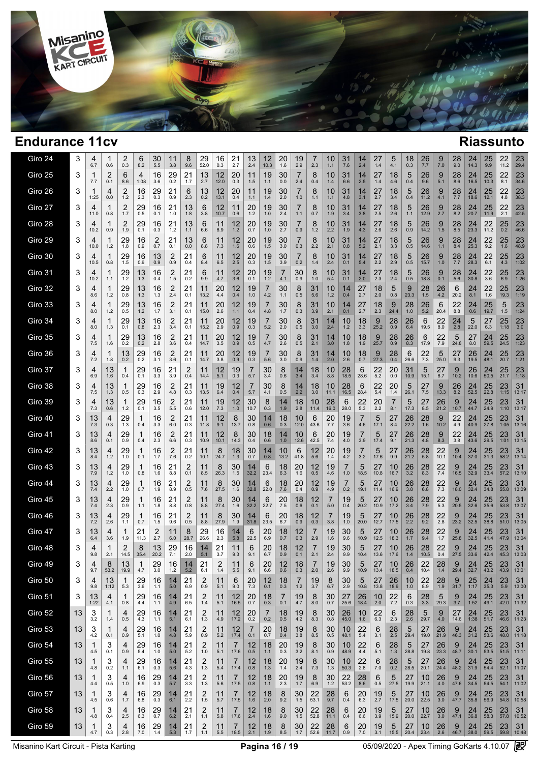# Endurance 11cv

## Riassunto

| | | | | | | | | | | | | | | | | | | | | | | | | | | | | | |
|---|---|---|---|---|---|---|---|---|---|---|---|---|---|---|---|---|---|---|---|---|---|---|---|---|---|---|---|---|---|
| Giro 24 | 3 | 4 (6.7) | 1 (0.6) | 2 (0.3) | 6 (8.2) | 30 (5.5) | 11 (3.8) | 8 (9.6) | 29 (52.0) | 16 (0.3) | 21 (2.7) | 13 (2.4) | 12 (10.3) | 20 (1.6) | 19 (2.9) | 7 (2.3) | 10 (1.1) | 31 (7.6) | 14 (2.4) | 27 (1.4) | 5 (4.1) | 18 (0.3) | 26 (7.7) | 9 (7.0) | 28 (9.0) | 24 (14.3) | 25 (9.9) | 22 (11.2) | 23 (29.4) |
| Giro 25 | 3 | 1 (7.7) | 2 (0.1) | 6 (8.6) | 4 (1:08) | 16 (3.6) | 29 (0.2) | 21 (1.7) | 13 (2.7) | 12 (12.0) | 20 (0.3) | 11 (1.5) | 19 (1.1) | 30 (0.0) | 7 (2.4) | 8 (0.4) | 10 (1.4) | 31 (6.6) | 14 (2.5) | 27 (1.4) | 18 (4.6) | 5 (0.4) | 26 (9.6) | 9 (5.1) | 28 (8.6) | 24 (16.5) | 25 (10.3) | 22 (8.1) | 23 (34.6) |
| Giro 26 | 3 | 1 (1:25) | 4 (0.0) | 2 (1.2) | 16 (2.3) | 29 (0.3) | 21 (0.9) | 6 (2.3) | 13 (0.2) | 12 (13.1) | 20 (0.4) | 11 (1.1) | 19 (1.4) | 30 (2.0) | 7 (1.0) | 8 (1.1) | 10 (1.1) | 31 (4.8) | 14 (3.1) | 27 (2.7) | 18 (3.4) | 5 (0.4) | 26 (11.2) | 9 (4.1) | 28 (7.7) | 24 (18.6) | 25 (12.1) | 22 (4.8) | 23 (38.3) |
| Giro 27 | 3 | 4 (11.0) | 1 (0.8) | 2 (1.7) | 29 (0.5) | 16 (0.1) | 21 (1.0) | 13 (1.8) | 6 (3.8) | 12 (10.7) | 11 (0.6) | 20 (1.2) | 19 (1.0) | 30 (2.4) | 7 (1.1) | 8 (0.7) | 10 (1.9) | 31 (3.4) | 14 (3.8) | 27 (2.5) | 18 (2.6) | 5 (1.1) | 26 (12.9) | 9 (2.7) | 28 (8.2) | 24 (20.7) | 25 (11.9) | 22 (2.1) | 23 (42.5) |
| Giro 28 | 3 | 4 (10.2) | 1 (0.9) | 2 (1.9) | 29 (0.1) | 16 (0.3) | 21 (1.2) | 13 (1.1) | 6 (6.6) | 11 (8.9) | 12 (1.2) | 20 (0.7) | 19 (1.0) | 30 (2.7) | 7 (0.9) | 8 (1.2) | 10 (2.2) | 31 (1.9) | 14 (4.3) | 27 (2.6) | 18 (2.6) | 5 (0.9) | 26 (14.2) | 9 (1.5) | 28 (8.5) | 24 (23.3) | 22 (11.2) | 25 (0.2) | 23 (46.6) |
| Giro 29 | 3 | 4 (10.0) | 1 (1.2) | 29 (1.8) | 16 (0.9) | 2 (0.7) | 21 (0.1) | 13 (0.0) | 6 (8.8) | 11 (7.3) | 12 (1.6) | 20 (0.6) | 19 (1.5) | 30 (3.0) | 7 (0.3) | 8 (2.2) | 10 (2.1) | 31 (0.8) | 14 (5.2) | 27 (2.1) | 18 (3.3) | 5 (0.5) | 26 (14.6) | 9 (1.1) | 28 (8.4) | 24 (25.3) | 22 (9.2) | 25 (1.6) | 23 (48.9) |
| Giro 30 | 3 | 4 (10.5) | 1 (0.8) | 29 (1.5) | 16 (0.9) | 13 (0.9) | 2 (0.9) | 21 (0.4) | 6 (8.4) | 11 (6.5) | 12 (2.5) | 20 (0.3) | 19 (1.5) | 30 (3.9) | 7 (0.2) | 8 (1.4) | 10 (2.4) | 31 (0.1) | 14 (5.4) | 27 (2.2) | 18 (2.9) | 5 (0.5) | 26 (15.7) | 9 (1.0) | 28 (7.7) | 24 (28.3) | 22 (6.1) | 25 (4.3) | 23 (1:02) |
| Giro 31 | 3 | 4 (10.2) | 1 (1.1) | 29 (1.2) | 13 (1.3) | 16 (0.4) | 2 (1.5) | 21 (0.2) | 6 (9.9) | 11 (4.7) | 12 (3.6) | 20 (0.1) | 19 (1.2) | 7 (4.1) | 30 (0.9) | 8 (1.0) | 10 (5.4) | 31 (0.1) | 14 (2.0) | 27 (2.3) | 18 (2.4) | 5 (0.5) | 26 (18.8) | 9 (0.1) | 28 (5.6) | 24 (30.8) | 22 (3.6) | 25 (6.9) | 23 (1:26) |
| Giro 32 | 3 | 4 (8.6) | 1 (1.2) | 29 (0.8) | 13 (1.3) | 16 (1.3) | 2 (2.4) | 21 (0.1) | 11 (13.2) | 20 (4.4) | 12 (0.4) | 19 (1.0) | 7 (4.2) | 30 (1.1) | 8 (0.5) | 31 (5.6) | 10 (1.2) | 14 (0.4) | 27 (2.7) | 18 (2.0) | 5 (0.8) | 9 (23.3) | 28 (1.5) | 26 (4.2) | 6 (20.2) | 22 (8.1) | 24 (1.6) | 25 (19.3) | 23 (1:19) |
| Giro 33 | 3 | 4 (8.0) | 1 (1.2) | 29 (0.5) | 13 (1.2) | 16 (1.7) | 2 (3.1) | 21 (0.1) | 11 (15.0) | 20 (2.6) | 12 (1.1) | 19 (0.4) | 7 (4.8) | 30 (1.7) | 8 (0.3) | 31 (3.9) | 10 (2.1) | 14 (0.1) | 27 (2.7) | 18 (2.3) | 9 (24.4) | 28 (1.0) | 26 (5.2) | 6 (20.4) | 22 (8.8) | 24 (0.6) | 25 (19.7) | 5 (1.5) | 23 (1:24) |
| Giro 34 | 3 | 4 (8.0) | 1 (1.3) | 29 (0.1) | 13 (0.8) | 16 (2.3) | 2 (3.4) | 21 (0.1) | 11 (15.2) | 20 (2.9) | 12 (0.9) | 19 (0.3) | 7 (5.2) | 30 (2.0) | 8 (0.5) | 31 (3.0) | 14 (2.4) | 10 (1.2) | 18 (3.3) | 9 (25.2) | 28 (0.9) | 26 (6.4) | 6 (19.5) | 22 (8.0) | 24 (2.8) | 5 (22.0) | 27 (6.3) | 25 (1:18) | 23 (3.0) |
| Giro 35 | 3 | 4 (7.5) | 1 (1.6) | 29 (0.2) | 13 (0.2) | 16 (2.8) | 2 (3.6) | 21 (0.4) | 11 (14.7) | 20 (3.5) | 12 (0.9) | 19 (0.5) | 7 (4.7) | 30 (2.6) | 8 (0.5) | 31 (2.1) | 14 (3.0) | 10 (1.8) | 18 (1.9) | 9 (25.7) | 28 (0.9) | 26 (8.3) | 6 (17.9) | 22 (7.9) | 5 (24.8) | 27 (8.0) | 24 (59.5) | 25 (24.5) | 23 (1:23) |
| Giro 36 | 3 | 4 (7.2) | 1 (1.8) | 13 (0.2) | 29 (0.2) | 16 (3.1) | 2 (3.6) | 21 (0.1) | 11 (14.7) | 20 (3.8) | 12 (0.9) | 19 (0.3) | 7 (5.6) | 30 (3.0) | 8 (0.9) | 31 (1.4) | 14 (2.0) | 10 (2.6) | 18 (0.7) | 9 (27.3) | 28 (0.4) | 6 (26.6) | 22 (7.3) | 5 (25.0) | 27 (9.3) | 26 (19.5) | 24 (48.1) | 25 (20.7) | 23 (1:21) |
| Giro 37 | 3 | 4 (6.9) | 13 (1.6) | 1 (0.4) | 29 (0.1) | 16 (3.3) | 21 (3.9) | 2 (0.4) | 11 (14.4) | 12 (5.1) | 19 (0.3) | 7 (5.7) | 30 (3.4) | 8 (0.6) | 14 (3.4) | 18 (3.4) | 10 (8.8) | 28 (18.5) | 6 (28.6) | 22 (5.2) | 20 (0.0) | 31 (10.9) | 5 (15.1) | 27 (8.7) | 9 (10.2) | 26 (10.6) | 24 (50.5) | 25 (21.7) | 23 (1:18) |
| Giro 38 | 3 | 4 (7.5) | 13 (1.3) | 1 (0.5) | 29 (0.3) | 16 (2.9) | 2 (4.8) | 21 (0.3) | 11 (13.5) | 19 (6.4) | 12 (0.4) | 7 (5.7) | 30 (4.1) | 8 (0.5) | 14 (2.2) | 18 (3.0) | 10 (11.1) | 28 (16.5) | 6 (28.4) | 22 (5.4) | 20 (1.4) | 5 (26.1) | 27 (7.5) | 9 (13.3) | 26 (8.2) | 24 (52.5) | 25 (22.8) | 23 (1:15) | 31 (13:17) |
| Giro 39 | 3 | 4 (7.3) | 13 (0.6) | 1 (1.2) | 29 (0.1) | 16 (3.5) | 2 (5.5) | 21 (0.6) | 11 (12.0) | 19 (7.3) | 12 (1.0) | 30 (10.7) | 8 (0.3) | 14 (1.9) | 18 (2.8) | 10 (11.4) | 28 (16.0) | 6 (28.0) | 22 (5.3) | 20 (2.2) | 7 (8.1) | 5 (17.3) | 27 (8.5) | 26 (21.2) | 9 (10.7) | 24 (44.7) | 25 (24.9) | 23 (1:10) | 31 (13:17) |
| Giro 40 | 3 | 13 (7.3) | 4 (0.3) | 29 (1.3) | 1 (0.4) | 16 (3.3) | 2 (6.0) | 21 (0.3) | 11 (11.8) | 12 (9.1) | 8 (13.7) | 30 (0.8) | 14 (0.6) | 18 (0.3) | 10 (12.0) | 6 (43.6) | 20 (7.7) | 19 (3.6) | 7 (4.6) | 5 (17.1) | 27 (8.4) | 26 (22.2) | 28 (1.6) | 9 (10.2) | 22 (4.9) | 24 (40.9) | 25 (27.8) | 23 (1:05) | 31 (13:16) |
| Giro 41 | 3 | 13 (8.6) | 4 (0.1) | 29 (0.9) | 1 (0.4) | 16 (2.3) | 2 (6.6) | 21 (0.3) | 11 (10.9) | 12 (10.1) | 8 (14.3) | 30 (0.4) | 18 (0.6) | 14 (1.0) | 10 (12.6) | 6 (42.5) | 20 (7.4) | 19 (4.0) | 7 (3.9) | 5 (17.4) | 27 (9.1) | 26 (21.3) | 28 (4.8) | 9 (8.3) | 22 (3.8) | 24 (43.6) | 25 (29.5) | 23 (1:01) | 31 (13:15) |
| Giro 42 | 3 | 13 (8.4) | 4 (1.2) | 29 (1.0) | 1 (0.1) | 16 (1.7) | 2 (7.6) | 21 (0.2) | 11 (10.1) | 8 (24.7) | 18 (1.3) | 30 (1.7) | 14 (0.8) | 10 (13.2) | 6 (41.8) | 12 (5.6) | 20 (1.4) | 19 (4.2) | 7 (3.2) | 5 (17.6) | 27 (9.9) | 26 (21.2) | 28 (5.8) | 22 (10.1) | 9 (10.4) | 24 (37.0) | 25 (31.3) | 23 (58.2) | 31 (13:14) |
| Giro 43 | 3 | 13 (7.9) | 4 (1.2) | 29 (1.0) | 1 (0.8) | 16 (1.6) | 21 (8.8) | 2 (0.1) | 11 (8.5) | 8 (26.3) | 30 (1.5) | 14 (32.2) | 6 (23.4) | 18 (6.3) | 20 (1.6) | 12 (0.5) | 19 (4.6) | 7 (1.0) | 5 (18.5) | 27 (10.8) | 10 (16.7) | 26 (3.2) | 28 (8.3) | 22 (7.4) | 9 (16.5) | 24 (32.9) | 25 (33.4) | 23 (57.2) | 31 (13:10) |
| Giro 44 | 3 | 13 (7.4) | 4 (2.2) | 29 (1.0) | 1 (0.7) | 16 (1.9) | 21 (8.9) | 2 (0.5) | 11 (7.6) | 8 (27.5) | 30 (1.6) | 14 (32.8) | 6 (22.0) | 18 (7.6) | 20 (0.4) | 12 (0.9) | 19 (4.9) | 7 (0.2) | 5 (19.1) | 27 (11.4) | 10 (16.9) | 26 (3.8) | 28 (6.8) | 22 (7.3) | 9 (18.0) | 24 (32.4) | 25 (34.8) | 23 (55.8) | 31 (13:09) |
| Giro 45 | 3 | 13 (7.4) | 4 (2.3) | 29 (0.9) | 1 (1.1) | 16 (1.8) | 21 (8.8) | 2 (0.8) | 11 (8.8) | 8 (27.4) | 30 (1.6) | 14 (32.2) | 6 (22.7) | 20 (7.5) | 18 (0.6) | 12 (0.1) | 7 (5.0) | 19 (0.4) | 5 (20.2) | 27 (10.9) | 10 (17.2) | 26 (3.4) | 28 (7.9) | 22 (5.3) | 9 (20.5) | 24 (32.6) | 25 (35.6) | 23 (53.8) | 31 (13:07) |
| Giro 46 | 3 | 13 (7.2) | 4 (2.6) | 29 (1.1) | 1 (0.7) | 16 (1.5) | 21 (9.6) | 2 (0.5) | 11 (8.8) | 8 (27.9) | 30 (1.9) | 14 (31.8) | 6 (23.5) | 20 (6.7) | 18 (0.9) | 12 (0.3) | 7 (3.8) | 19 (1.0) | 5 (20.0) | 27 (12.7) | 10 (17.5) | 26 (2.2) | 28 (9.2) | 22 (2.8) | 9 (23.2) | 24 (32.5) | 25 (38.8) | 23 (51.0) | 31 (13:05) |
| Giro 47 | 3 | 13 (6.4) | 4 (3.6) | 1 (1.9) | 21 (11.3) | 2 (2.7) | 11 (6.0) | 8 (28.7) | 29 (26.6) | 16 (2.3) | 14 (5.8) | 6 (22.5) | 20 (6.9) | 18 (0.7) | 12 (0.3) | 7 (2.9) | 19 (1.6) | 30 (9.6) | 5 (10.9) | 27 (12.5) | 10 (18.3) | 26 (1.7) | 28 (9.4) | 22 (1.7) | 9 (25.8) | 24 (32.5) | 25 (41.4) | 23 (47.9) | 31 (13:04) |
| Giro 48 | 3 | 4 (9.8) | 1 (2.1) | 2 (14.5) | 8 (35.4) | 13 (20.2) | 29 (7.1) | 16 (2.0) | 14 (5.1) | 21 (3.7) | 11 (9.3) | 6 (9.1) | 20 (6.7) | 18 (0.9) | 12 (0.1) | 7 (2.1) | 19 (2.4) | 30 (9.9) | 5 (10.4) | 27 (13.6) | 10 (17.6) | 26 (1.4) | 28 (10.5) | 22 (0.4) | 9 (27.5) | 24 (33.6) | 25 (42.4) | 23 (45.3) | 31 (13:03) |
| Giro 49 | 3 | 4 (9.7) | 8 (53.2) | 13 (19.9) | 1 (4.7) | 29 (3.0) | 16 (1.2) | 14 (5.2) | 21 (6.1) | 2 (1.4) | 11 (5.5) | 6 (9.1) | 20 (6.6) | 12 (0.6) | 18 (0.3) | 7 (2.0) | 19 (2.6) | 30 (9.9) | 5 (10.9) | 27 (13.4) | 10 (18.5) | 26 (0.4) | 22 (10.4) | 28 (1.4) | 9 (29.4) | 24 (32.7) | 25 (43.2) | 23 (43.9) | 31 (13:01) |
| Giro 50 | 3 | 4 (9.8) | 13 (1:12) | 1 (5.3) | 29 (3.6) | 16 (1.1) | 14 (5.0) | 21 (6.9) | 2 (0.9) | 11 (5.1) | 6 (9.0) | 20 (7.3) | 12 (0.1) | 18 (0.3) | 7 (1.2) | 19 (3.7) | 8 (6.7) | 30 (2.9) | 5 (10.8) | 27 (13.8) | 26 (18.9) | 10 (1.0) | 22 (8.9) | 28 (1.9) | 9 (31.7) | 25 (1:17) | 24 (35.3) | 23 (5.9) | 31 (13:00) |
| Giro 51 | 3 | 13 (1:22) | 4 (4.1) | 1 (0.8) | 29 (4.4) | 16 (1.1) | 14 (4.9) | 21 (6.5) | 2 (1.4) | 11 (5.1) | 12 (16.5) | 20 (0.7) | 18 (0.3) | 7 (0.1) | 19 (4.7) | 8 (8.0) | 30 (0.7) | 27 (25.6) | 26 (18.4) | 10 (2.0) | 22 (7.2) | 6 (0.3) | 28 (3.3) | 5 (29.3) | 9 (3.7) | 24 (1:52) | 25 (49.1) | 23 (42.0) | 31 (11:32) |
| Giro 52 | 13 | 3 (3.2) | 1 (1.4) | 4 (0.5) | 29 (4.3) | 16 (1.1) | 14 (5.1) | 21 (6.1) | 2 (1.3) | 11 (4.9) | 12 (17.2) | 20 (0.2) | 7 (0.2) | 18 (0.5) | 19 (4.2) | 8 (8.3) | 30 (0.8) | 26 (45.0) | 10 (1.6) | 22 (6.3) | 6 (2.3) | 28 (2.6) | 5 (29.7) | 9 (4.0) | 27 (14.6) | 24 (1:38) | 25 (51.7) | 23 (46.6) | 31 (11:23) |
| Giro 53 | 13 | 3 (4.2) | 1 (0.1) | 4 (0.9) | 29 (5.1) | 16 (1.0) | 14 (4.8) | 21 (5.9) | 2 (0.9) | 11 (5.2) | 12 (17.4) | 7 (0.1) | 20 (0.7) | 18 (0.4) | 19 (3.8) | 8 (8.5) | 30 (0.5) | 10 (48.1) | 22 (5.4) | 6 (3.1) | 28 (2.5) | 5 (29.4) | 27 (19.0) | 26 (21.9) | 9 (46.3) | 24 (31.2) | 25 (53.6) | 23 (48.0) | 31 (11:18) |
| Giro 54 | 13 | 1 (4.5) | 3 (0.1) | 4 (0.9) | 29 (5.4) | 16 (1.0) | 14 (5.0) | 21 (5.2) | 2 (1.0) | 11 (5.1) | 7 (17.6) | 12 (0.5) | 18 (1.1) | 20 (0.3) | 19 (3.2) | 8 (8.1) | 30 (0.9) | 10 (48.9) | 22 (4.4) | 6 (5.1) | 28 (1.3) | 5 (28.8) | 27 (19.8) | 26 (23.3) | 9 (48.7) | 24 (30.1) | 25 (53.5) | 23 (51.5) | 31 (11:11) |
| Giro 55 | 13 | 1 (4.8) | 3 (0.2) | 4 (1.1) | 29 (6.1) | 16 (0.3) | 14 (5.6) | 21 (4.3) | 2 (1.3) | 11 (5.4) | 7 (17.4) | 12 (0.8) | 18 (1.3) | 20 (1.4) | 19 (2.4) | 8 (7.3) | 30 (1.3) | 10 (50.3) | 22 (2.8) | 6 (7.0) | 28 (0.2) | 5 (28.5) | 27 (20.1) | 26 (24.4) | 9 (48.2) | 24 (31.9) | 25 (54.4) | 23 (52.1) | 31 (11:07) |
| Giro 56 | 13 | 1 (4.4) | 3 (0.5) | 4 (1.0) | 16 (6.9) | 29 (0.3) | 14 (5.7) | 21 (3.3) | 2 (1.3) | 11 (5.6) | 7 (17.5) | 12 (0.8) | 18 (1.1) | 20 (2.3) | 19 (1.7) | 8 (6.9) | 30 (1.2) | 22 (53.2) | 28 (8.6) | 6 (0.5) | 5 (27.5) | 27 (19.9) | 10 (21.1) | 26 (4.0) | 9 (47.6) | 24 (34.5) | 25 (54.5) | 23 (54.1) | 31 (11:02) |
| Giro 57 | 13 | 1 (4.5) | 3 (0.6) | 4 (1.7) | 16 (6.8) | 29 (0.3) | 14 (6.1) | 21 (2.2) | 2 (1.5) | 11 (5.7) | 7 (17.5) | 12 (1.6) | 18 (2.0) | 8 (9.2) | 30 (1.5) | 22 (53.1) | 28 (9.7) | 6 (0.4) | 20 (6.3) | 19 (2.7) | 5 (17.5) | 27 (20.0) | 10 (22.5) | 26 (3.0) | 9 (47.7) | 24 (35.8) | 25 (56.9) | 23 (54.8) | 31 (10:58) |
| Giro 58 | 13 | 1 (4.8) | 3 (0.4) | 4 (2.5) | 16 (6.3) | 29 (0.7) | 14 (6.2) | 21 (2.1) | 2 (1.1) | 11 (5.8) | 7 (17.6) | 12 (2.4) | 18 (1.6) | 8 (9.0) | 30 (1.5) | 22 (52.8) | 28 (11.1) | 6 (0.4) | 20 (6.6) | 19 (3.9) | 5 (15.9) | 27 (20.0) | 10 (22.7) | 26 (3.0) | 9 (47.1) | 24 (36.8) | 25 (58.3) | 23 (57.8) | 31 (10:52) |
| Giro 59 | 13 | 1 (4.7) | 3 (0.3) | 4 (2.8) | 16 (7.0) | 29 (1.4) | 14 (5.3) | 21 (1.7) | 2 (1.1) | 11 (5.5) | 7 (18.5) | 12 (2.1) | 18 (1.9) | 8 (8.5) | 30 (1.7) | 22 (52.6) | 28 (11.7) | 6 (0.9) | 20 (7.0) | 19 (3.1) | 5 (15.5) | 27 (20.4) | 10 (23.4) | 26 (2.6) | 9 (46.7) | 24 (38.0) | 25 (59.5) | 23 (59.8) | 31 (10:48) |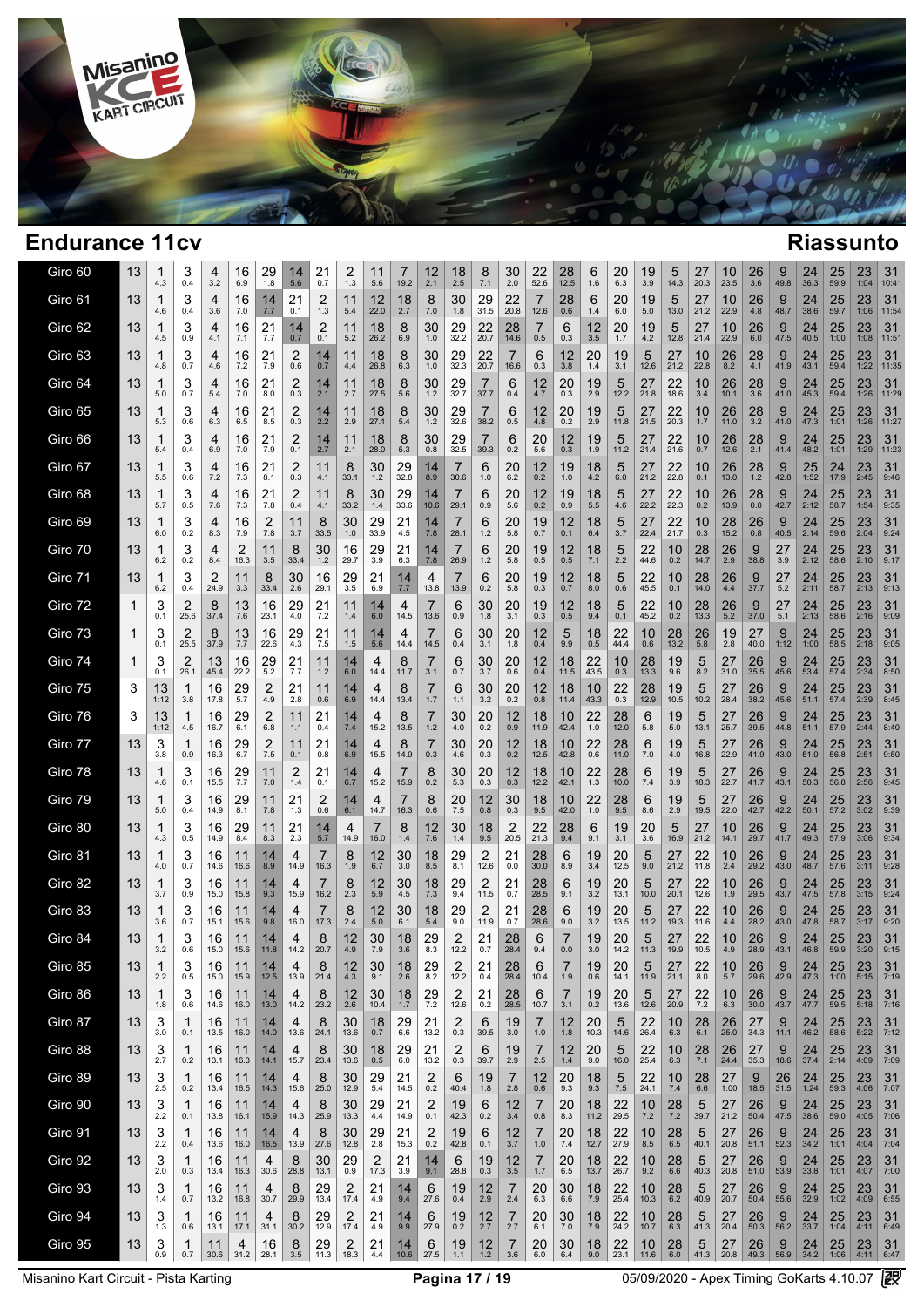# Endurance 11cv

## Riassunto

| Giro | | | | | | | | | | | | | | | | | | | | | | | | | | | | | |
|---|---|---|---|---|---|---|---|---|---|---|---|---|---|---|---|---|---|---|---|---|---|---|---|---|---|---|---|---|---|
| Giro 60 | 13 | 1 4.3 | 3 0.4 | 4 3.2 | 16 6.9 | 29 1.8 | 14 5.6 | 21 0.7 | 2 1.3 | 11 5.6 | 7 19.2 | 12 2.1 | 18 2.5 | 8 7.1 | 30 2.0 | 22 52.6 | 28 12.5 | 6 1.6 | 20 6.3 | 19 3.9 | 5 14.3 | 27 20.3 | 10 23.5 | 26 3.6 | 9 49.8 | 24 36.3 | 25 59.9 | 23 1:04 | 31 10:41 |
| Giro 61 | 13 | 1 4.6 | 3 0.4 | 4 3.6 | 16 7.0 | 14 7.7 | 21 0.1 | 2 1.3 | 11 5.4 | 12 22.0 | 18 2.7 | 8 7.0 | 30 1.8 | 29 31.5 | 22 20.8 | 7 12.6 | 28 0.6 | 6 1.4 | 20 6.0 | 19 5.0 | 5 13.0 | 27 21.2 | 10 22.9 | 26 4.8 | 9 48.7 | 24 38.6 | 25 59.7 | 23 1:06 | 31 11:54 |
| Giro 62 | 13 | 1 4.5 | 3 0.9 | 4 4.1 | 16 7.1 | 21 7.7 | 14 0.7 | 2 0.1 | 11 5.2 | 18 26.2 | 8 6.9 | 30 1.0 | 29 32.2 | 22 20.7 | 28 14.6 | 7 0.5 | 6 0.3 | 12 3.5 | 20 1.7 | 19 4.2 | 5 12.8 | 27 21.4 | 10 22.9 | 26 6.0 | 9 47.5 | 24 40.5 | 25 1:00 | 23 1:08 | 31 11:51 |
| Giro 63 | 13 | 1 4.8 | 3 0.7 | 4 4.6 | 16 7.2 | 21 7.9 | 2 0.6 | 14 0.7 | 11 4.4 | 18 26.8 | 8 6.3 | 30 1.0 | 29 32.3 | 22 20.7 | 7 16.6 | 6 0.3 | 12 3.8 | 20 1.4 | 19 3.1 | 5 12.6 | 27 21.2 | 10 22.8 | 26 8.2 | 28 4.1 | 9 41.9 | 24 43.1 | 25 59.4 | 23 1:22 | 31 11:35 |
| Giro 64 | 13 | 1 5.0 | 3 0.7 | 4 5.4 | 16 7.0 | 21 8.0 | 2 0.3 | 14 2.1 | 11 2.7 | 18 27.5 | 8 5.6 | 30 1.2 | 29 32.7 | 7 37.7 | 6 0.4 | 12 4.7 | 20 0.3 | 19 2.9 | 5 12.2 | 27 21.8 | 22 18.6 | 10 3.4 | 26 10.1 | 28 3.6 | 9 41.0 | 24 45.3 | 25 59.4 | 23 1:26 | 31 11:29 |
| Giro 65 | 13 | 1 5.3 | 3 0.6 | 4 6.3 | 16 6.5 | 21 8.5 | 2 0.3 | 14 2.2 | 11 2.9 | 18 27.1 | 8 5.4 | 30 1.2 | 29 32.6 | 7 38.2 | 6 0.5 | 12 4.8 | 20 0.2 | 19 2.9 | 5 11.8 | 27 21.5 | 22 20.3 | 10 1.7 | 26 11.0 | 28 3.2 | 9 41.0 | 24 47.3 | 25 1:01 | 23 1:26 | 31 11:27 |
| Giro 66 | 13 | 1 5.4 | 3 0.4 | 4 6.9 | 16 7.0 | 21 7.9 | 2 0.1 | 14 2.7 | 11 2.1 | 18 28.0 | 8 5.3 | 30 0.8 | 29 32.5 | 7 39.3 | 6 0.2 | 20 5.6 | 12 0.3 | 19 1.9 | 5 11.2 | 27 21.4 | 22 21.6 | 10 0.7 | 26 12.6 | 28 2.1 | 9 41.4 | 24 48.2 | 25 1:01 | 23 1:29 | 31 11:23 |
| Giro 67 | 13 | 1 5.5 | 3 0.6 | 4 7.2 | 16 7.3 | 21 8.1 | 2 0.3 | 11 4.1 | 8 33.1 | 30 1.2 | 29 32.8 | 14 8.9 | 7 30.6 | 6 1.0 | 20 6.2 | 12 0.2 | 19 1.0 | 18 4.2 | 5 6.0 | 27 21.2 | 22 22.8 | 10 0.1 | 26 13.0 | 28 1.2 | 9 42.8 | 25 1:52 | 24 17.9 | 23 2:45 | 31 9:46 |
| Giro 68 | 13 | 1 5.7 | 3 0.5 | 4 7.6 | 16 7.3 | 21 7.8 | 2 0.4 | 11 4.1 | 8 33.2 | 30 1.4 | 29 33.6 | 14 10.6 | 7 29.1 | 6 0.9 | 20 5.6 | 12 0.2 | 19 0.9 | 18 5.5 | 5 4.6 | 27 22.2 | 22 22.3 | 10 0.2 | 26 13.9 | 28 0.0 | 9 42.7 | 24 2:12 | 25 58.7 | 23 1:54 | 31 9:35 |
| Giro 69 | 13 | 1 6.0 | 3 0.2 | 4 8.3 | 16 7.9 | 2 7.8 | 11 3.7 | 8 33.5 | 30 1.0 | 29 33.9 | 21 4.5 | 14 7.8 | 7 28.1 | 6 1.2 | 20 5.8 | 19 0.7 | 12 0.1 | 18 6.4 | 5 3.7 | 27 22.4 | 22 21.7 | 10 0.3 | 28 15.2 | 26 0.8 | 9 40.5 | 24 2:14 | 25 59.6 | 23 2:04 | 31 9:24 |
| Giro 70 | 13 | 1 6.2 | 3 0.2 | 4 8.4 | 2 16.3 | 11 3.5 | 8 33.4 | 30 1.2 | 16 29.7 | 29 3.9 | 21 6.3 | 14 7.8 | 7 26.9 | 6 1.2 | 20 5.8 | 19 0.5 | 12 0.5 | 18 7.1 | 5 2.2 | 22 44.6 | 10 0.2 | 28 14.7 | 26 2.9 | 9 38.8 | 27 3.9 | 24 2:12 | 25 58.6 | 23 2:10 | 31 9:17 |
| Giro 71 | 13 | 1 6.2 | 3 0.4 | 2 24.9 | 11 3.3 | 8 33.4 | 30 2.6 | 16 29.1 | 29 3.5 | 21 6.9 | 14 7.7 | 4 13.8 | 7 13.9 | 6 0.2 | 20 5.8 | 19 0.3 | 12 0.7 | 18 8.0 | 5 0.6 | 22 45.5 | 10 0.1 | 28 14.0 | 26 4.4 | 9 37.7 | 27 5.2 | 24 2:11 | 25 58.7 | 23 2:13 | 31 9:13 |
| Giro 72 | 1 | 3 0.1 | 2 25.6 | 8 37.4 | 13 7.6 | 16 23.1 | 29 4.0 | 21 7.2 | 11 1.4 | 14 6.0 | 4 14.5 | 7 13.6 | 6 0.9 | 30 3.5 | 20 3.1 | 19 0.3 | 12 0.5 | 18 9.4 | 5 0.1 | 22 45.2 | 10 0.2 | 28 13.3 | 26 5.2 | 9 37.0 | 27 5.1 | 24 2:13 | 25 58.6 | 23 2:16 | 31 9:09 |
| Giro 73 | 1 | 3 0.1 | 2 25.5 | 8 37.9 | 13 7.7 | 16 22.6 | 29 4.3 | 21 7.5 | 11 1.5 | 14 5.6 | 4 14.4 | 7 14.5 | 6 0.4 | 30 3.1 | 20 1.8 | 12 0.4 | 5 9.9 | 18 0.5 | 22 44.4 | 10 0.6 | 28 13.2 | 26 5.8 | 19 2.8 | 27 40.0 | 9 1:12 | 24 1:00 | 25 58.5 | 23 2:18 | 31 9:05 |
| Giro 74 | 1 | 3 0.1 | 2 26.1 | 13 45.4 | 16 22.2 | 29 5.2 | 21 7.7 | 11 1.2 | 14 6.0 | 4 14.4 | 8 11.7 | 7 3.1 | 6 0.7 | 30 3.7 | 20 0.6 | 12 0.4 | 18 11.5 | 22 43.5 | 10 0.3 | 28 13.3 | 19 9.6 | 5 8.2 | 27 31.0 | 26 35.5 | 9 45.6 | 24 53.4 | 25 57.4 | 23 2:34 | 31 8:50 |
| Giro 75 | 3 | 13 1:12 | 1 3.8 | 16 17.8 | 29 5.7 | 2 4.9 | 21 2.8 | 11 0.6 | 14 6.9 | 4 14.4 | 8 13.4 | 7 1.7 | 6 1.1 | 30 3.2 | 20 0.2 | 12 0.8 | 18 11.4 | 10 43.3 | 22 0.3 | 28 12.9 | 19 10.5 | 5 10.2 | 27 28.4 | 26 38.2 | 9 45.6 | 24 51.1 | 25 57.4 | 23 2:39 | 31 8:45 |
| Giro 76 | 3 | 13 1:12 | 1 4.5 | 16 16.7 | 29 6.1 | 2 6.8 | 11 1.1 | 21 0.4 | 14 7.4 | 4 15.2 | 8 13.5 | 7 1.2 | 30 4.0 | 20 0.2 | 12 0.9 | 18 11.9 | 10 42.4 | 22 1.0 | 28 12.0 | 6 5.8 | 19 5.0 | 5 13.1 | 27 25.7 | 26 39.5 | 9 44.8 | 24 51.1 | 25 57.9 | 23 2:44 | 31 8:40 |
| Giro 77 | 13 | 3 3.8 | 1 0.9 | 16 16.3 | 29 6.7 | 2 7.5 | 11 0.1 | 21 0.8 | 14 6.9 | 4 15.5 | 8 14.9 | 7 0.3 | 30 4.6 | 20 0.3 | 12 0.2 | 18 12.5 | 10 42.8 | 22 0.6 | 28 11.0 | 6 7.0 | 19 4.0 | 5 16.8 | 27 22.9 | 26 41.9 | 9 43.0 | 24 51.0 | 25 56.8 | 23 2:51 | 31 9:50 |
| Giro 78 | 13 | 1 4.6 | 3 0.1 | 16 15.5 | 29 7.7 | 11 7.0 | 2 1.4 | 21 0.1 | 14 6.7 | 4 15.2 | 7 15.9 | 8 0.2 | 30 5.3 | 20 0.3 | 12 0.3 | 18 12.2 | 10 42.1 | 22 1.3 | 28 10.0 | 6 7.4 | 19 3.9 | 5 18.3 | 27 22.7 | 26 41.7 | 9 43.1 | 24 50.3 | 25 56.8 | 23 2:56 | 31 9:45 |
| Giro 79 | 13 | 1 5.0 | 3 0.4 | 16 14.9 | 29 8.1 | 11 7.8 | 21 1.3 | 2 0.6 | 14 6.1 | 4 14.7 | 7 16.3 | 8 0.6 | 20 7.5 | 12 0.8 | 30 0.3 | 18 9.5 | 10 42.0 | 22 1.0 | 28 9.5 | 6 8.6 | 19 2.9 | 5 19.5 | 27 22.0 | 26 42.7 | 9 42.2 | 24 50.1 | 25 57.2 | 23 3:02 | 31 9:39 |
| Giro 80 | 13 | 1 4.3 | 3 0.5 | 16 14.9 | 29 8.4 | 11 8.3 | 21 2.3 | 14 5.7 | 4 14.9 | 7 16.0 | 8 1.4 | 12 7.6 | 30 1.4 | 18 9.5 | 2 20.5 | 22 21.3 | 28 9.4 | 6 9.1 | 19 3.1 | 20 3.6 | 5 16.9 | 27 21.2 | 10 14.1 | 26 29.7 | 9 41.7 | 24 49.3 | 25 57.9 | 23 3:06 | 31 9:34 |
| Giro 81 | 13 | 1 4.0 | 3 0.7 | 16 14.6 | 11 16.6 | 14 8.9 | 4 14.9 | 7 16.3 | 8 1.9 | 12 6.7 | 30 3.0 | 18 8.5 | 29 8.1 | 2 12.6 | 21 0.0 | 28 30.0 | 6 8.9 | 19 3.4 | 20 12.5 | 5 9.0 | 27 21.2 | 22 11.8 | 10 2.4 | 26 29.2 | 9 43.0 | 24 48.7 | 25 57.6 | 23 3:11 | 31 9:28 |
| Giro 82 | 13 | 1 3.7 | 3 0.9 | 16 15.0 | 11 15.8 | 14 9.3 | 4 15.9 | 7 16.2 | 8 2.3 | 12 5.9 | 30 4.5 | 18 7.3 | 29 9.4 | 2 11.5 | 21 0.7 | 28 28.5 | 6 9.1 | 19 3.2 | 20 13.1 | 5 10.0 | 27 20.1 | 22 12.6 | 10 1.9 | 26 29.5 | 9 43.7 | 24 47.5 | 25 57.8 | 23 3:15 | 31 9:24 |
| Giro 83 | 13 | 1 3.6 | 3 0.7 | 16 15.1 | 11 15.6 | 14 9.8 | 4 16.0 | 7 17.3 | 8 2.4 | 12 5.0 | 30 6.1 | 18 5.4 | 29 9.0 | 2 11.9 | 21 0.7 | 28 28.6 | 6 9.0 | 19 3.2 | 20 13.5 | 5 11.2 | 27 19.3 | 22 11.6 | 10 4.4 | 26 28.2 | 9 43.0 | 24 47.8 | 25 58.7 | 23 3:17 | 31 9:20 |
| Giro 84 | 13 | 1 3.2 | 3 0.6 | 16 15.0 | 11 15.6 | 14 11.8 | 4 14.2 | 8 20.7 | 12 4.9 | 30 7.9 | 18 3.6 | 29 8.3 | 2 12.2 | 21 0.7 | 28 28.4 | 6 9.4 | 7 0.0 | 19 3.0 | 20 14.2 | 5 11.3 | 27 19.9 | 22 10.5 | 10 4.9 | 26 28.9 | 9 43.1 | 24 46.8 | 25 59.9 | 23 3:20 | 31 9:15 |
| Giro 85 | 13 | 1 2.2 | 3 0.5 | 16 15.0 | 11 15.9 | 14 12.5 | 4 13.9 | 8 21.4 | 12 4.3 | 30 9.1 | 18 2.6 | 29 8.2 | 2 12.2 | 21 0.4 | 28 28.4 | 6 10.4 | 7 1.9 | 19 0.6 | 20 14.1 | 5 11.9 | 27 21.1 | 22 8.0 | 10 5.7 | 26 29.6 | 9 42.9 | 24 47.3 | 25 1:00 | 23 5:15 | 31 7:19 |
| Giro 86 | 13 | 1 1.8 | 3 0.6 | 16 14.6 | 11 16.0 | 14 13.0 | 4 14.2 | 8 23.2 | 12 2.6 | 30 10.4 | 18 1.7 | 29 7.2 | 2 12.6 | 21 0.2 | 28 28.5 | 6 10.7 | 7 3.1 | 19 0.2 | 20 13.6 | 5 12.6 | 27 20.9 | 22 7.2 | 10 6.3 | 26 30.0 | 9 43.7 | 24 47.7 | 25 59.5 | 23 5:18 | 31 7:16 |
| Giro 87 | 13 | 3 3.0 | 1 0.1 | 16 13.5 | 11 16.0 | 14 14.0 | 4 13.6 | 8 24.1 | 30 13.6 | 18 0.7 | 29 6.6 | 21 13.2 | 2 0.3 | 6 39.5 | 19 3.0 | 7 1.0 | 12 1.8 | 20 10.3 | 5 14.6 | 22 26.4 | 10 6.3 | 28 6.1 | 26 25.0 | 27 34.3 | 9 11.1 | 24 46.2 | 25 58.6 | 23 5:22 | 31 7:12 |
| Giro 88 | 13 | 3 2.7 | 1 0.2 | 16 13.1 | 11 16.3 | 14 14.1 | 4 15.7 | 8 23.4 | 30 13.6 | 18 0.5 | 29 6.0 | 21 13.2 | 2 0.3 | 6 39.7 | 19 2.9 | 7 2.5 | 12 1.4 | 20 9.0 | 5 16.0 | 22 25.4 | 10 6.3 | 28 7.1 | 26 24.4 | 27 35.3 | 9 18.6 | 24 37.4 | 25 2:14 | 23 4:09 | 31 7:09 |
| Giro 89 | 13 | 3 2.5 | 1 0.2 | 16 13.4 | 11 16.5 | 14 14.3 | 4 15.6 | 8 25.0 | 30 12.9 | 29 5.4 | 21 14.5 | 2 0.2 | 6 40.4 | 19 1.8 | 7 2.8 | 12 0.6 | 20 9.3 | 18 9.3 | 5 7.5 | 22 24.1 | 10 7.4 | 28 6.6 | 27 1:00 | 9 18.5 | 26 31.5 | 24 1:24 | 25 59.3 | 23 4:06 | 31 7:07 |
| Giro 90 | 13 | 3 2.2 | 1 0.1 | 16 13.8 | 11 16.1 | 14 15.9 | 4 14.3 | 8 25.9 | 30 13.3 | 29 4.4 | 21 14.9 | 2 0.1 | 19 42.3 | 6 0.2 | 12 3.4 | 7 0.8 | 20 8.3 | 18 11.2 | 22 29.5 | 10 7.2 | 28 7.2 | 5 39.7 | 27 21.2 | 26 50.4 | 9 47.5 | 24 38.6 | 25 59.0 | 23 4:05 | 31 7:06 |
| Giro 91 | 13 | 3 2.2 | 1 0.4 | 16 13.6 | 11 16.0 | 14 16.5 | 4 13.9 | 8 27.6 | 30 12.8 | 29 2.8 | 21 15.3 | 2 0.2 | 19 42.8 | 6 0.1 | 12 3.7 | 7 1.0 | 20 7.4 | 18 12.7 | 22 27.9 | 10 8.5 | 28 6.5 | 5 40.1 | 27 20.8 | 26 51.1 | 9 52.3 | 24 34.2 | 25 1:01 | 23 4:04 | 31 7:04 |
| Giro 92 | 13 | 3 2.0 | 1 0.3 | 16 13.4 | 11 16.3 | 4 30.6 | 8 28.8 | 30 13.1 | 29 0.9 | 2 17.3 | 21 3.9 | 14 9.1 | 6 28.8 | 19 0.3 | 12 3.5 | 7 1.7 | 20 6.5 | 18 13.7 | 22 26.7 | 10 9.2 | 28 6.6 | 5 40.3 | 27 20.8 | 26 51.0 | 9 53.9 | 24 33.8 | 25 1:01 | 23 4:07 | 31 7:00 |
| Giro 93 | 13 | 3 1.4 | 1 0.7 | 16 13.2 | 11 16.8 | 4 30.7 | 8 29.9 | 29 13.4 | 2 17.4 | 21 4.9 | 14 9.4 | 6 27.6 | 19 0.4 | 12 2.9 | 7 2.4 | 20 6.3 | 30 6.6 | 18 7.9 | 22 25.4 | 10 10.3 | 28 6.2 | 5 40.9 | 27 20.7 | 26 50.4 | 9 55.6 | 24 32.9 | 25 1:02 | 23 4:09 | 31 6:55 |
| Giro 94 | 13 | 3 1.3 | 1 0.6 | 16 13.1 | 11 17.1 | 4 31.1 | 8 30.2 | 29 12.9 | 2 17.4 | 21 4.9 | 14 9.9 | 6 27.9 | 19 0.2 | 12 2.7 | 7 2.7 | 20 6.1 | 30 7.0 | 18 7.9 | 22 24.2 | 10 10.7 | 28 6.3 | 5 41.3 | 27 20.4 | 26 50.3 | 9 56.2 | 24 33.7 | 25 1:04 | 23 4:11 | 31 6:49 |
| Giro 95 | 13 | 3 0.9 | 1 0.7 | 11 30.6 | 4 31.2 | 16 28.1 | 8 3.5 | 29 11.3 | 2 18.3 | 21 4.4 | 14 10.6 | 6 27.5 | 19 1.1 | 12 1.2 | 7 3.6 | 20 6.0 | 30 6.4 | 18 9.0 | 22 23.1 | 10 11.6 | 28 6.0 | 5 41.3 | 27 20.8 | 26 49.3 | 9 56.9 | 24 34.2 | 25 1:06 | 23 4:11 | 31 6:47 |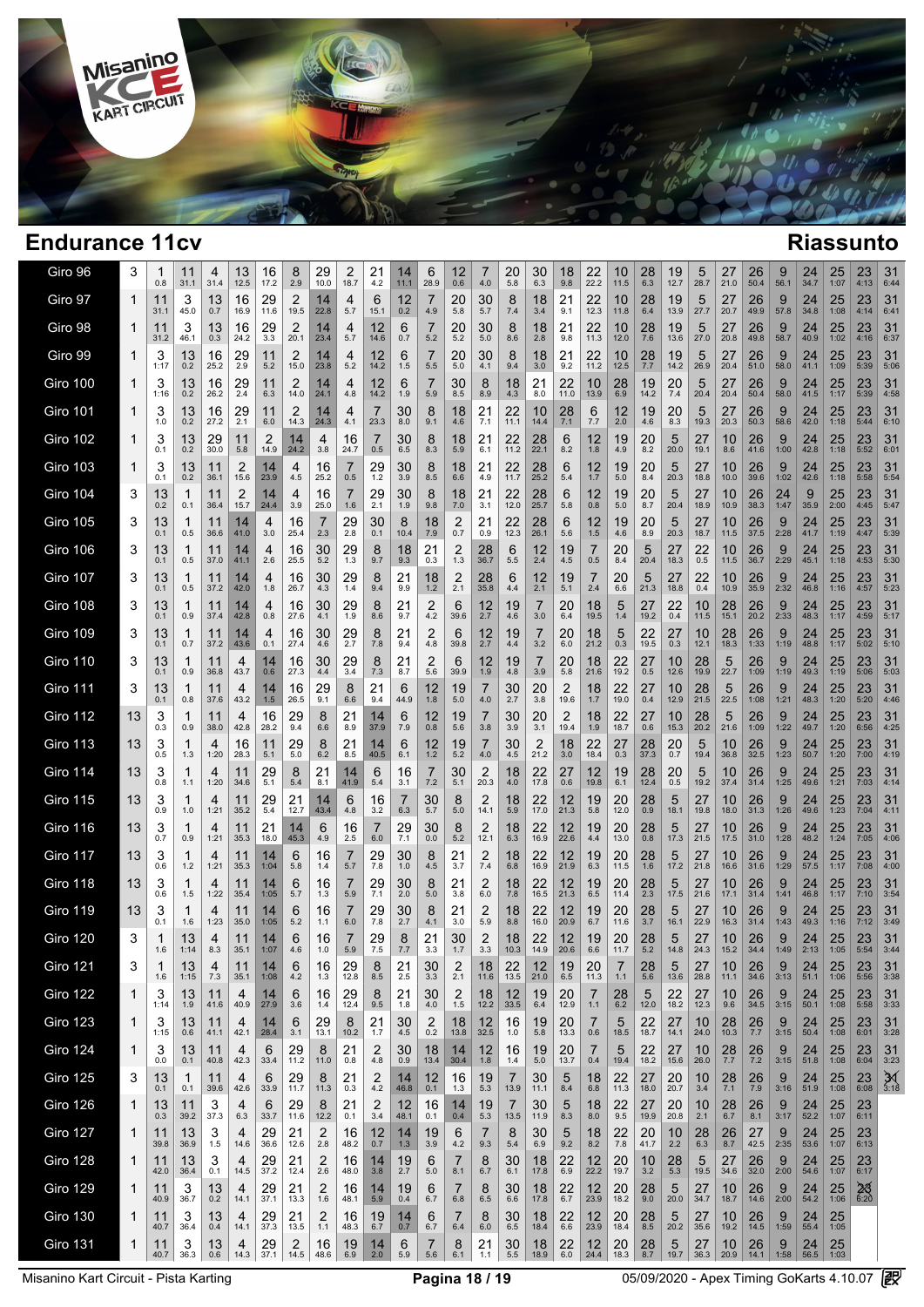# Endurance 11cv

## Riassunto

| Giro | 1 | 2 | 3 | 4 | 5 | 6 | 7 | 8 | 9 | 10 | 11 | 12 | 13 | 14 | 15 | 16 | 17 | 18 | 19 | 20 | 21 | 22 | 23 | 24 | 25 | 26 | 27 | 28 | 29 |
|---|---|---|---|---|---|---|---|---|---|---|---|---|---|---|---|---|---|---|---|---|---|---|---|---|---|---|---|---|---|
| Giro 96 | 3 | 1 0.8 | 11 31.1 | 4 31.4 | 13 12.5 | 16 17.2 | 8 2.9 | 29 10.0 | 2 18.7 | 21 4.2 | 14 11.1 | 6 28.9 | 12 0.6 | 7 4.0 | 20 5.8 | 30 6.3 | 18 9.8 | 22 22.2 | 10 11.5 | 28 6.3 | 19 12.7 | 5 28.7 | 27 21.0 | 26 50.4 | 9 56.1 | 24 34.7 | 25 1:07 | 23 4:13 | 31 6:44 |
| Giro 97 | 1 | 11 31.1 | 3 45.0 | 13 0.7 | 16 16.9 | 29 11.6 | 2 19.5 | 14 22.8 | 4 5.7 | 6 15.1 | 12 0.2 | 7 4.9 | 20 5.8 | 30 5.7 | 8 7.4 | 18 3.4 | 21 9.1 | 22 12.3 | 10 11.8 | 28 6.4 | 19 13.9 | 5 27.7 | 27 20.7 | 26 49.9 | 9 57.8 | 24 34.8 | 25 1:08 | 23 4:14 | 31 6:41 |
| Giro 98 | 1 | 11 31.2 | 3 46.1 | 13 0.3 | 16 24.2 | 29 3.3 | 2 20.1 | 14 23.4 | 4 5.7 | 12 14.6 | 6 0.7 | 7 5.2 | 20 5.2 | 30 5.0 | 8 8.6 | 18 2.8 | 21 9.8 | 22 11.3 | 10 12.0 | 28 7.6 | 19 13.6 | 5 27.0 | 27 20.8 | 26 49.8 | 9 58.7 | 24 40.9 | 25 1:02 | 23 4:16 | 31 6:37 |
| Giro 99 | 1 | 3 1:17 | 13 0.2 | 16 25.2 | 29 2.9 | 11 5.2 | 2 15.0 | 14 23.8 | 4 5.2 | 12 14.2 | 6 1.5 | 7 5.5 | 20 5.0 | 30 4.1 | 8 9.4 | 18 3.0 | 21 9.2 | 22 11.2 | 10 12.5 | 28 7.7 | 19 14.2 | 5 26.9 | 27 20.4 | 26 51.0 | 9 58.0 | 24 41.1 | 25 1:09 | 23 5:39 | 31 5:06 |
| Giro 100 | 1 | 3 1:16 | 13 0.2 | 16 26.2 | 29 2.4 | 11 6.3 | 2 14.0 | 14 24.1 | 4 4.8 | 12 14.2 | 6 1.9 | 7 5.9 | 30 8.5 | 8 8.9 | 18 4.3 | 21 8.0 | 22 11.0 | 10 13.9 | 28 6.9 | 19 14.2 | 20 7.4 | 5 20.4 | 27 20.4 | 26 50.4 | 9 58.0 | 24 41.5 | 25 1:17 | 23 5:39 | 31 4:58 |
| Giro 101 | 1 | 3 1.0 | 13 0.2 | 16 27.2 | 29 2.1 | 11 6.0 | 2 14.3 | 14 24.3 | 4 4.1 | 7 23.3 | 30 8.0 | 8 9.1 | 18 4.6 | 21 7.1 | 22 11.1 | 10 14.4 | 28 7.1 | 6 7.7 | 12 2.0 | 19 4.6 | 20 8.3 | 5 19.3 | 27 20.3 | 26 50.3 | 9 58.6 | 24 42.0 | 25 1:18 | 23 5:44 | 31 6:10 |
| Giro 102 | 1 | 3 0.1 | 13 0.2 | 29 30.0 | 11 5.8 | 2 14.9 | 14 24.2 | 4 3.8 | 16 24.7 | 7 0.5 | 30 6.5 | 8 8.3 | 18 5.9 | 21 6.1 | 22 11.2 | 28 22.1 | 6 8.2 | 12 1.8 | 19 4.9 | 20 8.2 | 5 20.0 | 27 19.1 | 10 8.6 | 26 41.6 | 9 1:00 | 24 42.8 | 25 1:18 | 23 5:52 | 31 6:01 |
| Giro 103 | 1 | 3 0.1 | 13 0.2 | 11 36.1 | 2 15.6 | 14 23.9 | 4 4.5 | 16 25.2 | 7 0.5 | 29 1.2 | 30 3.9 | 8 8.5 | 18 6.6 | 21 4.9 | 22 11.7 | 28 25.2 | 6 5.4 | 12 1.7 | 19 5.0 | 20 8.4 | 5 20.3 | 27 18.8 | 10 10.0 | 26 39.6 | 9 1:02 | 24 42.6 | 25 1:18 | 23 5:58 | 31 5:54 |
| Giro 104 | 3 | 13 0.2 | 1 0.1 | 11 36.4 | 2 15.7 | 14 24.4 | 4 3.9 | 16 25.0 | 7 1.6 | 29 2.1 | 30 1.9 | 8 9.8 | 18 7.0 | 21 3.1 | 22 12.0 | 28 25.7 | 6 5.8 | 12 0.8 | 19 5.0 | 20 8.7 | 5 20.4 | 27 18.9 | 10 10.9 | 26 38.3 | 24 1:47 | 9 35.9 | 25 2:00 | 23 4:45 | 31 5:47 |
| Giro 105 | 3 | 13 0.1 | 1 0.5 | 11 36.6 | 14 41.0 | 4 3.0 | 16 25.4 | 7 2.3 | 29 2.8 | 30 0.1 | 8 10.4 | 18 7.9 | 2 0.7 | 21 0.9 | 22 12.3 | 28 26.1 | 6 5.6 | 12 1.5 | 19 4.6 | 20 8.9 | 5 20.3 | 27 18.7 | 10 11.5 | 26 37.5 | 9 2:28 | 24 41.7 | 25 1:19 | 23 4:47 | 31 5:39 |
| Giro 106 | 3 | 13 0.1 | 1 0.5 | 11 37.0 | 14 41.1 | 4 2.6 | 16 25.5 | 30 5.2 | 29 1.3 | 8 9.7 | 18 9.3 | 21 0.3 | 2 1.3 | 28 36.7 | 6 5.5 | 12 2.4 | 19 4.5 | 7 0.5 | 20 8.4 | 5 20.4 | 27 18.3 | 22 0.5 | 10 11.5 | 26 36.7 | 9 2:29 | 24 45.1 | 25 1:18 | 23 4:53 | 31 5:30 |
| Giro 107 | 3 | 13 0.1 | 1 0.5 | 11 37.2 | 14 42.0 | 4 1.8 | 16 26.7 | 30 4.3 | 29 1.4 | 8 9.4 | 21 9.9 | 18 1.2 | 2 2.1 | 28 35.8 | 6 4.4 | 12 2.1 | 19 5.1 | 7 1.1 | 20 5.8 | 5 21.3 | 27 18.8 | 22 0.4 | 10 10.9 | 26 35.9 | 9 2:32 | 24 46.8 | 25 1:16 | 23 4:57 | 31 5:23 |
| Giro 108 | 3 | 13 0.1 | 1 0.9 | 11 37.4 | 14 42.8 | 4 0.8 | 16 27.6 | 30 4.1 | 29 1.9 | 8 8.6 | 21 9.7 | 2 4.2 | 6 39.6 | 12 2.7 | 19 4.6 | 7 3.0 | 20 6.4 | 18 19.5 | 5 1.4 | 27 19.2 | 22 0.4 | 10 11.5 | 28 15.1 | 26 20.2 | 9 2:33 | 24 48.3 | 25 1:17 | 23 4:59 | 31 5:17 |
| Giro 109 | 3 | 13 0.1 | 1 0.7 | 11 37.2 | 14 43.6 | 4 0.1 | 16 27.4 | 30 4.6 | 29 2.7 | 8 7.8 | 21 9.4 | 2 4.8 | 6 39.8 | 12 2.7 | 19 4.4 | 7 3.2 | 20 6.0 | 18 21.2 | 5 0.3 | 22 19.5 | 27 0.3 | 10 12.1 | 28 18.3 | 26 1:33 | 9 1:19 | 24 48.8 | 25 1:17 | 23 5:02 | 31 5:10 |
| Giro 110 | 3 | 13 0.1 | 1 0.9 | 11 36.8 | 4 43.7 | 14 0.6 | 16 27.3 | 30 4.4 | 29 3.4 | 8 7.3 | 21 8.7 | 2 5.6 | 6 39.9 | 12 1.9 | 19 4.8 | 7 3.9 | 20 5.8 | 18 21.6 | 22 19.2 | 27 0.5 | 10 12.6 | 28 19.9 | 5 22.7 | 26 1:09 | 9 1:19 | 24 49.3 | 25 1:19 | 23 5:06 | 31 5:03 |
| Giro 111 | 3 | 13 0.1 | 1 0.8 | 11 37.6 | 4 43.2 | 14 1.5 | 16 26.5 | 29 9.1 | 8 6.6 | 21 9.4 | 6 44.9 | 12 1.8 | 19 5.0 | 7 4.0 | 30 2.7 | 20 3.8 | 2 19.6 | 18 1.7 | 22 19.0 | 27 0.4 | 10 12.9 | 28 21.5 | 5 22.5 | 26 1:08 | 9 1:21 | 24 48.3 | 25 1:20 | 23 5:20 | 31 4:46 |
| Giro 112 | 13 | 3 0.3 | 1 0.9 | 11 38.0 | 4 42.8 | 16 28.2 | 29 9.4 | 8 6.6 | 21 8.9 | 14 37.9 | 6 7.9 | 12 0.8 | 19 5.6 | 7 3.8 | 30 3.9 | 20 3.1 | 2 19.4 | 18 1.9 | 22 18.7 | 27 0.6 | 10 15.3 | 28 20.2 | 5 21.6 | 26 1:09 | 9 1:22 | 24 49.7 | 25 1:20 | 23 6:56 | 31 4:25 |
| Giro 113 | 13 | 3 0.5 | 1 1.3 | 4 1:20 | 16 28.3 | 11 5.1 | 29 5.0 | 8 6.2 | 21 8.5 | 14 40.5 | 6 6.1 | 12 1.2 | 19 5.2 | 7 4.0 | 30 4.5 | 2 21.2 | 18 3.0 | 22 18.4 | 27 0.3 | 28 37.3 | 20 0.7 | 5 19.4 | 10 36.8 | 26 32.5 | 9 1:23 | 24 50.7 | 25 1:20 | 23 7:00 | 31 4:19 |
| Giro 114 | 13 | 3 0.8 | 1 1.1 | 4 1:20 | 11 34.6 | 29 5.1 | 8 5.4 | 21 8.1 | 14 41.9 | 6 5.4 | 16 3.1 | 7 7.2 | 30 5.1 | 2 20.3 | 18 4.0 | 22 17.8 | 27 0.6 | 12 19.8 | 19 6.1 | 28 12.4 | 20 0.5 | 5 19.2 | 10 37.4 | 26 31.4 | 9 1:25 | 24 49.6 | 25 1:21 | 23 7:03 | 31 4:14 |
| Giro 115 | 13 | 3 0.9 | 1 1.0 | 4 1:21 | 11 35.2 | 29 5.4 | 21 12.7 | 14 43.4 | 6 4.8 | 16 3.2 | 7 6.3 | 30 5.7 | 8 5.0 | 2 14.1 | 18 5.9 | 22 17.0 | 12 21.3 | 19 5.8 | 20 12.0 | 28 0.9 | 5 18.1 | 27 19.8 | 10 18.0 | 26 31.3 | 9 1:26 | 24 49.6 | 25 1:23 | 23 7:04 | 31 4:11 |
| Giro 116 | 13 | 3 0.7 | 1 0.9 | 4 1:21 | 11 35.3 | 21 18.0 | 14 45.3 | 6 4.9 | 16 2.5 | 7 6.0 | 29 7.1 | 30 0.0 | 8 5.2 | 2 12.1 | 18 6.3 | 22 16.9 | 12 22.6 | 19 4.4 | 20 13.0 | 28 0.8 | 5 17.3 | 27 21.5 | 10 17.5 | 26 31.0 | 9 1:28 | 24 48.2 | 25 1:24 | 23 7:05 | 31 4:06 |
| Giro 117 | 13 | 3 0.6 | 1 1.2 | 4 1:21 | 11 35.3 | 14 1:04 | 6 5.8 | 16 1.4 | 7 5.7 | 29 7.8 | 30 1.0 | 8 4.5 | 21 3.7 | 2 7.4 | 18 6.8 | 22 16.9 | 12 21.9 | 19 6.3 | 20 11.5 | 28 1.6 | 5 17.2 | 27 21.8 | 10 16.6 | 26 31.6 | 9 1:29 | 24 57.5 | 25 1:17 | 23 7:08 | 31 4:00 |
| Giro 118 | 13 | 3 0.6 | 1 1.5 | 4 1:22 | 11 35.4 | 14 1:05 | 6 5.7 | 16 1.3 | 7 5.9 | 29 7.1 | 30 2.0 | 8 5.0 | 21 3.8 | 2 6.0 | 18 7.8 | 22 16.5 | 12 21.3 | 19 6.5 | 20 11.4 | 28 2.3 | 5 17.5 | 27 21.6 | 10 17.1 | 26 31.4 | 9 1:41 | 24 46.8 | 25 1:17 | 23 7:10 | 31 3:54 |
| Giro 119 | 13 | 3 0.1 | 1 1.6 | 4 1:23 | 11 35.0 | 14 1:05 | 6 5.2 | 16 1.1 | 7 6.0 | 29 7.8 | 30 2.7 | 8 4.1 | 21 3.0 | 2 5.9 | 18 8.8 | 22 16.0 | 12 20.9 | 19 6.7 | 20 11.6 | 28 3.7 | 5 16.1 | 27 22.9 | 10 16.3 | 26 31.4 | 9 1:43 | 24 49.3 | 25 1:16 | 23 7:12 | 31 3:49 |
| Giro 120 | 3 | 1 1.6 | 13 1:14 | 4 8.3 | 11 35.1 | 14 1:07 | 6 4.6 | 16 1.0 | 7 5.9 | 29 7.5 | 8 7.7 | 21 3.3 | 30 1.7 | 2 3.3 | 18 10.3 | 22 14.9 | 12 20.6 | 19 6.6 | 20 11.7 | 28 5.2 | 5 14.8 | 27 24.3 | 10 15.2 | 26 34.4 | 9 1:49 | 24 2:13 | 25 1:05 | 23 5:54 | 31 3:44 |
| Giro 121 | 3 | 1 1.6 | 13 1:15 | 4 7.3 | 11 35.1 | 14 1:08 | 6 4.2 | 16 1.3 | 29 12.8 | 8 8.5 | 21 2.5 | 30 3.3 | 2 2.1 | 18 11.6 | 22 13.5 | 12 21.0 | 19 6.5 | 20 11.3 | 7 1.1 | 28 5.6 | 5 13.6 | 27 28.8 | 10 11.1 | 26 34.6 | 9 3:13 | 24 51.1 | 25 1:06 | 23 5:56 | 31 3:38 |
| Giro 122 | 1 | 3 1:14 | 13 1.9 | 11 41.6 | 4 40.9 | 14 27.9 | 6 3.6 | 16 1.4 | 29 12.4 | 8 9.5 | 21 1.8 | 30 4.0 | 2 1.5 | 18 12.2 | 12 33.5 | 19 6.4 | 20 12.9 | 7 1.1 | 28 6.2 | 5 12.0 | 22 18.2 | 27 12.3 | 10 9.6 | 26 34.5 | 9 3:15 | 24 50.1 | 25 1:08 | 23 5:58 | 31 3:33 |
| Giro 123 | 1 | 3 1:15 | 13 0.6 | 11 41.1 | 4 42.1 | 14 28.4 | 6 3.1 | 29 13.1 | 8 10.2 | 21 1.7 | 30 4.5 | 2 0.2 | 18 13.8 | 12 32.5 | 16 1.0 | 19 5.8 | 20 13.3 | 7 0.6 | 5 18.5 | 22 18.7 | 27 14.1 | 10 24.0 | 28 10.3 | 26 7.7 | 9 3:15 | 24 50.4 | 25 1:08 | 23 6:01 | 31 3:28 |
| Giro 124 | 1 | 3 0.0 | 13 0.1 | 11 40.8 | 4 42.3 | 6 33.4 | 29 11.2 | 8 11.0 | 21 0.8 | 2 4.8 | 30 0.9 | 18 13.4 | 14 30.4 | 12 1.8 | 16 1.4 | 19 5.0 | 20 13.7 | 7 0.4 | 5 19.4 | 22 18.2 | 27 15.6 | 10 26.0 | 28 7.7 | 26 7.2 | 9 3:15 | 24 51.8 | 25 1:08 | 23 6:04 | 31 3:23 |
| Giro 125 | 3 | 13 0.1 | 1 0.1 | 11 39.6 | 4 42.6 | 6 33.9 | 29 11.7 | 8 11.3 | 21 0.3 | 2 4.2 | 14 46.8 | 12 0.1 | 16 1.3 | 19 5.3 | 7 13.9 | 30 11.1 | 5 8.4 | 18 6.8 | 22 11.3 | 27 18.0 | 20 20.7 | 10 3.4 | 28 7.1 | 26 7.9 | 9 3:16 | 24 51.9 | 25 1:08 | 23 6:08 | 31 ✗ 3:18 |
| Giro 126 | 1 | 13 0.3 | 11 39.2 | 3 37.3 | 4 6.3 | 6 33.7 | 29 11.6 | 8 12.2 | 21 0.1 | 2 3.4 | 14 48.1 | 12 0.1 | 16 0.4 | 19 5.3 | 7 13.5 | 30 11.9 | 5 8.3 | 18 8.0 | 22 9.5 | 20 19.9 | 10 20.8 | 28 2.1 | 26 6.7 | 27 8.1 | 9 3:17 | 24 52.2 | 25 1:07 | 23 6:11 | |
| Giro 127 | 1 | 11 39.8 | 13 36.9 | 3 1.5 | 4 14.6 | 29 36.6 | 21 12.6 | 2 2.8 | 16 48.2 | 12 0.7 | 14 1.3 | 19 3.9 | 6 4.2 | 7 9.3 | 8 5.4 | 30 6.9 | 5 9.2 | 18 8.2 | 22 7.8 | 20 41.7 | 10 2.2 | 28 6.3 | 26 8.7 | 27 42.5 | 9 2:35 | 24 53.6 | 25 1:07 | 23 6:13 | |
| Giro 128 | 1 | 11 42.0 | 13 36.4 | 3 0.1 | 4 14.5 | 29 37.2 | 21 12.4 | 2 2.6 | 16 48.0 | 14 3.8 | 19 2.7 | 6 5.0 | 7 8.1 | 8 6.7 | 30 6.1 | 18 17.8 | 22 6.9 | 12 22.2 | 20 19.7 | 10 3.2 | 28 5.3 | 5 19.5 | 27 34.6 | 26 32.0 | 9 2:00 | 24 54.6 | 25 1:07 | 23 6:17 | |
| Giro 129 | 1 | 11 40.9 | 3 36.7 | 13 0.2 | 4 14.1 | 29 37.1 | 21 13.3 | 2 1.6 | 16 48.1 | 14 5.9 | 19 0.4 | 6 6.7 | 7 6.8 | 8 6.5 | 30 6.6 | 18 17.8 | 22 6.2 | 12 23.9 | 20 18.2 | 10 9.0 | 28 20.0 | 5 34.7 | 27 18.7 | 26 14.6 | 9 2:00 | 24 54.2 | 25 1:06 | 23 ✗ 6:20 | |
| Giro 130 | 1 | 11 40.7 | 3 36.4 | 13 0.4 | 4 14.1 | 29 37.3 | 21 13.5 | 2 1.1 | 16 48.3 | 19 6.7 | 14 0.7 | 6 6.7 | 7 6.4 | 8 6.0 | 30 6.5 | 18 18.4 | 22 6.6 | 12 23.9 | 20 18.4 | 28 8.5 | 5 20.2 | 27 35.6 | 10 19.2 | 26 14.5 | 9 1:59 | 24 55.4 | 25 1:05 | | |
| Giro 131 | 1 | 11 40.7 | 3 36.3 | 13 0.6 | 4 14.3 | 29 37.1 | 2 14.5 | 16 48.6 | 19 6.9 | 14 2.0 | 6 5.9 | 7 5.6 | 8 6.1 | 21 1.1 | 30 5.5 | 18 18.9 | 22 6.0 | 12 24.4 | 20 18.3 | 28 8.7 | 5 19.7 | 27 36.3 | 10 20.9 | 26 14.1 | 9 1:58 | 24 56.5 | 25 1:03 | | |

Misanino Kart Circuit - Pista Karting — Pagina 18 / 19 — 05/09/2020 - Apex Timing GoKarts 4.10.07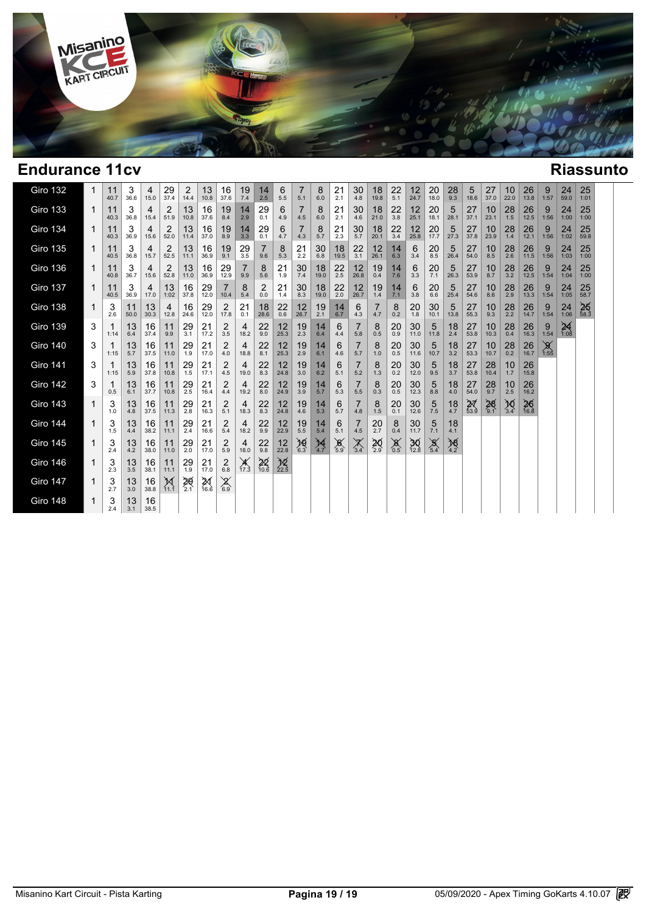## Endurance 11cv

## Riassunto

| | | | | | | | | | | | | | | | | | | | | | | | | | | | | |
|---|---|---|---|---|---|---|---|---|---|---|---|---|---|---|---|---|---|---|---|---|---|---|---|---|---|---|---|---|
| Giro 132 | 1 | 11 40.7 | 3 36.6 | 4 15.0 | 29 37.4 | 2 14.4 | 13 10.8 | 16 37.6 | 19 7.4 | 14 2.5 | 6 5.5 | 7 5.1 | 8 6.0 | 21 2.1 | 30 4.8 | 18 19.8 | 22 5.1 | 12 24.7 | 20 18.0 | 28 9.3 | 5 18.6 | 27 37.0 | 10 22.0 | 26 13.8 | 9 1:57 | 24 59.0 | 25 1:01 |
| Giro 133 | 1 | 11 40.3 | 3 36.8 | 4 15.4 | 2 51.9 | 13 10.8 | 16 37.6 | 19 8.4 | 14 2.9 | 29 0.1 | 6 4.9 | 7 4.5 | 8 6.0 | 21 2.1 | 30 4.6 | 18 21.0 | 22 3.8 | 12 25.1 | 20 18.1 | 5 28.1 | 27 37.1 | 10 23.1 | 28 1.5 | 26 12.5 | 9 1:56 | 24 1:00 | 25 1:00 |
| Giro 134 | 1 | 11 40.3 | 3 36.9 | 4 15.6 | 2 52.0 | 13 11.4 | 16 37.0 | 19 8.9 | 14 3.3 | 29 0.1 | 6 4.7 | 7 4.3 | 8 5.7 | 21 2.3 | 30 5.7 | 18 20.1 | 22 3.4 | 12 25.8 | 20 17.7 | 5 27.3 | 27 37.8 | 10 23.9 | 28 1.4 | 26 12.1 | 9 1:56 | 24 1:02 | 25 59.8 |
| Giro 135 | 1 | 11 40.5 | 3 36.8 | 4 15.7 | 2 52.5 | 13 11.1 | 16 36.9 | 19 9.1 | 29 3.5 | 7 9.6 | 8 5.3 | 21 2.2 | 30 6.8 | 18 19.5 | 22 3.1 | 12 26.1 | 14 6.3 | 6 3.4 | 20 8.5 | 5 26.4 | 27 54.0 | 10 8.5 | 28 2.6 | 26 11.5 | 9 1:56 | 24 1:03 | 25 1:00 |
| Giro 136 | 1 | 11 40.8 | 3 36.7 | 4 15.6 | 2 52.8 | 13 11.0 | 16 36.9 | 29 12.9 | 7 9.9 | 8 5.6 | 21 1.9 | 30 7.4 | 18 19.0 | 22 2.5 | 12 26.8 | 19 0.4 | 14 7.6 | 6 3.3 | 20 7.1 | 5 26.3 | 27 53.9 | 10 8.7 | 28 3.2 | 26 12.5 | 9 1:54 | 24 1:04 | 25 1:00 |
| Giro 137 | 1 | 11 40.5 | 3 36.9 | 4 17.0 | 13 1:02 | 16 37.8 | 29 12.0 | 7 10.4 | 8 5.4 | 2 0.0 | 21 1.4 | 30 8.3 | 18 19.0 | 22 2.0 | 12 26.7 | 19 1.4 | 14 7.1 | 6 3.8 | 20 6.6 | 5 25.4 | 27 54.6 | 10 8.6 | 28 2.9 | 26 13.3 | 9 1:54 | 24 1:05 | 25 58.7 |
| Giro 138 | 1 | 3 2.6 | 11 50.0 | 13 30.3 | 4 12.8 | 16 24.6 | 29 12.0 | 2 17.8 | 21 0.1 | 18 28.6 | 22 0.6 | 12 26.7 | 19 2.1 | 14 6.7 | 6 4.3 | 7 4.7 | 8 0.2 | 20 1.8 | 30 10.1 | 5 13.8 | 27 55.3 | 10 9.3 | 28 2.2 | 26 14.7 | 9 1:54 | 24 1:06 | 25 58.3 |
| Giro 139 | 3 | 1 1:14 | 13 6.4 | 16 37.4 | 11 9.9 | 29 3.1 | 21 17.2 | 2 3.5 | 4 18.2 | 22 9.0 | 12 25.3 | 19 2.3 | 14 6.4 | 6 4.4 | 7 5.8 | 8 0.5 | 20 0.9 | 30 11.0 | 5 11.8 | 18 2.4 | 27 53.8 | 10 10.3 | 28 0.4 | 26 16.3 | 9 1:54 | 24 1:08 | |
| Giro 140 | 3 | 1 1:15 | 13 5.7 | 16 37.5 | 11 11.0 | 29 1.9 | 21 17.0 | 2 4.0 | 4 18.8 | 22 8.1 | 12 25.3 | 19 2.9 | 14 6.1 | 6 4.6 | 7 5.7 | 8 1.0 | 20 0.5 | 30 11.6 | 5 10.7 | 18 3.2 | 27 53.3 | 10 10.7 | 28 0.2 | 26 16.7 | 9 1:55 | | |
| Giro 141 | 3 | 1 1:15 | 13 5.9 | 16 37.8 | 11 10.8 | 29 1.5 | 21 17.1 | 2 4.5 | 4 19.0 | 22 8.3 | 12 24.8 | 19 3.0 | 14 6.2 | 6 5.1 | 7 5.2 | 8 1.3 | 20 0.2 | 30 12.0 | 5 9.5 | 18 3.7 | 27 53.8 | 28 10.4 | 10 1.7 | 26 15.8 | | | |
| Giro 142 | 3 | 1 0.5 | 13 6.1 | 16 37.7 | 11 10.8 | 29 2.5 | 21 16.4 | 2 4.4 | 4 19.2 | 22 8.0 | 12 24.9 | 19 3.9 | 14 5.7 | 6 5.3 | 7 5.5 | 8 0.3 | 20 0.5 | 30 12.3 | 5 8.8 | 18 4.0 | 27 54.0 | 28 9.7 | 10 2.5 | 26 16.2 | | | |
| Giro 143 | 1 | 3 1.0 | 13 4.8 | 16 37.5 | 11 11.3 | 29 2.8 | 21 16.3 | 2 5.1 | 4 18.3 | 22 8.3 | 12 24.8 | 19 4.6 | 14 5.3 | 6 5.7 | 7 4.8 | 8 1.5 | 20 0.1 | 30 12.6 | 5 7.5 | 18 4.7 | 27 53.9 | 28 9.1 | 10 3.4 | 26 16.8 | | | |
| Giro 144 | 1 | 3 1.5 | 13 4.4 | 16 38.2 | 11 11.1 | 29 2.4 | 21 16.6 | 2 5.4 | 4 18.2 | 22 9.9 | 12 22.9 | 19 5.5 | 14 5.4 | 6 5.1 | 7 4.5 | 20 2.7 | 8 0.4 | 30 11.7 | 5 7.1 | 18 4.1 | | | | | | | |
| Giro 145 | 1 | 3 2.4 | 13 4.2 | 16 38.0 | 11 11.0 | 29 2.0 | 21 17.0 | 2 5.9 | 4 18.0 | 22 9.8 | 12 22.8 | 19 6.3 | 14 4.7 | 6 5.9 | 7 3.4 | 20 2.9 | 8 0.5 | 30 12.8 | 5 5.4 | 18 4.2 | | | | | | | |
| Giro 146 | 1 | 3 2.3 | 13 3.5 | 16 38.1 | 11 11.1 | 29 1.9 | 21 17.0 | 2 6.8 | 4 17.3 | 22 10.6 | 12 22.5 | | | | | | | | | | | | | | | | |
| Giro 147 | 1 | 3 2.7 | 13 3.0 | 16 38.8 | 11 11.1 | 29 2.1 | 21 16.6 | 2 6.9 | | | | | | | | | | | | | | | | | | | |
| Giro 148 | 1 | 3 2.4 | 13 3.1 | 16 38.5 | | | | | | | | | | | | | | | | | | | | | | | |